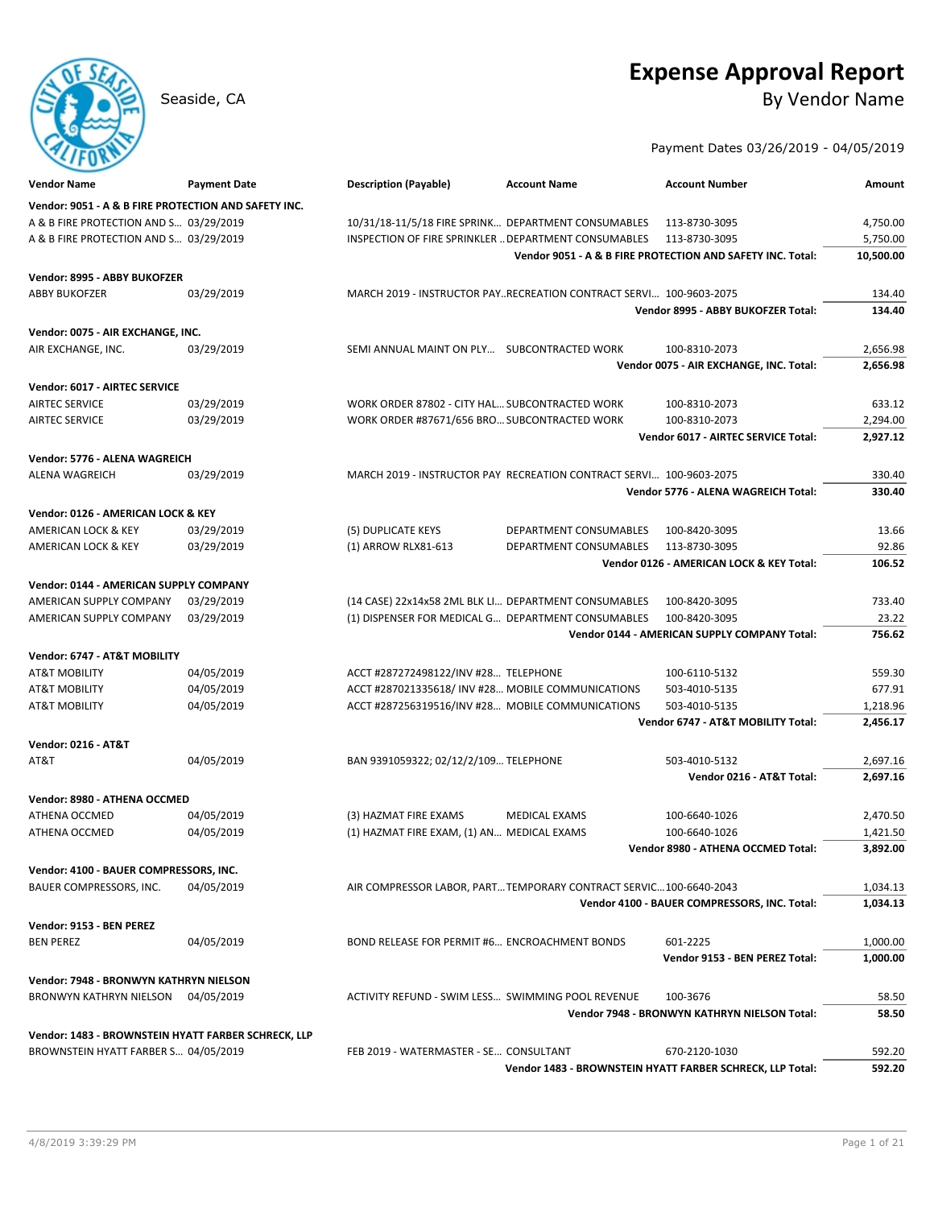# Expense Approval Report

Seaside, CA

## By Vendor Name

Payment Dates 03/26/2019 - 04/05/2019

| Vendor Name | Payment Date | Description (Payable) | Account Name | Account Number | Amount |
|---|---|---|---|---|---|
| **Vendor: 9051 - A & B FIRE PROTECTION AND SAFETY INC.** | | | | | |
| A & B FIRE PROTECTION AND S... | 03/29/2019 | 10/31/18-11/5/18 FIRE SPRINK... | DEPARTMENT CONSUMABLES | 113-8730-3095 | 4,750.00 |
| A & B FIRE PROTECTION AND S... | 03/29/2019 | INSPECTION OF FIRE SPRINKLER .. | DEPARTMENT CONSUMABLES | 113-8730-3095 | 5,750.00 |
| | | | **Vendor 9051 - A & B FIRE PROTECTION AND SAFETY INC. Total:** | | **10,500.00** |
| **Vendor: 8995 - ABBY BUKOFZER** | | | | | |
| ABBY BUKOFZER | 03/29/2019 | MARCH 2019 - INSTRUCTOR PAY.. | RECREATION CONTRACT SERVI... | 100-9603-2075 | 134.40 |
| | | | **Vendor 8995 - ABBY BUKOFZER Total:** | | **134.40** |
| **Vendor: 0075 - AIR EXCHANGE, INC.** | | | | | |
| AIR EXCHANGE, INC. | 03/29/2019 | SEMI ANNUAL MAINT ON PLY... | SUBCONTRACTED WORK | 100-8310-2073 | 2,656.98 |
| | | | **Vendor 0075 - AIR EXCHANGE, INC. Total:** | | **2,656.98** |
| **Vendor: 6017 - AIRTEC SERVICE** | | | | | |
| AIRTEC SERVICE | 03/29/2019 | WORK ORDER 87802 - CITY HAL... | SUBCONTRACTED WORK | 100-8310-2073 | 633.12 |
| AIRTEC SERVICE | 03/29/2019 | WORK ORDER #87671/656 BRO... | SUBCONTRACTED WORK | 100-8310-2073 | 2,294.00 |
| | | | **Vendor 6017 - AIRTEC SERVICE Total:** | | **2,927.12** |
| **Vendor: 5776 - ALENA WAGREICH** | | | | | |
| ALENA WAGREICH | 03/29/2019 | MARCH 2019 - INSTRUCTOR PAY | RECREATION CONTRACT SERVI... | 100-9603-2075 | 330.40 |
| | | | **Vendor 5776 - ALENA WAGREICH Total:** | | **330.40** |
| **Vendor: 0126 - AMERICAN LOCK & KEY** | | | | | |
| AMERICAN LOCK & KEY | 03/29/2019 | (5) DUPLICATE KEYS | DEPARTMENT CONSUMABLES | 100-8420-3095 | 13.66 |
| AMERICAN LOCK & KEY | 03/29/2019 | (1) ARROW RLX81-613 | DEPARTMENT CONSUMABLES | 113-8730-3095 | 92.86 |
| | | | **Vendor 0126 - AMERICAN LOCK & KEY Total:** | | **106.52** |
| **Vendor: 0144 - AMERICAN SUPPLY COMPANY** | | | | | |
| AMERICAN SUPPLY COMPANY | 03/29/2019 | (14 CASE) 22x14x58 2ML BLK LI... | DEPARTMENT CONSUMABLES | 100-8420-3095 | 733.40 |
| AMERICAN SUPPLY COMPANY | 03/29/2019 | (1) DISPENSER FOR MEDICAL G... | DEPARTMENT CONSUMABLES | 100-8420-3095 | 23.22 |
| | | | **Vendor 0144 - AMERICAN SUPPLY COMPANY Total:** | | **756.62** |
| **Vendor: 6747 - AT&T MOBILITY** | | | | | |
| AT&T MOBILITY | 04/05/2019 | ACCT #287272498122/INV #28... | TELEPHONE | 100-6110-5132 | 559.30 |
| AT&T MOBILITY | 04/05/2019 | ACCT #287021335618/ INV #28... | MOBILE COMMUNICATIONS | 503-4010-5135 | 677.91 |
| AT&T MOBILITY | 04/05/2019 | ACCT #287256319516/INV #28... | MOBILE COMMUNICATIONS | 503-4010-5135 | 1,218.96 |
| | | | **Vendor 6747 - AT&T MOBILITY Total:** | | **2,456.17** |
| **Vendor: 0216 - AT&T** | | | | | |
| AT&T | 04/05/2019 | BAN 9391059322; 02/12/2/109... | TELEPHONE | 503-4010-5132 | 2,697.16 |
| | | | **Vendor 0216 - AT&T Total:** | | **2,697.16** |
| **Vendor: 8980 - ATHENA OCCMED** | | | | | |
| ATHENA OCCMED | 04/05/2019 | (3) HAZMAT FIRE EXAMS | MEDICAL EXAMS | 100-6640-1026 | 2,470.50 |
| ATHENA OCCMED | 04/05/2019 | (1) HAZMAT FIRE EXAM, (1) AN... | MEDICAL EXAMS | 100-6640-1026 | 1,421.50 |
| | | | **Vendor 8980 - ATHENA OCCMED Total:** | | **3,892.00** |
| **Vendor: 4100 - BAUER COMPRESSORS, INC.** | | | | | |
| BAUER COMPRESSORS, INC. | 04/05/2019 | AIR COMPRESSOR LABOR, PART... | TEMPORARY CONTRACT SERVIC... | 100-6640-2043 | 1,034.13 |
| | | | **Vendor 4100 - BAUER COMPRESSORS, INC. Total:** | | **1,034.13** |
| **Vendor: 9153 - BEN PEREZ** | | | | | |
| BEN PEREZ | 04/05/2019 | BOND RELEASE FOR PERMIT #6... | ENCROACHMENT BONDS | 601-2225 | 1,000.00 |
| | | | **Vendor 9153 - BEN PEREZ Total:** | | **1,000.00** |
| **Vendor: 7948 - BRONWYN KATHRYN NIELSON** | | | | | |
| BRONWYN KATHRYN NIELSON | 04/05/2019 | ACTIVITY REFUND - SWIM LESS... | SWIMMING POOL REVENUE | 100-3676 | 58.50 |
| | | | **Vendor 7948 - BRONWYN KATHRYN NIELSON Total:** | | **58.50** |
| **Vendor: 1483 - BROWNSTEIN HYATT FARBER SCHRECK, LLP** | | | | | |
| BROWNSTEIN HYATT FARBER S... | 04/05/2019 | FEB 2019 - WATERMASTER - SE... | CONSULTANT | 670-2120-1030 | 592.20 |
| | | | **Vendor 1483 - BROWNSTEIN HYATT FARBER SCHRECK, LLP Total:** | | **592.20** |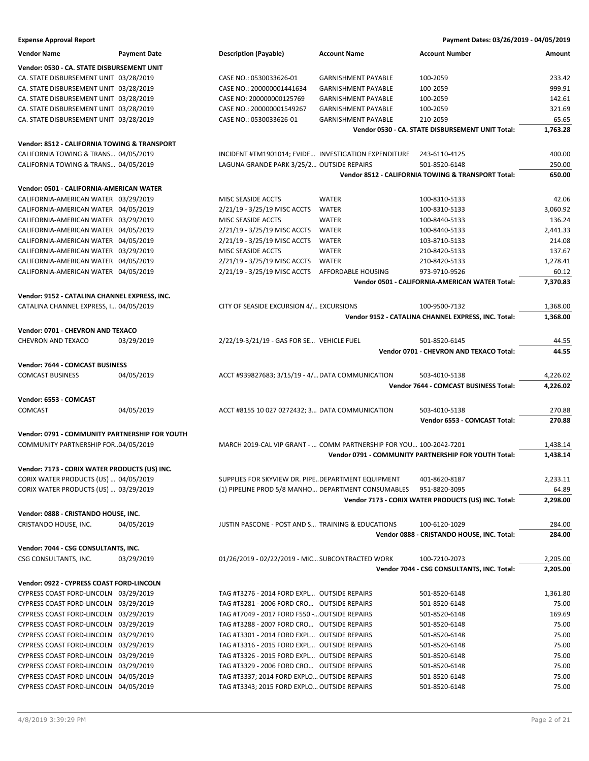**Expense Approval Report** — Payment Dates: 03/26/2019 - 04/05/2019

| Vendor Name | Payment Date | Description (Payable) | Account Name | Account Number | Amount |
|---|---|---|---|---|---|
| **Vendor: 0530 - CA. STATE DISBURSEMENT UNIT** | | | | | |
| CA. STATE DISBURSEMENT UNIT | 03/28/2019 | CASE NO.: 0530033626-01 | GARNISHMENT PAYABLE | 100-2059 | 233.42 |
| CA. STATE DISBURSEMENT UNIT | 03/28/2019 | CASE NO.: 200000001441634 | GARNISHMENT PAYABLE | 100-2059 | 999.91 |
| CA. STATE DISBURSEMENT UNIT | 03/28/2019 | CASE NO: 200000000125769 | GARNISHMENT PAYABLE | 100-2059 | 142.61 |
| CA. STATE DISBURSEMENT UNIT | 03/28/2019 | CASE NO.: 200000001549267 | GARNISHMENT PAYABLE | 100-2059 | 321.69 |
| CA. STATE DISBURSEMENT UNIT | 03/28/2019 | CASE NO.: 0530033626-01 | GARNISHMENT PAYABLE | 210-2059 | 65.65 |
| | | | | **Vendor 0530 - CA. STATE DISBURSEMENT UNIT Total:** | **1,763.28** |
| **Vendor: 8512 - CALIFORNIA TOWING & TRANSPORT** | | | | | |
| CALIFORNIA TOWING & TRANS… | 04/05/2019 | INCIDENT #TM1901014; EVIDE… | INVESTIGATION EXPENDITURE | 243-6110-4125 | 400.00 |
| CALIFORNIA TOWING & TRANS… | 04/05/2019 | LAGUNA GRANDE PARK 3/25/2… | OUTSIDE REPAIRS | 501-8520-6148 | 250.00 |
| | | | | **Vendor 8512 - CALIFORNIA TOWING & TRANSPORT Total:** | **650.00** |
| **Vendor: 0501 - CALIFORNIA-AMERICAN WATER** | | | | | |
| CALIFORNIA-AMERICAN WATER | 03/29/2019 | MISC SEASIDE ACCTS | WATER | 100-8310-5133 | 42.06 |
| CALIFORNIA-AMERICAN WATER | 04/05/2019 | 2/21/19 - 3/25/19 MISC ACCTS | WATER | 100-8310-5133 | 3,060.92 |
| CALIFORNIA-AMERICAN WATER | 03/29/2019 | MISC SEASIDE ACCTS | WATER | 100-8440-5133 | 136.24 |
| CALIFORNIA-AMERICAN WATER | 04/05/2019 | 2/21/19 - 3/25/19 MISC ACCTS | WATER | 100-8440-5133 | 2,441.33 |
| CALIFORNIA-AMERICAN WATER | 04/05/2019 | 2/21/19 - 3/25/19 MISC ACCTS | WATER | 103-8710-5133 | 214.08 |
| CALIFORNIA-AMERICAN WATER | 03/29/2019 | MISC SEASIDE ACCTS | WATER | 210-8420-5133 | 137.67 |
| CALIFORNIA-AMERICAN WATER | 04/05/2019 | 2/21/19 - 3/25/19 MISC ACCTS | WATER | 210-8420-5133 | 1,278.41 |
| CALIFORNIA-AMERICAN WATER | 04/05/2019 | 2/21/19 - 3/25/19 MISC ACCTS | AFFORDABLE HOUSING | 973-9710-9526 | 60.12 |
| | | | | **Vendor 0501 - CALIFORNIA-AMERICAN WATER Total:** | **7,370.83** |
| **Vendor: 9152 - CATALINA CHANNEL EXPRESS, INC.** | | | | | |
| CATALINA CHANNEL EXPRESS, I… | 04/05/2019 | CITY OF SEASIDE EXCURSION 4/… | EXCURSIONS | 100-9500-7132 | 1,368.00 |
| | | | | **Vendor 9152 - CATALINA CHANNEL EXPRESS, INC. Total:** | **1,368.00** |
| **Vendor: 0701 - CHEVRON AND TEXACO** | | | | | |
| CHEVRON AND TEXACO | 03/29/2019 | 2/22/19-3/21/19 - GAS FOR SE… | VEHICLE FUEL | 501-8520-6145 | 44.55 |
| | | | | **Vendor 0701 - CHEVRON AND TEXACO Total:** | **44.55** |
| **Vendor: 7644 - COMCAST BUSINESS** | | | | | |
| COMCAST BUSINESS | 04/05/2019 | ACCT #939827683; 3/15/19 - 4/… | DATA COMMUNICATION | 503-4010-5138 | 4,226.02 |
| | | | | **Vendor 7644 - COMCAST BUSINESS Total:** | **4,226.02** |
| **Vendor: 6553 - COMCAST** | | | | | |
| COMCAST | 04/05/2019 | ACCT #8155 10 027 0272432; 3… | DATA COMMUNICATION | 503-4010-5138 | 270.88 |
| | | | | **Vendor 6553 - COMCAST Total:** | **270.88** |
| **Vendor: 0791 - COMMUNITY PARTNERSHIP FOR YOUTH** | | | | | |
| COMMUNITY PARTNERSHIP FOR… | 04/05/2019 | MARCH 2019-CAL VIP GRANT - … | COMM PARTNERSHIP FOR YOU… | 100-2042-7201 | 1,438.14 |
| | | | | **Vendor 0791 - COMMUNITY PARTNERSHIP FOR YOUTH Total:** | **1,438.14** |
| **Vendor: 7173 - CORIX WATER PRODUCTS (US) INC.** | | | | | |
| CORIX WATER PRODUCTS (US) … | 04/05/2019 | SUPPLIES FOR SKYVIEW DR. PIPE… | DEPARTMENT EQUIPMENT | 401-8620-8187 | 2,233.11 |
| CORIX WATER PRODUCTS (US) … | 03/29/2019 | (1) PIPELINE PROD 5/8 MANHO… | DEPARTMENT CONSUMABLES | 951-8820-3095 | 64.89 |
| | | | | **Vendor 7173 - CORIX WATER PRODUCTS (US) INC. Total:** | **2,298.00** |
| **Vendor: 0888 - CRISTANDO HOUSE, INC.** | | | | | |
| CRISTANDO HOUSE, INC. | 04/05/2019 | JUSTIN PASCONE - POST AND S… | TRAINING & EDUCATIONS | 100-6120-1029 | 284.00 |
| | | | | **Vendor 0888 - CRISTANDO HOUSE, INC. Total:** | **284.00** |
| **Vendor: 7044 - CSG CONSULTANTS, INC.** | | | | | |
| CSG CONSULTANTS, INC. | 03/29/2019 | 01/26/2019 - 02/22/2019 - MIC… | SUBCONTRACTED WORK | 100-7210-2073 | 2,205.00 |
| | | | | **Vendor 7044 - CSG CONSULTANTS, INC. Total:** | **2,205.00** |
| **Vendor: 0922 - CYPRESS COAST FORD-LINCOLN** | | | | | |
| CYPRESS COAST FORD-LINCOLN | 03/29/2019 | TAG #T3276 - 2014 FORD EXPL… | OUTSIDE REPAIRS | 501-8520-6148 | 1,361.80 |
| CYPRESS COAST FORD-LINCOLN | 03/29/2019 | TAG #T3281 - 2006 FORD CRO… | OUTSIDE REPAIRS | 501-8520-6148 | 75.00 |
| CYPRESS COAST FORD-LINCOLN | 03/29/2019 | TAG #T7049 - 2017 FORD F550 -… | OUTSIDE REPAIRS | 501-8520-6148 | 169.69 |
| CYPRESS COAST FORD-LINCOLN | 03/29/2019 | TAG #T3288 - 2007 FORD CRO… | OUTSIDE REPAIRS | 501-8520-6148 | 75.00 |
| CYPRESS COAST FORD-LINCOLN | 03/29/2019 | TAG #T3301 - 2014 FORD EXPL… | OUTSIDE REPAIRS | 501-8520-6148 | 75.00 |
| CYPRESS COAST FORD-LINCOLN | 03/29/2019 | TAG #T3316 - 2015 FORD EXPL… | OUTSIDE REPAIRS | 501-8520-6148 | 75.00 |
| CYPRESS COAST FORD-LINCOLN | 03/29/2019 | TAG #T3326 - 2015 FORD EXPL… | OUTSIDE REPAIRS | 501-8520-6148 | 75.00 |
| CYPRESS COAST FORD-LINCOLN | 03/29/2019 | TAG #T3329 - 2006 FORD CRO… | OUTSIDE REPAIRS | 501-8520-6148 | 75.00 |
| CYPRESS COAST FORD-LINCOLN | 04/05/2019 | TAG #T3337; 2014 FORD EXPLO… | OUTSIDE REPAIRS | 501-8520-6148 | 75.00 |
| CYPRESS COAST FORD-LINCOLN | 04/05/2019 | TAG #T3343; 2015 FORD EXPLO… | OUTSIDE REPAIRS | 501-8520-6148 | 75.00 |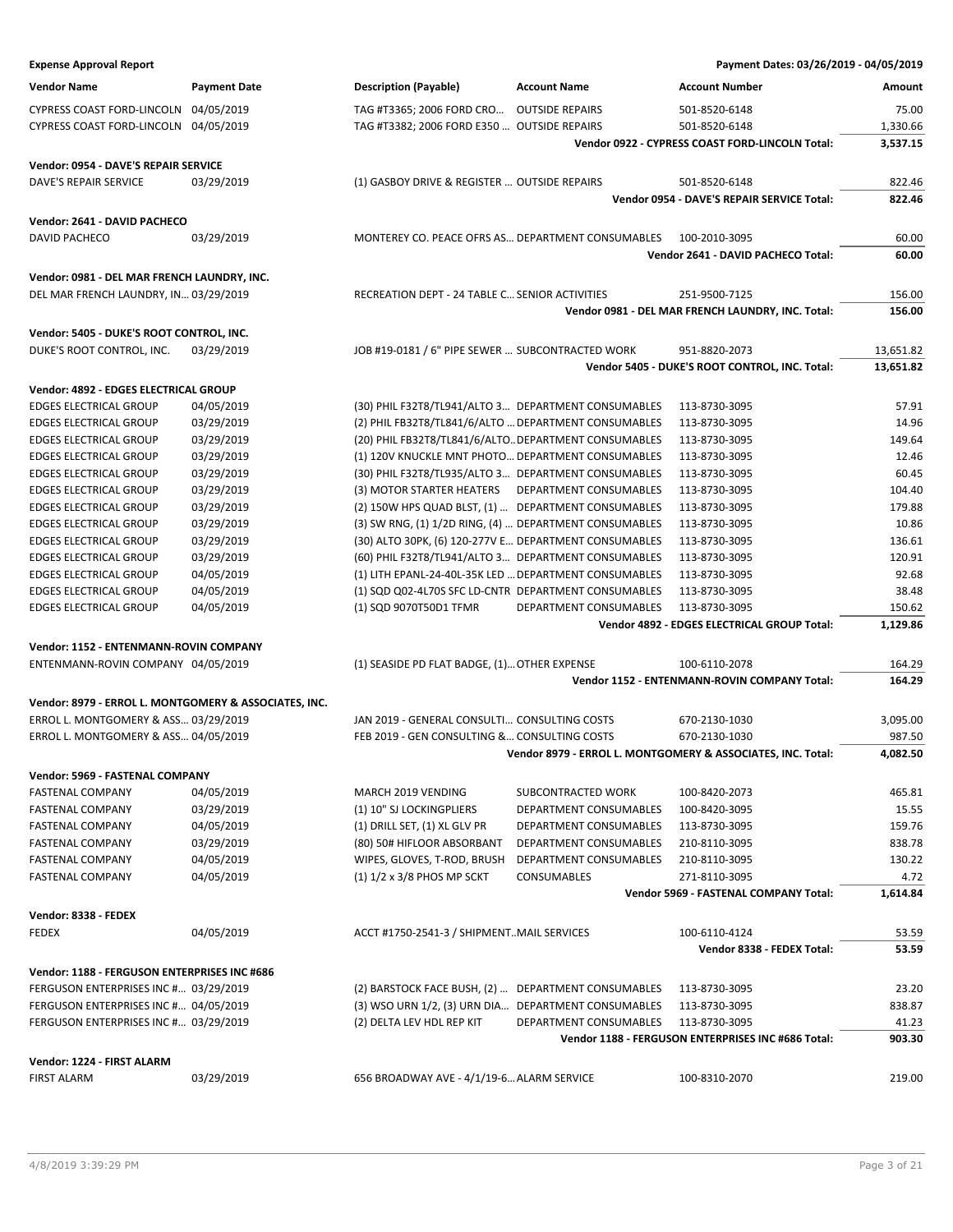**Expense Approval Report** — Payment Dates: 03/26/2019 - 04/05/2019

| Vendor Name | Payment Date | Description (Payable) | Account Name | Account Number | Amount |
|---|---|---|---|---|---|
| CYPRESS COAST FORD-LINCOLN | 04/05/2019 | TAG #T3365; 2006 FORD CRO… | OUTSIDE REPAIRS | 501-8520-6148 | 75.00 |
| CYPRESS COAST FORD-LINCOLN | 04/05/2019 | TAG #T3382; 2006 FORD E350 … | OUTSIDE REPAIRS | 501-8520-6148 | 1,330.66 |
| | | | | **Vendor 0922 - CYPRESS COAST FORD-LINCOLN Total:** | **3,537.15** |
| **Vendor: 0954 - DAVE'S REPAIR SERVICE** | | | | | |
| DAVE'S REPAIR SERVICE | 03/29/2019 | (1) GASBOY DRIVE & REGISTER … | OUTSIDE REPAIRS | 501-8520-6148 | 822.46 |
| | | | | **Vendor 0954 - DAVE'S REPAIR SERVICE Total:** | **822.46** |
| **Vendor: 2641 - DAVID PACHECO** | | | | | |
| DAVID PACHECO | 03/29/2019 | MONTEREY CO. PEACE OFRS AS… | DEPARTMENT CONSUMABLES | 100-2010-3095 | 60.00 |
| | | | | **Vendor 2641 - DAVID PACHECO Total:** | **60.00** |
| **Vendor: 0981 - DEL MAR FRENCH LAUNDRY, INC.** | | | | | |
| DEL MAR FRENCH LAUNDRY, IN… | 03/29/2019 | RECREATION DEPT - 24 TABLE C… | SENIOR ACTIVITIES | 251-9500-7125 | 156.00 |
| | | | | **Vendor 0981 - DEL MAR FRENCH LAUNDRY, INC. Total:** | **156.00** |
| **Vendor: 5405 - DUKE'S ROOT CONTROL, INC.** | | | | | |
| DUKE'S ROOT CONTROL, INC. | 03/29/2019 | JOB #19-0181 / 6" PIPE SEWER … | SUBCONTRACTED WORK | 951-8820-2073 | 13,651.82 |
| | | | | **Vendor 5405 - DUKE'S ROOT CONTROL, INC. Total:** | **13,651.82** |
| **Vendor: 4892 - EDGES ELECTRICAL GROUP** | | | | | |
| EDGES ELECTRICAL GROUP | 04/05/2019 | (30) PHIL F32T8/TL941/ALTO 3… | DEPARTMENT CONSUMABLES | 113-8730-3095 | 57.91 |
| EDGES ELECTRICAL GROUP | 03/29/2019 | (2) PHIL FB32T8/TL841/6/ALTO … | DEPARTMENT CONSUMABLES | 113-8730-3095 | 14.96 |
| EDGES ELECTRICAL GROUP | 03/29/2019 | (20) PHIL FB32T8/TL841/6/ALTO… | DEPARTMENT CONSUMABLES | 113-8730-3095 | 149.64 |
| EDGES ELECTRICAL GROUP | 03/29/2019 | (1) 120V KNUCKLE MNT PHOTO… | DEPARTMENT CONSUMABLES | 113-8730-3095 | 12.46 |
| EDGES ELECTRICAL GROUP | 03/29/2019 | (30) PHIL F32T8/TL935/ALTO 3… | DEPARTMENT CONSUMABLES | 113-8730-3095 | 60.45 |
| EDGES ELECTRICAL GROUP | 03/29/2019 | (3) MOTOR STARTER HEATERS | DEPARTMENT CONSUMABLES | 113-8730-3095 | 104.40 |
| EDGES ELECTRICAL GROUP | 03/29/2019 | (2) 150W HPS QUAD BLST, (1) … | DEPARTMENT CONSUMABLES | 113-8730-3095 | 179.88 |
| EDGES ELECTRICAL GROUP | 03/29/2019 | (3) SW RNG, (1) 1/2D RING, (4) … | DEPARTMENT CONSUMABLES | 113-8730-3095 | 10.86 |
| EDGES ELECTRICAL GROUP | 03/29/2019 | (30) ALTO 30PK, (6) 120-277V E… | DEPARTMENT CONSUMABLES | 113-8730-3095 | 136.61 |
| EDGES ELECTRICAL GROUP | 03/29/2019 | (60) PHIL F32T8/TL941/ALTO 3… | DEPARTMENT CONSUMABLES | 113-8730-3095 | 120.91 |
| EDGES ELECTRICAL GROUP | 04/05/2019 | (1) LITH EPANL-24-40L-35K LED … | DEPARTMENT CONSUMABLES | 113-8730-3095 | 92.68 |
| EDGES ELECTRICAL GROUP | 04/05/2019 | (1) SQD Q02-4L70S SFC LD-CNTR | DEPARTMENT CONSUMABLES | 113-8730-3095 | 38.48 |
| EDGES ELECTRICAL GROUP | 04/05/2019 | (1) SQD 9070T50D1 TFMR | DEPARTMENT CONSUMABLES | 113-8730-3095 | 150.62 |
| | | | | **Vendor 4892 - EDGES ELECTRICAL GROUP Total:** | **1,129.86** |
| **Vendor: 1152 - ENTENMANN-ROVIN COMPANY** | | | | | |
| ENTENMANN-ROVIN COMPANY | 04/05/2019 | (1) SEASIDE PD FLAT BADGE, (1)… | OTHER EXPENSE | 100-6110-2078 | 164.29 |
| | | | | **Vendor 1152 - ENTENMANN-ROVIN COMPANY Total:** | **164.29** |
| **Vendor: 8979 - ERROL L. MONTGOMERY & ASSOCIATES, INC.** | | | | | |
| ERROL L. MONTGOMERY & ASS… | 03/29/2019 | JAN 2019 - GENERAL CONSULTI… | CONSULTING COSTS | 670-2130-1030 | 3,095.00 |
| ERROL L. MONTGOMERY & ASS… | 04/05/2019 | FEB 2019 - GEN CONSULTING &… | CONSULTING COSTS | 670-2130-1030 | 987.50 |
| | | | | **Vendor 8979 - ERROL L. MONTGOMERY & ASSOCIATES, INC. Total:** | **4,082.50** |
| **Vendor: 5969 - FASTENAL COMPANY** | | | | | |
| FASTENAL COMPANY | 04/05/2019 | MARCH 2019 VENDING | SUBCONTRACTED WORK | 100-8420-2073 | 465.81 |
| FASTENAL COMPANY | 03/29/2019 | (1) 10" SJ LOCKINGPLIERS | DEPARTMENT CONSUMABLES | 100-8420-3095 | 15.55 |
| FASTENAL COMPANY | 04/05/2019 | (1) DRILL SET, (1) XL GLV PR | DEPARTMENT CONSUMABLES | 113-8730-3095 | 159.76 |
| FASTENAL COMPANY | 03/29/2019 | (80) 50# HIFLOOR ABSORBANT | DEPARTMENT CONSUMABLES | 210-8110-3095 | 838.78 |
| FASTENAL COMPANY | 04/05/2019 | WIPES, GLOVES, T-ROD, BRUSH | DEPARTMENT CONSUMABLES | 210-8110-3095 | 130.22 |
| FASTENAL COMPANY | 04/05/2019 | (1) 1/2 x 3/8 PHOS MP SCKT | CONSUMABLES | 271-8110-3095 | 4.72 |
| | | | | **Vendor 5969 - FASTENAL COMPANY Total:** | **1,614.84** |
| **Vendor: 8338 - FEDEX** | | | | | |
| FEDEX | 04/05/2019 | ACCT #1750-2541-3 / SHIPMENT… | MAIL SERVICES | 100-6110-4124 | 53.59 |
| | | | | **Vendor 8338 - FEDEX Total:** | **53.59** |
| **Vendor: 1188 - FERGUSON ENTERPRISES INC #686** | | | | | |
| FERGUSON ENTERPRISES INC #… | 03/29/2019 | (2) BARSTOCK FACE BUSH, (2) … | DEPARTMENT CONSUMABLES | 113-8730-3095 | 23.20 |
| FERGUSON ENTERPRISES INC #… | 04/05/2019 | (3) WSO URN 1/2, (3) URN DIA… | DEPARTMENT CONSUMABLES | 113-8730-3095 | 838.87 |
| FERGUSON ENTERPRISES INC #… | 03/29/2019 | (2) DELTA LEV HDL REP KIT | DEPARTMENT CONSUMABLES | 113-8730-3095 | 41.23 |
| | | | | **Vendor 1188 - FERGUSON ENTERPRISES INC #686 Total:** | **903.30** |
| **Vendor: 1224 - FIRST ALARM** | | | | | |
| FIRST ALARM | 03/29/2019 | 656 BROADWAY AVE - 4/1/19-6… | ALARM SERVICE | 100-8310-2070 | 219.00 |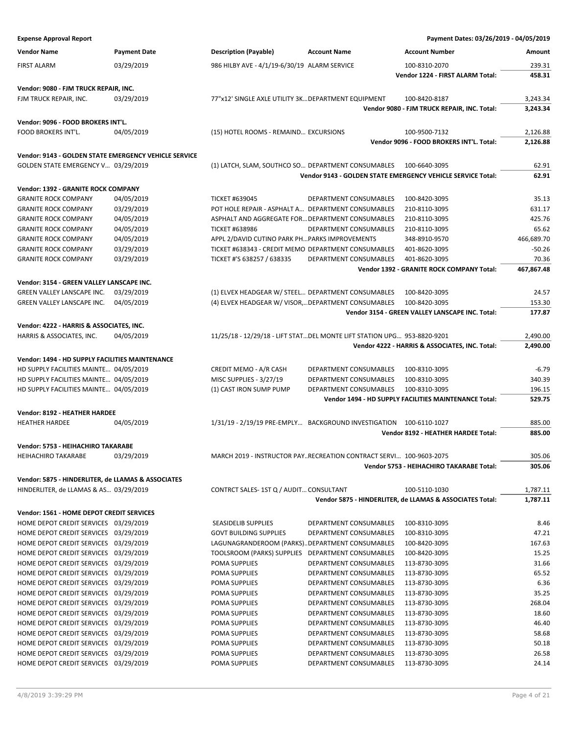**Expense Approval Report** — Payment Dates: 03/26/2019 - 04/05/2019

| Vendor Name | Payment Date | Description (Payable) | Account Name | Account Number | Amount |
|---|---|---|---|---|---|
| FIRST ALARM | 03/29/2019 | 986 HILBY AVE - 4/1/19-6/30/19 | ALARM SERVICE | 100-8310-2070 | 239.31 |
| | | | | **Vendor 1224 - FIRST ALARM Total:** | **458.31** |
| **Vendor: 9080 - FJM TRUCK REPAIR, INC.** | | | | | |
| FJM TRUCK REPAIR, INC. | 03/29/2019 | 77"x12' SINGLE AXLE UTILITY 3K... | DEPARTMENT EQUIPMENT | 100-8420-8187 | 3,243.34 |
| | | | | **Vendor 9080 - FJM TRUCK REPAIR, INC. Total:** | **3,243.34** |
| **Vendor: 9096 - FOOD BROKERS INT'L.** | | | | | |
| FOOD BROKERS INT'L. | 04/05/2019 | (15) HOTEL ROOMS - REMAIND... | EXCURSIONS | 100-9500-7132 | 2,126.88 |
| | | | | **Vendor 9096 - FOOD BROKERS INT'L. Total:** | **2,126.88** |
| **Vendor: 9143 - GOLDEN STATE EMERGENCY VEHICLE SERVICE** | | | | | |
| GOLDEN STATE EMERGENCY V... | 03/29/2019 | (1) LATCH, SLAM, SOUTHCO SO... | DEPARTMENT CONSUMABLES | 100-6640-3095 | 62.91 |
| | | | | **Vendor 9143 - GOLDEN STATE EMERGENCY VEHICLE SERVICE Total:** | **62.91** |
| **Vendor: 1392 - GRANITE ROCK COMPANY** | | | | | |
| GRANITE ROCK COMPANY | 04/05/2019 | TICKET #639045 | DEPARTMENT CONSUMABLES | 100-8420-3095 | 35.13 |
| GRANITE ROCK COMPANY | 03/29/2019 | POT HOLE REPAIR - ASPHALT A... | DEPARTMENT CONSUMABLES | 210-8110-3095 | 631.17 |
| GRANITE ROCK COMPANY | 04/05/2019 | ASPHALT AND AGGREGATE FOR... | DEPARTMENT CONSUMABLES | 210-8110-3095 | 425.76 |
| GRANITE ROCK COMPANY | 04/05/2019 | TICKET #638986 | DEPARTMENT CONSUMABLES | 210-8110-3095 | 65.62 |
| GRANITE ROCK COMPANY | 04/05/2019 | APPL 2/DAVID CUTINO PARK PH... | PARKS IMPROVEMENTS | 348-8910-9570 | 466,689.70 |
| GRANITE ROCK COMPANY | 03/29/2019 | TICKET #638343 - CREDIT MEMO | DEPARTMENT CONSUMABLES | 401-8620-3095 | -50.26 |
| GRANITE ROCK COMPANY | 03/29/2019 | TICKET #'S 638257 / 638335 | DEPARTMENT CONSUMABLES | 401-8620-3095 | 70.36 |
| | | | | **Vendor 1392 - GRANITE ROCK COMPANY Total:** | **467,867.48** |
| **Vendor: 3154 - GREEN VALLEY LANSCAPE INC.** | | | | | |
| GREEN VALLEY LANSCAPE INC. | 03/29/2019 | (1) ELVEX HEADGEAR W/ STEEL... | DEPARTMENT CONSUMABLES | 100-8420-3095 | 24.57 |
| GREEN VALLEY LANSCAPE INC. | 04/05/2019 | (4) ELVEX HEADGEAR W/ VISOR,... | DEPARTMENT CONSUMABLES | 100-8420-3095 | 153.30 |
| | | | | **Vendor 3154 - GREEN VALLEY LANSCAPE INC. Total:** | **177.87** |
| **Vendor: 4222 - HARRIS & ASSOCIATES, INC.** | | | | | |
| HARRIS & ASSOCIATES, INC. | 04/05/2019 | 11/25/18 - 12/29/18 - LIFT STAT... | DEL MONTE LIFT STATION UPG... | 953-8820-9201 | 2,490.00 |
| | | | | **Vendor 4222 - HARRIS & ASSOCIATES, INC. Total:** | **2,490.00** |
| **Vendor: 1494 - HD SUPPLY FACILITIES MAINTENANCE** | | | | | |
| HD SUPPLY FACILITIES MAINTE... | 04/05/2019 | CREDIT MEMO - A/R CASH | DEPARTMENT CONSUMABLES | 100-8310-3095 | -6.79 |
| HD SUPPLY FACILITIES MAINTE... | 04/05/2019 | MISC SUPPLIES - 3/27/19 | DEPARTMENT CONSUMABLES | 100-8310-3095 | 340.39 |
| HD SUPPLY FACILITIES MAINTE... | 04/05/2019 | (1) CAST IRON SUMP PUMP | DEPARTMENT CONSUMABLES | 100-8310-3095 | 196.15 |
| | | | | **Vendor 1494 - HD SUPPLY FACILITIES MAINTENANCE Total:** | **529.75** |
| **Vendor: 8192 - HEATHER HARDEE** | | | | | |
| HEATHER HARDEE | 04/05/2019 | 1/31/19 - 2/19/19 PRE-EMPLY... | BACKGROUND INVESTIGATION | 100-6110-1027 | 885.00 |
| | | | | **Vendor 8192 - HEATHER HARDEE Total:** | **885.00** |
| **Vendor: 5753 - HEIHACHIRO TAKARABE** | | | | | |
| HEIHACHIRO TAKARABE | 03/29/2019 | MARCH 2019 - INSTRUCTOR PAY... | RECREATION CONTRACT SERVI... | 100-9603-2075 | 305.06 |
| | | | | **Vendor 5753 - HEIHACHIRO TAKARABE Total:** | **305.06** |
| **Vendor: 5875 - HINDERLITER, de LLAMAS & ASSOCIATES** | | | | | |
| HINDERLITER, de LLAMAS & AS... | 03/29/2019 | CONTRCT SALES- 1ST Q / AUDIT... | CONSULTANT | 100-5110-1030 | 1,787.11 |
| | | | | **Vendor 5875 - HINDERLITER, de LLAMAS & ASSOCIATES Total:** | **1,787.11** |
| **Vendor: 1561 - HOME DEPOT CREDIT SERVICES** | | | | | |
| HOME DEPOT CREDIT SERVICES | 03/29/2019 | SEASIDELIB SUPPLIES | DEPARTMENT CONSUMABLES | 100-8310-3095 | 8.46 |
| HOME DEPOT CREDIT SERVICES | 03/29/2019 | GOVT BUILDING SUPPLIES | DEPARTMENT CONSUMABLES | 100-8310-3095 | 47.21 |
| HOME DEPOT CREDIT SERVICES | 03/29/2019 | LAGUNAGRANDEROOM (PARKS)... | DEPARTMENT CONSUMABLES | 100-8420-3095 | 167.63 |
| HOME DEPOT CREDIT SERVICES | 03/29/2019 | TOOLSROOM (PARKS) SUPPLIES | DEPARTMENT CONSUMABLES | 100-8420-3095 | 15.25 |
| HOME DEPOT CREDIT SERVICES | 03/29/2019 | POMA SUPPLIES | DEPARTMENT CONSUMABLES | 113-8730-3095 | 31.66 |
| HOME DEPOT CREDIT SERVICES | 03/29/2019 | POMA SUPPLIES | DEPARTMENT CONSUMABLES | 113-8730-3095 | 65.52 |
| HOME DEPOT CREDIT SERVICES | 03/29/2019 | POMA SUPPLIES | DEPARTMENT CONSUMABLES | 113-8730-3095 | 6.36 |
| HOME DEPOT CREDIT SERVICES | 03/29/2019 | POMA SUPPLIES | DEPARTMENT CONSUMABLES | 113-8730-3095 | 35.25 |
| HOME DEPOT CREDIT SERVICES | 03/29/2019 | POMA SUPPLIES | DEPARTMENT CONSUMABLES | 113-8730-3095 | 268.04 |
| HOME DEPOT CREDIT SERVICES | 03/29/2019 | POMA SUPPLIES | DEPARTMENT CONSUMABLES | 113-8730-3095 | 18.60 |
| HOME DEPOT CREDIT SERVICES | 03/29/2019 | POMA SUPPLIES | DEPARTMENT CONSUMABLES | 113-8730-3095 | 46.40 |
| HOME DEPOT CREDIT SERVICES | 03/29/2019 | POMA SUPPLIES | DEPARTMENT CONSUMABLES | 113-8730-3095 | 58.68 |
| HOME DEPOT CREDIT SERVICES | 03/29/2019 | POMA SUPPLIES | DEPARTMENT CONSUMABLES | 113-8730-3095 | 50.18 |
| HOME DEPOT CREDIT SERVICES | 03/29/2019 | POMA SUPPLIES | DEPARTMENT CONSUMABLES | 113-8730-3095 | 26.58 |
| HOME DEPOT CREDIT SERVICES | 03/29/2019 | POMA SUPPLIES | DEPARTMENT CONSUMABLES | 113-8730-3095 | 24.14 |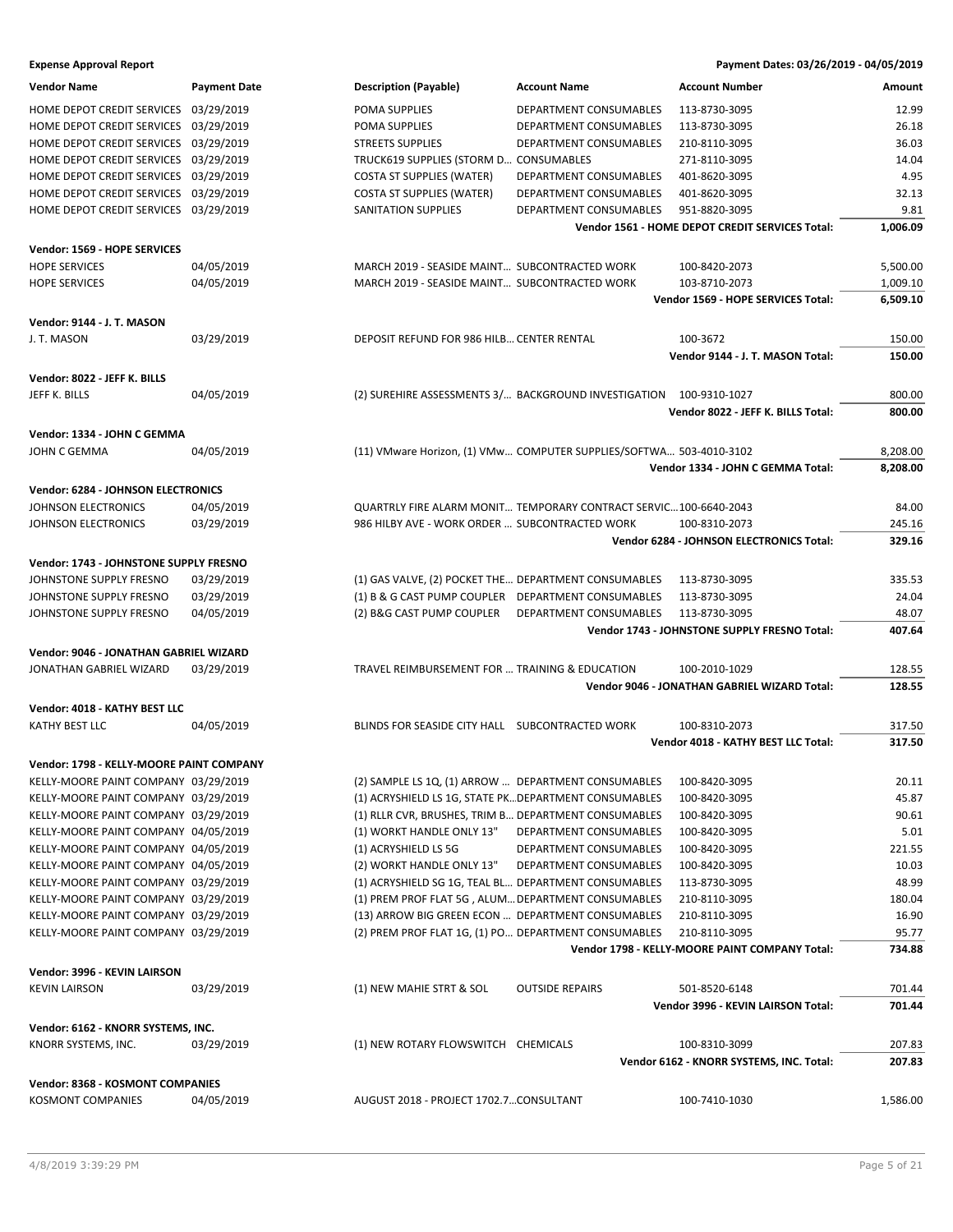**Expense Approval Report** — Payment Dates: 03/26/2019 - 04/05/2019

| Vendor Name | Payment Date | Description (Payable) | Account Name | Account Number | Amount |
|---|---|---|---|---|---|
| HOME DEPOT CREDIT SERVICES | 03/29/2019 | POMA SUPPLIES | DEPARTMENT CONSUMABLES | 113-8730-3095 | 12.99 |
| HOME DEPOT CREDIT SERVICES | 03/29/2019 | POMA SUPPLIES | DEPARTMENT CONSUMABLES | 113-8730-3095 | 26.18 |
| HOME DEPOT CREDIT SERVICES | 03/29/2019 | STREETS SUPPLIES | DEPARTMENT CONSUMABLES | 210-8110-3095 | 36.03 |
| HOME DEPOT CREDIT SERVICES | 03/29/2019 | TRUCK619 SUPPLIES (STORM D... | CONSUMABLES | 271-8110-3095 | 14.04 |
| HOME DEPOT CREDIT SERVICES | 03/29/2019 | COSTA ST SUPPLIES (WATER) | DEPARTMENT CONSUMABLES | 401-8620-3095 | 4.95 |
| HOME DEPOT CREDIT SERVICES | 03/29/2019 | COSTA ST SUPPLIES (WATER) | DEPARTMENT CONSUMABLES | 401-8620-3095 | 32.13 |
| HOME DEPOT CREDIT SERVICES | 03/29/2019 | SANITATION SUPPLIES | DEPARTMENT CONSUMABLES | 951-8820-3095 | 9.81 |
| | | | | **Vendor 1561 - HOME DEPOT CREDIT SERVICES Total:** | **1,006.09** |
| **Vendor: 1569 - HOPE SERVICES** | | | | | |
| HOPE SERVICES | 04/05/2019 | MARCH 2019 - SEASIDE MAINT... | SUBCONTRACTED WORK | 100-8420-2073 | 5,500.00 |
| HOPE SERVICES | 04/05/2019 | MARCH 2019 - SEASIDE MAINT... | SUBCONTRACTED WORK | 103-8710-2073 | 1,009.10 |
| | | | | **Vendor 1569 - HOPE SERVICES Total:** | **6,509.10** |
| **Vendor: 9144 - J. T. MASON** | | | | | |
| J. T. MASON | 03/29/2019 | DEPOSIT REFUND FOR 986 HILB... | CENTER RENTAL | 100-3672 | 150.00 |
| | | | | **Vendor 9144 - J. T. MASON Total:** | **150.00** |
| **Vendor: 8022 - JEFF K. BILLS** | | | | | |
| JEFF K. BILLS | 04/05/2019 | (2) SUREHIRE ASSESSMENTS 3/... | BACKGROUND INVESTIGATION | 100-9310-1027 | 800.00 |
| | | | | **Vendor 8022 - JEFF K. BILLS Total:** | **800.00** |
| **Vendor: 1334 - JOHN C GEMMA** | | | | | |
| JOHN C GEMMA | 04/05/2019 | (11) VMware Horizon, (1) VMw... | COMPUTER SUPPLIES/SOFTWA... | 503-4010-3102 | 8,208.00 |
| | | | | **Vendor 1334 - JOHN C GEMMA Total:** | **8,208.00** |
| **Vendor: 6284 - JOHNSON ELECTRONICS** | | | | | |
| JOHNSON ELECTRONICS | 04/05/2019 | QUARTRLY FIRE ALARM MONIT... | TEMPORARY CONTRACT SERVIC... | 100-6640-2043 | 84.00 |
| JOHNSON ELECTRONICS | 03/29/2019 | 986 HILBY AVE - WORK ORDER ... | SUBCONTRACTED WORK | 100-8310-2073 | 245.16 |
| | | | | **Vendor 6284 - JOHNSON ELECTRONICS Total:** | **329.16** |
| **Vendor: 1743 - JOHNSTONE SUPPLY FRESNO** | | | | | |
| JOHNSTONE SUPPLY FRESNO | 03/29/2019 | (1) GAS VALVE, (2) POCKET THE... | DEPARTMENT CONSUMABLES | 113-8730-3095 | 335.53 |
| JOHNSTONE SUPPLY FRESNO | 03/29/2019 | (1) B & G CAST PUMP COUPLER | DEPARTMENT CONSUMABLES | 113-8730-3095 | 24.04 |
| JOHNSTONE SUPPLY FRESNO | 04/05/2019 | (2) B&G CAST PUMP COUPLER | DEPARTMENT CONSUMABLES | 113-8730-3095 | 48.07 |
| | | | | **Vendor 1743 - JOHNSTONE SUPPLY FRESNO Total:** | **407.64** |
| **Vendor: 9046 - JONATHAN GABRIEL WIZARD** | | | | | |
| JONATHAN GABRIEL WIZARD | 03/29/2019 | TRAVEL REIMBURSEMENT FOR ... | TRAINING & EDUCATION | 100-2010-1029 | 128.55 |
| | | | | **Vendor 9046 - JONATHAN GABRIEL WIZARD Total:** | **128.55** |
| **Vendor: 4018 - KATHY BEST LLC** | | | | | |
| KATHY BEST LLC | 04/05/2019 | BLINDS FOR SEASIDE CITY HALL | SUBCONTRACTED WORK | 100-8310-2073 | 317.50 |
| | | | | **Vendor 4018 - KATHY BEST LLC Total:** | **317.50** |
| **Vendor: 1798 - KELLY-MOORE PAINT COMPANY** | | | | | |
| KELLY-MOORE PAINT COMPANY | 03/29/2019 | (2) SAMPLE LS 1Q, (1) ARROW ... | DEPARTMENT CONSUMABLES | 100-8420-3095 | 20.11 |
| KELLY-MOORE PAINT COMPANY | 03/29/2019 | (1) ACRYSHIELD LS 1G, STATE PK... | DEPARTMENT CONSUMABLES | 100-8420-3095 | 45.87 |
| KELLY-MOORE PAINT COMPANY | 03/29/2019 | (1) RLLR CVR, BRUSHES, TRIM B... | DEPARTMENT CONSUMABLES | 100-8420-3095 | 90.61 |
| KELLY-MOORE PAINT COMPANY | 04/05/2019 | (1) WORKT HANDLE ONLY 13" | DEPARTMENT CONSUMABLES | 100-8420-3095 | 5.01 |
| KELLY-MOORE PAINT COMPANY | 04/05/2019 | (1) ACRYSHIELD LS 5G | DEPARTMENT CONSUMABLES | 100-8420-3095 | 221.55 |
| KELLY-MOORE PAINT COMPANY | 04/05/2019 | (2) WORKT HANDLE ONLY 13" | DEPARTMENT CONSUMABLES | 100-8420-3095 | 10.03 |
| KELLY-MOORE PAINT COMPANY | 03/29/2019 | (1) ACRYSHIELD 5G 1G, TEAL BL... | DEPARTMENT CONSUMABLES | 113-8730-3095 | 48.99 |
| KELLY-MOORE PAINT COMPANY | 03/29/2019 | (1) PREM PROF FLAT 5G , ALUM... | DEPARTMENT CONSUMABLES | 210-8110-3095 | 180.04 |
| KELLY-MOORE PAINT COMPANY | 03/29/2019 | (13) ARROW BIG GREEN ECON ... | DEPARTMENT CONSUMABLES | 210-8110-3095 | 16.90 |
| KELLY-MOORE PAINT COMPANY | 03/29/2019 | (2) PREM PROF FLAT 1G, (1) PO... | DEPARTMENT CONSUMABLES | 210-8110-3095 | 95.77 |
| | | | | **Vendor 1798 - KELLY-MOORE PAINT COMPANY Total:** | **734.88** |
| **Vendor: 3996 - KEVIN LAIRSON** | | | | | |
| KEVIN LAIRSON | 03/29/2019 | (1) NEW MAHIE STRT & SOL | OUTSIDE REPAIRS | 501-8520-6148 | 701.44 |
| | | | | **Vendor 3996 - KEVIN LAIRSON Total:** | **701.44** |
| **Vendor: 6162 - KNORR SYSTEMS, INC.** | | | | | |
| KNORR SYSTEMS, INC. | 03/29/2019 | (1) NEW ROTARY FLOWSWITCH | CHEMICALS | 100-8310-3099 | 207.83 |
| | | | | **Vendor 6162 - KNORR SYSTEMS, INC. Total:** | **207.83** |
| **Vendor: 8368 - KOSMONT COMPANIES** | | | | | |
| KOSMONT COMPANIES | 04/05/2019 | AUGUST 2018 - PROJECT 1702.7... | CONSULTANT | 100-7410-1030 | 1,586.00 |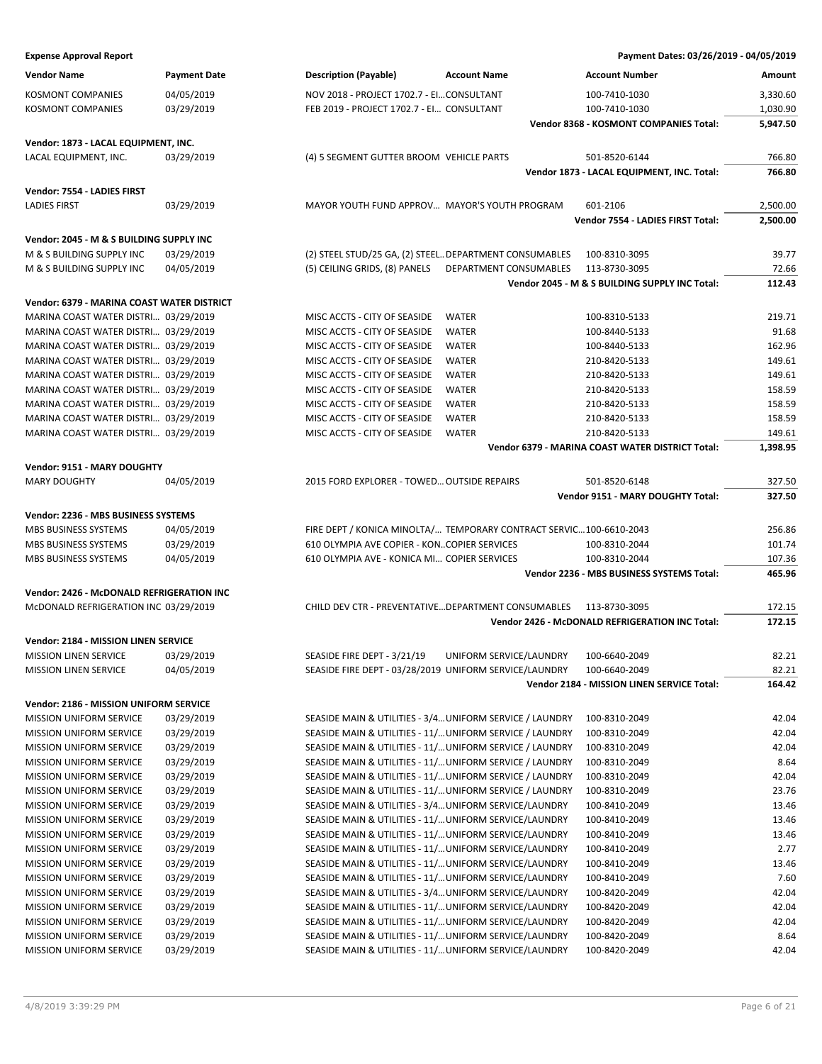**Expense Approval Report** — Payment Dates: 03/26/2019 - 04/05/2019

| Vendor Name | Payment Date | Description (Payable) | Account Name | Account Number | Amount |
|---|---|---|---|---|---|
| KOSMONT COMPANIES | 04/05/2019 | NOV 2018 - PROJECT 1702.7 - EI… | CONSULTANT | 100-7410-1030 | 3,330.60 |
| KOSMONT COMPANIES | 03/29/2019 | FEB 2019 - PROJECT 1702.7 - EI… | CONSULTANT | 100-7410-1030 | 1,030.90 |
| | | | | **Vendor 8368 - KOSMONT COMPANIES Total:** | **5,947.50** |
| **Vendor: 1873 - LACAL EQUIPMENT, INC.** | | | | | |
| LACAL EQUIPMENT, INC. | 03/29/2019 | (4) 5 SEGMENT GUTTER BROOM | VEHICLE PARTS | 501-8520-6144 | 766.80 |
| | | | | **Vendor 1873 - LACAL EQUIPMENT, INC. Total:** | **766.80** |
| **Vendor: 7554 - LADIES FIRST** | | | | | |
| LADIES FIRST | 03/29/2019 | MAYOR YOUTH FUND APPROV… | MAYOR'S YOUTH PROGRAM | 601-2106 | 2,500.00 |
| | | | | **Vendor 7554 - LADIES FIRST Total:** | **2,500.00** |
| **Vendor: 2045 - M & S BUILDING SUPPLY INC** | | | | | |
| M & S BUILDING SUPPLY INC | 03/29/2019 | (2) STEEL STUD/25 GA, (2) STEEL… | DEPARTMENT CONSUMABLES | 100-8310-3095 | 39.77 |
| M & S BUILDING SUPPLY INC | 04/05/2019 | (5) CEILING GRIDS, (8) PANELS | DEPARTMENT CONSUMABLES | 113-8730-3095 | 72.66 |
| | | | | **Vendor 2045 - M & S BUILDING SUPPLY INC Total:** | **112.43** |
| **Vendor: 6379 - MARINA COAST WATER DISTRICT** | | | | | |
| MARINA COAST WATER DISTRI… | 03/29/2019 | MISC ACCTS - CITY OF SEASIDE | WATER | 100-8310-5133 | 219.71 |
| MARINA COAST WATER DISTRI… | 03/29/2019 | MISC ACCTS - CITY OF SEASIDE | WATER | 100-8440-5133 | 91.68 |
| MARINA COAST WATER DISTRI… | 03/29/2019 | MISC ACCTS - CITY OF SEASIDE | WATER | 100-8440-5133 | 162.96 |
| MARINA COAST WATER DISTRI… | 03/29/2019 | MISC ACCTS - CITY OF SEASIDE | WATER | 210-8420-5133 | 149.61 |
| MARINA COAST WATER DISTRI… | 03/29/2019 | MISC ACCTS - CITY OF SEASIDE | WATER | 210-8420-5133 | 149.61 |
| MARINA COAST WATER DISTRI… | 03/29/2019 | MISC ACCTS - CITY OF SEASIDE | WATER | 210-8420-5133 | 158.59 |
| MARINA COAST WATER DISTRI… | 03/29/2019 | MISC ACCTS - CITY OF SEASIDE | WATER | 210-8420-5133 | 158.59 |
| MARINA COAST WATER DISTRI… | 03/29/2019 | MISC ACCTS - CITY OF SEASIDE | WATER | 210-8420-5133 | 158.59 |
| MARINA COAST WATER DISTRI… | 03/29/2019 | MISC ACCTS - CITY OF SEASIDE | WATER | 210-8420-5133 | 149.61 |
| | | | | **Vendor 6379 - MARINA COAST WATER DISTRICT Total:** | **1,398.95** |
| **Vendor: 9151 - MARY DOUGHTY** | | | | | |
| MARY DOUGHTY | 04/05/2019 | 2015 FORD EXPLORER - TOWED… | OUTSIDE REPAIRS | 501-8520-6148 | 327.50 |
| | | | | **Vendor 9151 - MARY DOUGHTY Total:** | **327.50** |
| **Vendor: 2236 - MBS BUSINESS SYSTEMS** | | | | | |
| MBS BUSINESS SYSTEMS | 04/05/2019 | FIRE DEPT / KONICA MINOLTA/… | TEMPORARY CONTRACT SERVIC… | 100-6610-2043 | 256.86 |
| MBS BUSINESS SYSTEMS | 03/29/2019 | 610 OLYMPIA AVE COPIER - KON… | COPIER SERVICES | 100-8310-2044 | 101.74 |
| MBS BUSINESS SYSTEMS | 04/05/2019 | 610 OLYMPIA AVE - KONICA MI… | COPIER SERVICES | 100-8310-2044 | 107.36 |
| | | | | **Vendor 2236 - MBS BUSINESS SYSTEMS Total:** | **465.96** |
| **Vendor: 2426 - McDONALD REFRIGERATION INC** | | | | | |
| McDONALD REFRIGERATION INC | 03/29/2019 | CHILD DEV CTR - PREVENTATIVE… | DEPARTMENT CONSUMABLES | 113-8730-3095 | 172.15 |
| | | | | **Vendor 2426 - McDONALD REFRIGERATION INC Total:** | **172.15** |
| **Vendor: 2184 - MISSION LINEN SERVICE** | | | | | |
| MISSION LINEN SERVICE | 03/29/2019 | SEASIDE FIRE DEPT - 3/21/19 | UNIFORM SERVICE/LAUNDRY | 100-6640-2049 | 82.21 |
| MISSION LINEN SERVICE | 04/05/2019 | SEASIDE FIRE DEPT - 03/28/2019 | UNIFORM SERVICE/LAUNDRY | 100-6640-2049 | 82.21 |
| | | | | **Vendor 2184 - MISSION LINEN SERVICE Total:** | **164.42** |
| **Vendor: 2186 - MISSION UNIFORM SERVICE** | | | | | |
| MISSION UNIFORM SERVICE | 03/29/2019 | SEASIDE MAIN & UTILITIES - 3/4… | UNIFORM SERVICE / LAUNDRY | 100-8310-2049 | 42.04 |
| MISSION UNIFORM SERVICE | 03/29/2019 | SEASIDE MAIN & UTILITIES - 11/… | UNIFORM SERVICE / LAUNDRY | 100-8310-2049 | 42.04 |
| MISSION UNIFORM SERVICE | 03/29/2019 | SEASIDE MAIN & UTILITIES - 11/… | UNIFORM SERVICE / LAUNDRY | 100-8310-2049 | 42.04 |
| MISSION UNIFORM SERVICE | 03/29/2019 | SEASIDE MAIN & UTILITIES - 11/… | UNIFORM SERVICE / LAUNDRY | 100-8310-2049 | 8.64 |
| MISSION UNIFORM SERVICE | 03/29/2019 | SEASIDE MAIN & UTILITIES - 11/… | UNIFORM SERVICE / LAUNDRY | 100-8310-2049 | 42.04 |
| MISSION UNIFORM SERVICE | 03/29/2019 | SEASIDE MAIN & UTILITIES - 11/… | UNIFORM SERVICE / LAUNDRY | 100-8310-2049 | 23.76 |
| MISSION UNIFORM SERVICE | 03/29/2019 | SEASIDE MAIN & UTILITIES - 3/4… | UNIFORM SERVICE/LAUNDRY | 100-8410-2049 | 13.46 |
| MISSION UNIFORM SERVICE | 03/29/2019 | SEASIDE MAIN & UTILITIES - 11/… | UNIFORM SERVICE/LAUNDRY | 100-8410-2049 | 13.46 |
| MISSION UNIFORM SERVICE | 03/29/2019 | SEASIDE MAIN & UTILITIES - 11/… | UNIFORM SERVICE/LAUNDRY | 100-8410-2049 | 13.46 |
| MISSION UNIFORM SERVICE | 03/29/2019 | SEASIDE MAIN & UTILITIES - 11/… | UNIFORM SERVICE/LAUNDRY | 100-8410-2049 | 2.77 |
| MISSION UNIFORM SERVICE | 03/29/2019 | SEASIDE MAIN & UTILITIES - 11/… | UNIFORM SERVICE/LAUNDRY | 100-8410-2049 | 13.46 |
| MISSION UNIFORM SERVICE | 03/29/2019 | SEASIDE MAIN & UTILITIES - 11/… | UNIFORM SERVICE/LAUNDRY | 100-8410-2049 | 7.60 |
| MISSION UNIFORM SERVICE | 03/29/2019 | SEASIDE MAIN & UTILITIES - 3/4… | UNIFORM SERVICE/LAUNDRY | 100-8420-2049 | 42.04 |
| MISSION UNIFORM SERVICE | 03/29/2019 | SEASIDE MAIN & UTILITIES - 11/… | UNIFORM SERVICE/LAUNDRY | 100-8420-2049 | 42.04 |
| MISSION UNIFORM SERVICE | 03/29/2019 | SEASIDE MAIN & UTILITIES - 11/… | UNIFORM SERVICE/LAUNDRY | 100-8420-2049 | 42.04 |
| MISSION UNIFORM SERVICE | 03/29/2019 | SEASIDE MAIN & UTILITIES - 11/… | UNIFORM SERVICE/LAUNDRY | 100-8420-2049 | 8.64 |
| MISSION UNIFORM SERVICE | 03/29/2019 | SEASIDE MAIN & UTILITIES - 11/… | UNIFORM SERVICE/LAUNDRY | 100-8420-2049 | 42.04 |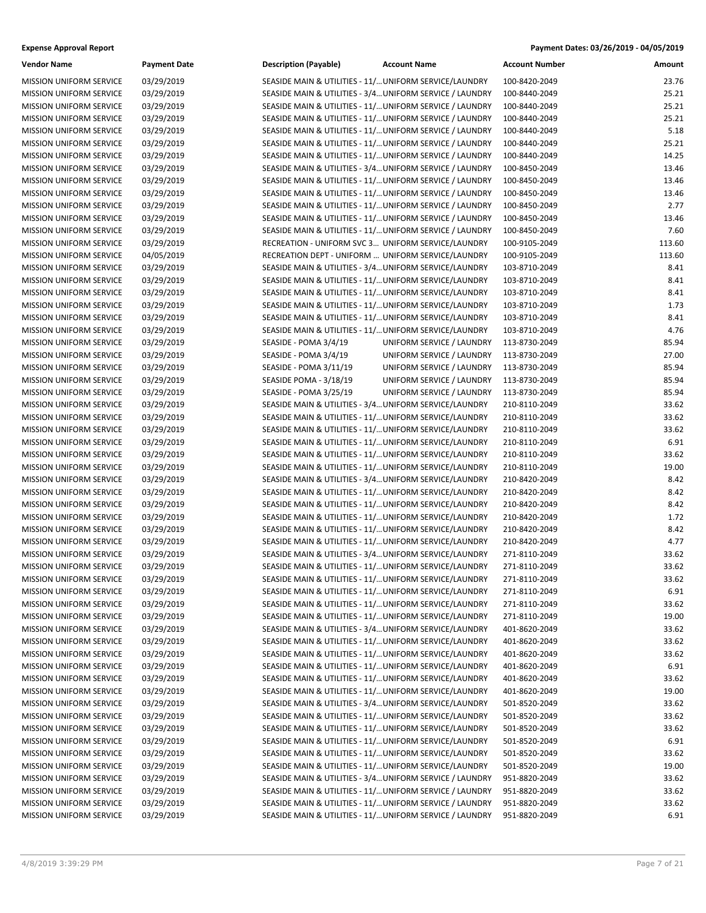**Expense Approval Report** — Payment Dates: 03/26/2019 - 04/05/2019

| Vendor Name | Payment Date | Description (Payable) | Account Name | Account Number | Amount |
|---|---|---|---|---|---|
| MISSION UNIFORM SERVICE | 03/29/2019 | SEASIDE MAIN & UTILITIES - 11/… | UNIFORM SERVICE/LAUNDRY | 100-8420-2049 | 23.76 |
| MISSION UNIFORM SERVICE | 03/29/2019 | SEASIDE MAIN & UTILITIES - 3/4… | UNIFORM SERVICE / LAUNDRY | 100-8440-2049 | 25.21 |
| MISSION UNIFORM SERVICE | 03/29/2019 | SEASIDE MAIN & UTILITIES - 11/… | UNIFORM SERVICE / LAUNDRY | 100-8440-2049 | 25.21 |
| MISSION UNIFORM SERVICE | 03/29/2019 | SEASIDE MAIN & UTILITIES - 11/… | UNIFORM SERVICE / LAUNDRY | 100-8440-2049 | 25.21 |
| MISSION UNIFORM SERVICE | 03/29/2019 | SEASIDE MAIN & UTILITIES - 11/… | UNIFORM SERVICE / LAUNDRY | 100-8440-2049 | 5.18 |
| MISSION UNIFORM SERVICE | 03/29/2019 | SEASIDE MAIN & UTILITIES - 11/… | UNIFORM SERVICE / LAUNDRY | 100-8440-2049 | 25.21 |
| MISSION UNIFORM SERVICE | 03/29/2019 | SEASIDE MAIN & UTILITIES - 11/… | UNIFORM SERVICE / LAUNDRY | 100-8440-2049 | 14.25 |
| MISSION UNIFORM SERVICE | 03/29/2019 | SEASIDE MAIN & UTILITIES - 3/4… | UNIFORM SERVICE / LAUNDRY | 100-8450-2049 | 13.46 |
| MISSION UNIFORM SERVICE | 03/29/2019 | SEASIDE MAIN & UTILITIES - 11/… | UNIFORM SERVICE / LAUNDRY | 100-8450-2049 | 13.46 |
| MISSION UNIFORM SERVICE | 03/29/2019 | SEASIDE MAIN & UTILITIES - 11/… | UNIFORM SERVICE / LAUNDRY | 100-8450-2049 | 13.46 |
| MISSION UNIFORM SERVICE | 03/29/2019 | SEASIDE MAIN & UTILITIES - 11/… | UNIFORM SERVICE / LAUNDRY | 100-8450-2049 | 2.77 |
| MISSION UNIFORM SERVICE | 03/29/2019 | SEASIDE MAIN & UTILITIES - 11/… | UNIFORM SERVICE / LAUNDRY | 100-8450-2049 | 13.46 |
| MISSION UNIFORM SERVICE | 03/29/2019 | SEASIDE MAIN & UTILITIES - 11/… | UNIFORM SERVICE / LAUNDRY | 100-8450-2049 | 7.60 |
| MISSION UNIFORM SERVICE | 03/29/2019 | RECREATION - UNIFORM SVC 3… | UNIFORM SERVICE/LAUNDRY | 100-9105-2049 | 113.60 |
| MISSION UNIFORM SERVICE | 04/05/2019 | RECREATION DEPT - UNIFORM … | UNIFORM SERVICE/LAUNDRY | 100-9105-2049 | 113.60 |
| MISSION UNIFORM SERVICE | 03/29/2019 | SEASIDE MAIN & UTILITIES - 3/4… | UNIFORM SERVICE/LAUNDRY | 103-8710-2049 | 8.41 |
| MISSION UNIFORM SERVICE | 03/29/2019 | SEASIDE MAIN & UTILITIES - 11/… | UNIFORM SERVICE/LAUNDRY | 103-8710-2049 | 8.41 |
| MISSION UNIFORM SERVICE | 03/29/2019 | SEASIDE MAIN & UTILITIES - 11/… | UNIFORM SERVICE/LAUNDRY | 103-8710-2049 | 8.41 |
| MISSION UNIFORM SERVICE | 03/29/2019 | SEASIDE MAIN & UTILITIES - 11/… | UNIFORM SERVICE/LAUNDRY | 103-8710-2049 | 1.73 |
| MISSION UNIFORM SERVICE | 03/29/2019 | SEASIDE MAIN & UTILITIES - 11/… | UNIFORM SERVICE/LAUNDRY | 103-8710-2049 | 8.41 |
| MISSION UNIFORM SERVICE | 03/29/2019 | SEASIDE MAIN & UTILITIES - 11/… | UNIFORM SERVICE/LAUNDRY | 103-8710-2049 | 4.76 |
| MISSION UNIFORM SERVICE | 03/29/2019 | SEASIDE - POMA 3/4/19 | UNIFORM SERVICE / LAUNDRY | 113-8730-2049 | 85.94 |
| MISSION UNIFORM SERVICE | 03/29/2019 | SEASIDE - POMA 3/4/19 | UNIFORM SERVICE / LAUNDRY | 113-8730-2049 | 27.00 |
| MISSION UNIFORM SERVICE | 03/29/2019 | SEASIDE - POMA 3/11/19 | UNIFORM SERVICE / LAUNDRY | 113-8730-2049 | 85.94 |
| MISSION UNIFORM SERVICE | 03/29/2019 | SEASIDE POMA - 3/18/19 | UNIFORM SERVICE / LAUNDRY | 113-8730-2049 | 85.94 |
| MISSION UNIFORM SERVICE | 03/29/2019 | SEASIDE - POMA 3/25/19 | UNIFORM SERVICE / LAUNDRY | 113-8730-2049 | 85.94 |
| MISSION UNIFORM SERVICE | 03/29/2019 | SEASIDE MAIN & UTILITIES - 3/4… | UNIFORM SERVICE/LAUNDRY | 210-8110-2049 | 33.62 |
| MISSION UNIFORM SERVICE | 03/29/2019 | SEASIDE MAIN & UTILITIES - 11/… | UNIFORM SERVICE/LAUNDRY | 210-8110-2049 | 33.62 |
| MISSION UNIFORM SERVICE | 03/29/2019 | SEASIDE MAIN & UTILITIES - 11/… | UNIFORM SERVICE/LAUNDRY | 210-8110-2049 | 33.62 |
| MISSION UNIFORM SERVICE | 03/29/2019 | SEASIDE MAIN & UTILITIES - 11/… | UNIFORM SERVICE/LAUNDRY | 210-8110-2049 | 6.91 |
| MISSION UNIFORM SERVICE | 03/29/2019 | SEASIDE MAIN & UTILITIES - 11/… | UNIFORM SERVICE/LAUNDRY | 210-8110-2049 | 33.62 |
| MISSION UNIFORM SERVICE | 03/29/2019 | SEASIDE MAIN & UTILITIES - 11/… | UNIFORM SERVICE/LAUNDRY | 210-8110-2049 | 19.00 |
| MISSION UNIFORM SERVICE | 03/29/2019 | SEASIDE MAIN & UTILITIES - 3/4… | UNIFORM SERVICE/LAUNDRY | 210-8420-2049 | 8.42 |
| MISSION UNIFORM SERVICE | 03/29/2019 | SEASIDE MAIN & UTILITIES - 11/… | UNIFORM SERVICE/LAUNDRY | 210-8420-2049 | 8.42 |
| MISSION UNIFORM SERVICE | 03/29/2019 | SEASIDE MAIN & UTILITIES - 11/… | UNIFORM SERVICE/LAUNDRY | 210-8420-2049 | 8.42 |
| MISSION UNIFORM SERVICE | 03/29/2019 | SEASIDE MAIN & UTILITIES - 11/… | UNIFORM SERVICE/LAUNDRY | 210-8420-2049 | 1.72 |
| MISSION UNIFORM SERVICE | 03/29/2019 | SEASIDE MAIN & UTILITIES - 11/… | UNIFORM SERVICE/LAUNDRY | 210-8420-2049 | 8.42 |
| MISSION UNIFORM SERVICE | 03/29/2019 | SEASIDE MAIN & UTILITIES - 11/… | UNIFORM SERVICE/LAUNDRY | 210-8420-2049 | 4.77 |
| MISSION UNIFORM SERVICE | 03/29/2019 | SEASIDE MAIN & UTILITIES - 3/4… | UNIFORM SERVICE/LAUNDRY | 271-8110-2049 | 33.62 |
| MISSION UNIFORM SERVICE | 03/29/2019 | SEASIDE MAIN & UTILITIES - 11/… | UNIFORM SERVICE/LAUNDRY | 271-8110-2049 | 33.62 |
| MISSION UNIFORM SERVICE | 03/29/2019 | SEASIDE MAIN & UTILITIES - 11/… | UNIFORM SERVICE/LAUNDRY | 271-8110-2049 | 33.62 |
| MISSION UNIFORM SERVICE | 03/29/2019 | SEASIDE MAIN & UTILITIES - 11/… | UNIFORM SERVICE/LAUNDRY | 271-8110-2049 | 6.91 |
| MISSION UNIFORM SERVICE | 03/29/2019 | SEASIDE MAIN & UTILITIES - 11/… | UNIFORM SERVICE/LAUNDRY | 271-8110-2049 | 33.62 |
| MISSION UNIFORM SERVICE | 03/29/2019 | SEASIDE MAIN & UTILITIES - 11/… | UNIFORM SERVICE/LAUNDRY | 271-8110-2049 | 19.00 |
| MISSION UNIFORM SERVICE | 03/29/2019 | SEASIDE MAIN & UTILITIES - 3/4… | UNIFORM SERVICE/LAUNDRY | 401-8620-2049 | 33.62 |
| MISSION UNIFORM SERVICE | 03/29/2019 | SEASIDE MAIN & UTILITIES - 11/… | UNIFORM SERVICE/LAUNDRY | 401-8620-2049 | 33.62 |
| MISSION UNIFORM SERVICE | 03/29/2019 | SEASIDE MAIN & UTILITIES - 11/… | UNIFORM SERVICE/LAUNDRY | 401-8620-2049 | 33.62 |
| MISSION UNIFORM SERVICE | 03/29/2019 | SEASIDE MAIN & UTILITIES - 11/… | UNIFORM SERVICE/LAUNDRY | 401-8620-2049 | 6.91 |
| MISSION UNIFORM SERVICE | 03/29/2019 | SEASIDE MAIN & UTILITIES - 11/… | UNIFORM SERVICE/LAUNDRY | 401-8620-2049 | 33.62 |
| MISSION UNIFORM SERVICE | 03/29/2019 | SEASIDE MAIN & UTILITIES - 11/… | UNIFORM SERVICE/LAUNDRY | 401-8620-2049 | 19.00 |
| MISSION UNIFORM SERVICE | 03/29/2019 | SEASIDE MAIN & UTILITIES - 3/4… | UNIFORM SERVICE/LAUNDRY | 501-8520-2049 | 33.62 |
| MISSION UNIFORM SERVICE | 03/29/2019 | SEASIDE MAIN & UTILITIES - 11/… | UNIFORM SERVICE/LAUNDRY | 501-8520-2049 | 33.62 |
| MISSION UNIFORM SERVICE | 03/29/2019 | SEASIDE MAIN & UTILITIES - 11/… | UNIFORM SERVICE/LAUNDRY | 501-8520-2049 | 33.62 |
| MISSION UNIFORM SERVICE | 03/29/2019 | SEASIDE MAIN & UTILITIES - 11/… | UNIFORM SERVICE/LAUNDRY | 501-8520-2049 | 6.91 |
| MISSION UNIFORM SERVICE | 03/29/2019 | SEASIDE MAIN & UTILITIES - 11/… | UNIFORM SERVICE/LAUNDRY | 501-8520-2049 | 33.62 |
| MISSION UNIFORM SERVICE | 03/29/2019 | SEASIDE MAIN & UTILITIES - 11/… | UNIFORM SERVICE/LAUNDRY | 501-8520-2049 | 19.00 |
| MISSION UNIFORM SERVICE | 03/29/2019 | SEASIDE MAIN & UTILITIES - 3/4… | UNIFORM SERVICE / LAUNDRY | 951-8820-2049 | 33.62 |
| MISSION UNIFORM SERVICE | 03/29/2019 | SEASIDE MAIN & UTILITIES - 11/… | UNIFORM SERVICE / LAUNDRY | 951-8820-2049 | 33.62 |
| MISSION UNIFORM SERVICE | 03/29/2019 | SEASIDE MAIN & UTILITIES - 11/… | UNIFORM SERVICE / LAUNDRY | 951-8820-2049 | 33.62 |
| MISSION UNIFORM SERVICE | 03/29/2019 | SEASIDE MAIN & UTILITIES - 11/… | UNIFORM SERVICE / LAUNDRY | 951-8820-2049 | 6.91 |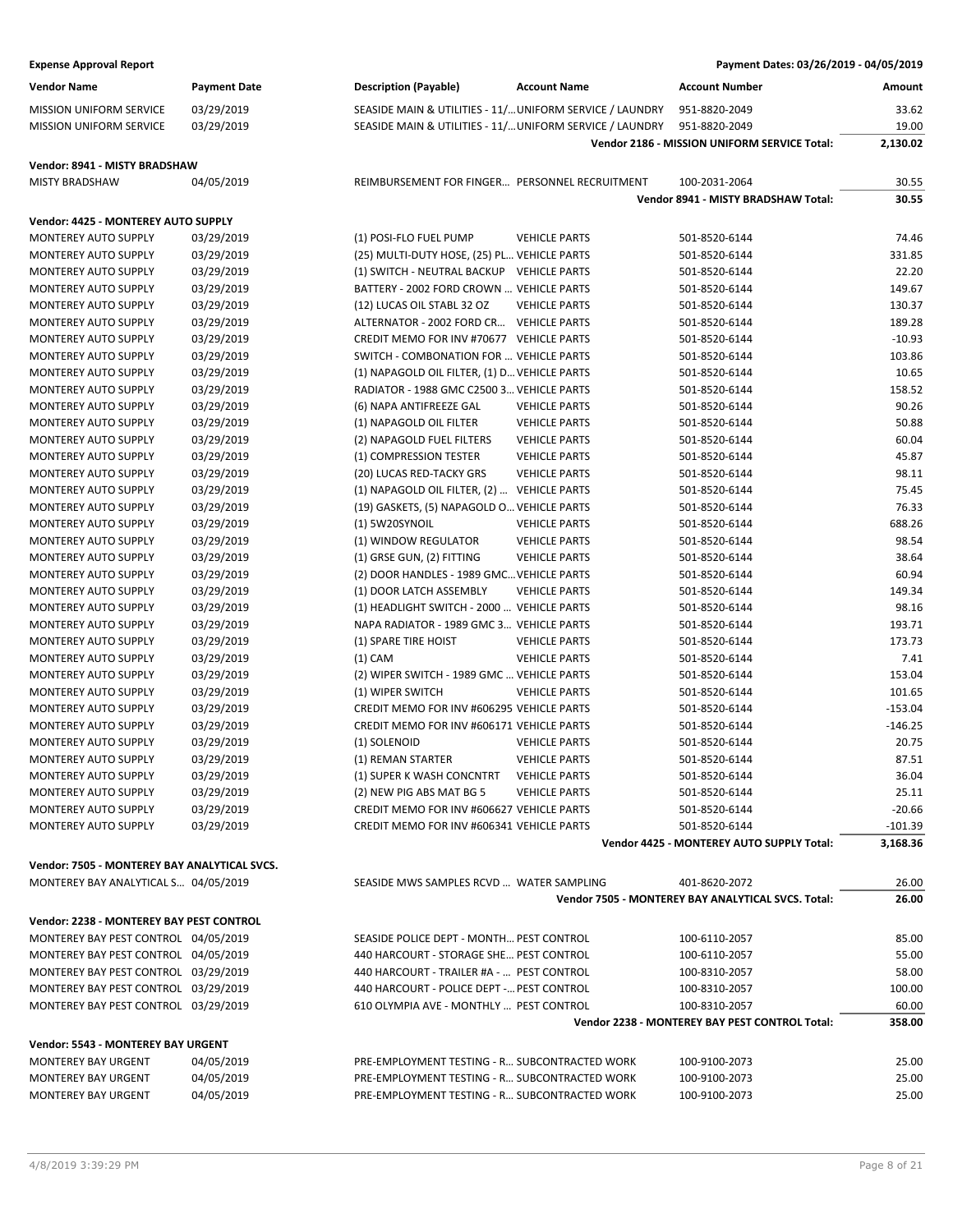**Expense Approval Report** — Payment Dates: 03/26/2019 - 04/05/2019

| Vendor Name | Payment Date | Description (Payable) | Account Name | Account Number | Amount |
|---|---|---|---|---|---|
| MISSION UNIFORM SERVICE | 03/29/2019 | SEASIDE MAIN & UTILITIES - 11/... | UNIFORM SERVICE / LAUNDRY | 951-8820-2049 | 33.62 |
| MISSION UNIFORM SERVICE | 03/29/2019 | SEASIDE MAIN & UTILITIES - 11/... | UNIFORM SERVICE / LAUNDRY | 951-8820-2049 | 19.00 |
| | | | | **Vendor 2186 - MISSION UNIFORM SERVICE Total:** | **2,130.02** |
| **Vendor: 8941 - MISTY BRADSHAW** | | | | | |
| MISTY BRADSHAW | 04/05/2019 | REIMBURSEMENT FOR FINGER... | PERSONNEL RECRUITMENT | 100-2031-2064 | 30.55 |
| | | | | **Vendor 8941 - MISTY BRADSHAW Total:** | **30.55** |
| **Vendor: 4425 - MONTEREY AUTO SUPPLY** | | | | | |
| MONTEREY AUTO SUPPLY | 03/29/2019 | (1) POSI-FLO FUEL PUMP | VEHICLE PARTS | 501-8520-6144 | 74.46 |
| MONTEREY AUTO SUPPLY | 03/29/2019 | (25) MULTI-DUTY HOSE, (25) PL... | VEHICLE PARTS | 501-8520-6144 | 331.85 |
| MONTEREY AUTO SUPPLY | 03/29/2019 | (1) SWITCH - NEUTRAL BACKUP | VEHICLE PARTS | 501-8520-6144 | 22.20 |
| MONTEREY AUTO SUPPLY | 03/29/2019 | BATTERY - 2002 FORD CROWN ... | VEHICLE PARTS | 501-8520-6144 | 149.67 |
| MONTEREY AUTO SUPPLY | 03/29/2019 | (12) LUCAS OIL STABL 32 OZ | VEHICLE PARTS | 501-8520-6144 | 130.37 |
| MONTEREY AUTO SUPPLY | 03/29/2019 | ALTERNATOR - 2002 FORD CR... | VEHICLE PARTS | 501-8520-6144 | 189.28 |
| MONTEREY AUTO SUPPLY | 03/29/2019 | CREDIT MEMO FOR INV #70677 | VEHICLE PARTS | 501-8520-6144 | -10.93 |
| MONTEREY AUTO SUPPLY | 03/29/2019 | SWITCH - COMBONATION FOR ... | VEHICLE PARTS | 501-8520-6144 | 103.86 |
| MONTEREY AUTO SUPPLY | 03/29/2019 | (1) NAPAGOLD OIL FILTER, (1) D... | VEHICLE PARTS | 501-8520-6144 | 10.65 |
| MONTEREY AUTO SUPPLY | 03/29/2019 | RADIATOR - 1988 GMC C2500 3... | VEHICLE PARTS | 501-8520-6144 | 158.52 |
| MONTEREY AUTO SUPPLY | 03/29/2019 | (6) NAPA ANTIFREEZE GAL | VEHICLE PARTS | 501-8520-6144 | 90.26 |
| MONTEREY AUTO SUPPLY | 03/29/2019 | (1) NAPAGOLD OIL FILTER | VEHICLE PARTS | 501-8520-6144 | 50.88 |
| MONTEREY AUTO SUPPLY | 03/29/2019 | (2) NAPAGOLD FUEL FILTERS | VEHICLE PARTS | 501-8520-6144 | 60.04 |
| MONTEREY AUTO SUPPLY | 03/29/2019 | (1) COMPRESSION TESTER | VEHICLE PARTS | 501-8520-6144 | 45.87 |
| MONTEREY AUTO SUPPLY | 03/29/2019 | (20) LUCAS RED-TACKY GRS | VEHICLE PARTS | 501-8520-6144 | 98.11 |
| MONTEREY AUTO SUPPLY | 03/29/2019 | (1) NAPAGOLD OIL FILTER, (2) ... | VEHICLE PARTS | 501-8520-6144 | 75.45 |
| MONTEREY AUTO SUPPLY | 03/29/2019 | (19) GASKETS, (5) NAPAGOLD O... | VEHICLE PARTS | 501-8520-6144 | 76.33 |
| MONTEREY AUTO SUPPLY | 03/29/2019 | (1) 5W20SYNOIL | VEHICLE PARTS | 501-8520-6144 | 688.26 |
| MONTEREY AUTO SUPPLY | 03/29/2019 | (1) WINDOW REGULATOR | VEHICLE PARTS | 501-8520-6144 | 98.54 |
| MONTEREY AUTO SUPPLY | 03/29/2019 | (1) GRSE GUN, (2) FITTING | VEHICLE PARTS | 501-8520-6144 | 38.64 |
| MONTEREY AUTO SUPPLY | 03/29/2019 | (2) DOOR HANDLES - 1989 GMC... | VEHICLE PARTS | 501-8520-6144 | 60.94 |
| MONTEREY AUTO SUPPLY | 03/29/2019 | (1) DOOR LATCH ASSEMBLY | VEHICLE PARTS | 501-8520-6144 | 149.34 |
| MONTEREY AUTO SUPPLY | 03/29/2019 | (1) HEADLIGHT SWITCH - 2000 ... | VEHICLE PARTS | 501-8520-6144 | 98.16 |
| MONTEREY AUTO SUPPLY | 03/29/2019 | NAPA RADIATOR - 1989 GMC 3... | VEHICLE PARTS | 501-8520-6144 | 193.71 |
| MONTEREY AUTO SUPPLY | 03/29/2019 | (1) SPARE TIRE HOIST | VEHICLE PARTS | 501-8520-6144 | 173.73 |
| MONTEREY AUTO SUPPLY | 03/29/2019 | (1) CAM | VEHICLE PARTS | 501-8520-6144 | 7.41 |
| MONTEREY AUTO SUPPLY | 03/29/2019 | (2) WIPER SWITCH - 1989 GMC ... | VEHICLE PARTS | 501-8520-6144 | 153.04 |
| MONTEREY AUTO SUPPLY | 03/29/2019 | (1) WIPER SWITCH | VEHICLE PARTS | 501-8520-6144 | 101.65 |
| MONTEREY AUTO SUPPLY | 03/29/2019 | CREDIT MEMO FOR INV #606295 | VEHICLE PARTS | 501-8520-6144 | -153.04 |
| MONTEREY AUTO SUPPLY | 03/29/2019 | CREDIT MEMO FOR INV #606171 | VEHICLE PARTS | 501-8520-6144 | -146.25 |
| MONTEREY AUTO SUPPLY | 03/29/2019 | (1) SOLENOID | VEHICLE PARTS | 501-8520-6144 | 20.75 |
| MONTEREY AUTO SUPPLY | 03/29/2019 | (1) REMAN STARTER | VEHICLE PARTS | 501-8520-6144 | 87.51 |
| MONTEREY AUTO SUPPLY | 03/29/2019 | (1) SUPER K WASH CONCNTRT | VEHICLE PARTS | 501-8520-6144 | 36.04 |
| MONTEREY AUTO SUPPLY | 03/29/2019 | (2) NEW PIG ABS MAT BG 5 | VEHICLE PARTS | 501-8520-6144 | 25.11 |
| MONTEREY AUTO SUPPLY | 03/29/2019 | CREDIT MEMO FOR INV #606627 | VEHICLE PARTS | 501-8520-6144 | -20.66 |
| MONTEREY AUTO SUPPLY | 03/29/2019 | CREDIT MEMO FOR INV #606341 | VEHICLE PARTS | 501-8520-6144 | -101.39 |
| | | | | **Vendor 4425 - MONTEREY AUTO SUPPLY Total:** | **3,168.36** |
| **Vendor: 7505 - MONTEREY BAY ANALYTICAL SVCS.** | | | | | |
| MONTEREY BAY ANALYTICAL S... | 04/05/2019 | SEASIDE MWS SAMPLES RCVD ... | WATER SAMPLING | 401-8620-2072 | 26.00 |
| | | | | **Vendor 7505 - MONTEREY BAY ANALYTICAL SVCS. Total:** | **26.00** |
| **Vendor: 2238 - MONTEREY BAY PEST CONTROL** | | | | | |
| MONTEREY BAY PEST CONTROL | 04/05/2019 | SEASIDE POLICE DEPT - MONTH... | PEST CONTROL | 100-6110-2057 | 85.00 |
| MONTEREY BAY PEST CONTROL | 04/05/2019 | 440 HARCOURT - STORAGE SHE... | PEST CONTROL | 100-6110-2057 | 55.00 |
| MONTEREY BAY PEST CONTROL | 03/29/2019 | 440 HARCOURT - TRAILER #A - ... | PEST CONTROL | 100-8310-2057 | 58.00 |
| MONTEREY BAY PEST CONTROL | 03/29/2019 | 440 HARCOURT - POLICE DEPT -... | PEST CONTROL | 100-8310-2057 | 100.00 |
| MONTEREY BAY PEST CONTROL | 03/29/2019 | 610 OLYMPIA AVE - MONTHLY ... | PEST CONTROL | 100-8310-2057 | 60.00 |
| | | | | **Vendor 2238 - MONTEREY BAY PEST CONTROL Total:** | **358.00** |
| **Vendor: 5543 - MONTEREY BAY URGENT** | | | | | |
| MONTEREY BAY URGENT | 04/05/2019 | PRE-EMPLOYMENT TESTING - R... | SUBCONTRACTED WORK | 100-9100-2073 | 25.00 |
| MONTEREY BAY URGENT | 04/05/2019 | PRE-EMPLOYMENT TESTING - R... | SUBCONTRACTED WORK | 100-9100-2073 | 25.00 |
| MONTEREY BAY URGENT | 04/05/2019 | PRE-EMPLOYMENT TESTING - R... | SUBCONTRACTED WORK | 100-9100-2073 | 25.00 |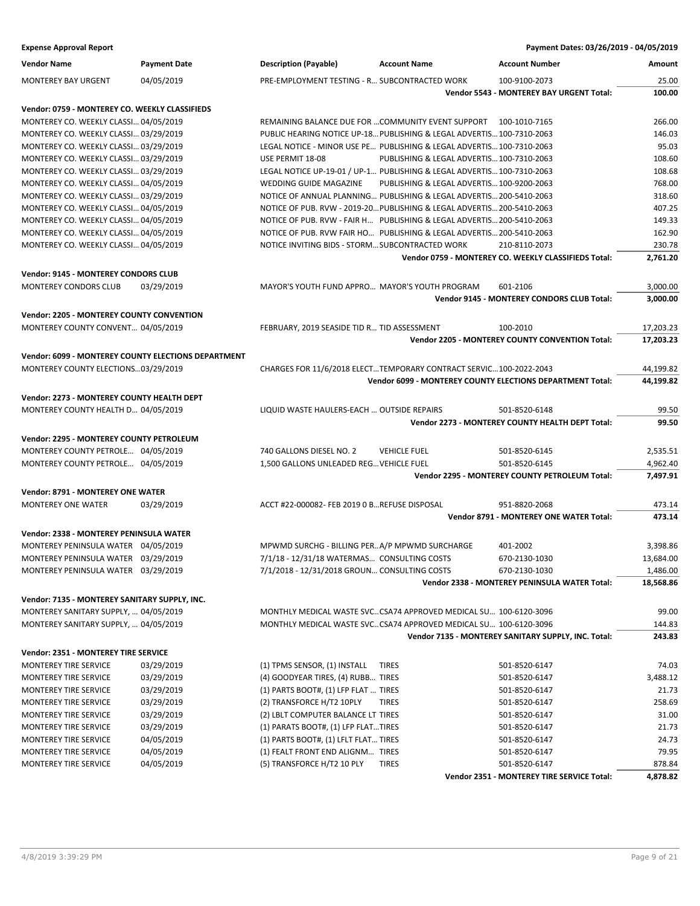**Expense Approval Report** — Payment Dates: 03/26/2019 - 04/05/2019

| Vendor Name | Payment Date | Description (Payable) | Account Name | Account Number | Amount |
|---|---|---|---|---|---|
| MONTEREY BAY URGENT | 04/05/2019 | PRE-EMPLOYMENT TESTING - R... | SUBCONTRACTED WORK | 100-9100-2073 | 25.00 |
| | | | | **Vendor 5543 - MONTEREY BAY URGENT Total:** | **100.00** |
| **Vendor: 0759 - MONTEREY CO. WEEKLY CLASSIFIEDS** | | | | | |
| MONTEREY CO. WEEKLY CLASSI... | 04/05/2019 | REMAINING BALANCE DUE FOR ... | COMMUNITY EVENT SUPPORT | 100-1010-7165 | 266.00 |
| MONTEREY CO. WEEKLY CLASSI... | 03/29/2019 | PUBLIC HEARING NOTICE UP-18... | PUBLISHING & LEGAL ADVERTIS... | 100-7310-2063 | 146.03 |
| MONTEREY CO. WEEKLY CLASSI... | 03/29/2019 | LEGAL NOTICE - MINOR USE PE... | PUBLISHING & LEGAL ADVERTIS... | 100-7310-2063 | 95.03 |
| MONTEREY CO. WEEKLY CLASSI... | 03/29/2019 | USE PERMIT 18-08 | PUBLISHING & LEGAL ADVERTIS... | 100-7310-2063 | 108.60 |
| MONTEREY CO. WEEKLY CLASSI... | 03/29/2019 | LEGAL NOTICE UP-19-01 / UP-1... | PUBLISHING & LEGAL ADVERTIS... | 100-7310-2063 | 108.68 |
| MONTEREY CO. WEEKLY CLASSI... | 04/05/2019 | WEDDING GUIDE MAGAZINE | PUBLISHING & LEGAL ADVERTIS... | 100-9200-2063 | 768.00 |
| MONTEREY CO. WEEKLY CLASSI... | 03/29/2019 | NOTICE OF ANNUAL PLANNING... | PUBLISHING & LEGAL ADVERTIS... | 200-5410-2063 | 318.60 |
| MONTEREY CO. WEEKLY CLASSI... | 04/05/2019 | NOTICE OF PUB. RVW - 2019-20... | PUBLISHING & LEGAL ADVERTIS... | 200-5410-2063 | 407.25 |
| MONTEREY CO. WEEKLY CLASSI... | 04/05/2019 | NOTICE OF PUB. RVW - FAIR H... | PUBLISHING & LEGAL ADVERTIS... | 200-5410-2063 | 149.33 |
| MONTEREY CO. WEEKLY CLASSI... | 04/05/2019 | NOTICE OF PUB. RVW FAIR HO... | PUBLISHING & LEGAL ADVERTIS... | 200-5410-2063 | 162.90 |
| MONTEREY CO. WEEKLY CLASSI... | 04/05/2019 | NOTICE INVITING BIDS - STORM... | SUBCONTRACTED WORK | 210-8110-2073 | 230.78 |
| | | | | **Vendor 0759 - MONTEREY CO. WEEKLY CLASSIFIEDS Total:** | **2,761.20** |
| **Vendor: 9145 - MONTEREY CONDORS CLUB** | | | | | |
| MONTEREY CONDORS CLUB | 03/29/2019 | MAYOR'S YOUTH FUND APPRO... | MAYOR'S YOUTH PROGRAM | 601-2106 | 3,000.00 |
| | | | | **Vendor 9145 - MONTEREY CONDORS CLUB Total:** | **3,000.00** |
| **Vendor: 2205 - MONTEREY COUNTY CONVENTION** | | | | | |
| MONTEREY COUNTY CONVENT... | 04/05/2019 | FEBRUARY, 2019 SEASIDE TID R... | TID ASSESSMENT | 100-2010 | 17,203.23 |
| | | | | **Vendor 2205 - MONTEREY COUNTY CONVENTION Total:** | **17,203.23** |
| **Vendor: 6099 - MONTEREY COUNTY ELECTIONS DEPARTMENT** | | | | | |
| MONTEREY COUNTY ELECTIONS... | 03/29/2019 | CHARGES FOR 11/6/2018 ELECT... | TEMPORARY CONTRACT SERVIC... | 100-2022-2043 | 44,199.82 |
| | | | | **Vendor 6099 - MONTEREY COUNTY ELECTIONS DEPARTMENT Total:** | **44,199.82** |
| **Vendor: 2273 - MONTEREY COUNTY HEALTH DEPT** | | | | | |
| MONTEREY COUNTY HEALTH D... | 04/05/2019 | LIQUID WASTE HAULERS-EACH ... | OUTSIDE REPAIRS | 501-8520-6148 | 99.50 |
| | | | | **Vendor 2273 - MONTEREY COUNTY HEALTH DEPT Total:** | **99.50** |
| **Vendor: 2295 - MONTEREY COUNTY PETROLEUM** | | | | | |
| MONTEREY COUNTY PETROLE... | 04/05/2019 | 740 GALLONS DIESEL NO. 2 | VEHICLE FUEL | 501-8520-6145 | 2,535.51 |
| MONTEREY COUNTY PETROLE... | 04/05/2019 | 1,500 GALLONS UNLEADED REG... | VEHICLE FUEL | 501-8520-6145 | 4,962.40 |
| | | | | **Vendor 2295 - MONTEREY COUNTY PETROLEUM Total:** | **7,497.91** |
| **Vendor: 8791 - MONTEREY ONE WATER** | | | | | |
| MONTEREY ONE WATER | 03/29/2019 | ACCT #22-000082- FEB 2019 0 B... | REFUSE DISPOSAL | 951-8820-2068 | 473.14 |
| | | | | **Vendor 8791 - MONTEREY ONE WATER Total:** | **473.14** |
| **Vendor: 2338 - MONTEREY PENINSULA WATER** | | | | | |
| MONTEREY PENINSULA WATER | 04/05/2019 | MPWMD SURCHG - BILLING PER... | A/P MPWMD SURCHARGE | 401-2002 | 3,398.86 |
| MONTEREY PENINSULA WATER | 03/29/2019 | 7/1/18 - 12/31/18 WATERMAS... | CONSULTING COSTS | 670-2130-1030 | 13,684.00 |
| MONTEREY PENINSULA WATER | 03/29/2019 | 7/1/2018 - 12/31/2018 GROUN... | CONSULTING COSTS | 670-2130-1030 | 1,486.00 |
| | | | | **Vendor 2338 - MONTEREY PENINSULA WATER Total:** | **18,568.86** |
| **Vendor: 7135 - MONTEREY SANITARY SUPPLY, INC.** | | | | | |
| MONTEREY SANITARY SUPPLY, ... | 04/05/2019 | MONTHLY MEDICAL WASTE SVC... | CSA74 APPROVED MEDICAL SU... | 100-6120-3096 | 99.00 |
| MONTEREY SANITARY SUPPLY, ... | 04/05/2019 | MONTHLY MEDICAL WASTE SVC... | CSA74 APPROVED MEDICAL SU... | 100-6120-3096 | 144.83 |
| | | | | **Vendor 7135 - MONTEREY SANITARY SUPPLY, INC. Total:** | **243.83** |
| **Vendor: 2351 - MONTEREY TIRE SERVICE** | | | | | |
| MONTEREY TIRE SERVICE | 03/29/2019 | (1) TPMS SENSOR, (1) INSTALL | TIRES | 501-8520-6147 | 74.03 |
| MONTEREY TIRE SERVICE | 03/29/2019 | (4) GOODYEAR TIRES, (4) RUBB... | TIRES | 501-8520-6147 | 3,488.12 |
| MONTEREY TIRE SERVICE | 03/29/2019 | (1) PARTS BOOT#, (1) LFP FLAT ... | TIRES | 501-8520-6147 | 21.73 |
| MONTEREY TIRE SERVICE | 03/29/2019 | (2) TRANSFORCE H/T2 10PLY | TIRES | 501-8520-6147 | 258.69 |
| MONTEREY TIRE SERVICE | 03/29/2019 | (2) LBLT COMPUTER BALANCE LT | TIRES | 501-8520-6147 | 31.00 |
| MONTEREY TIRE SERVICE | 03/29/2019 | (1) PARATS BOOT#, (1) LFP FLAT... | TIRES | 501-8520-6147 | 21.73 |
| MONTEREY TIRE SERVICE | 04/05/2019 | (1) PARTS BOOT#, (1) LFLT FLAT... | TIRES | 501-8520-6147 | 24.73 |
| MONTEREY TIRE SERVICE | 04/05/2019 | (1) FEALT FRONT END ALIGNM... | TIRES | 501-8520-6147 | 79.95 |
| MONTEREY TIRE SERVICE | 04/05/2019 | (5) TRANSFORCE H/T2 10 PLY | TIRES | 501-8520-6147 | 878.84 |
| | | | | **Vendor 2351 - MONTEREY TIRE SERVICE Total:** | **4,878.82** |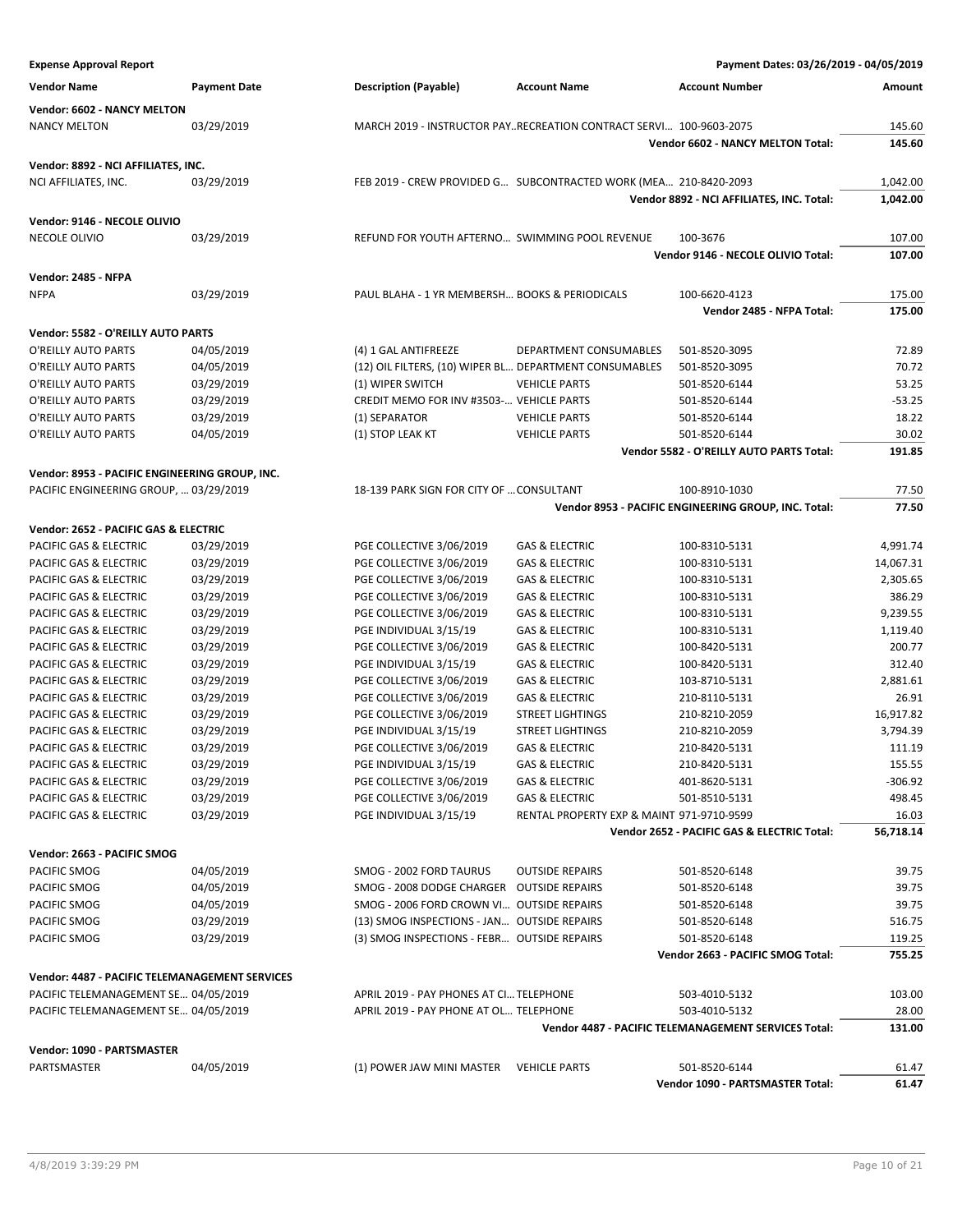**Expense Approval Report** — Payment Dates: 03/26/2019 - 04/05/2019

| Vendor Name | Payment Date | Description (Payable) | Account Name | Account Number | Amount |
|---|---|---|---|---|---|
| **Vendor: 6602 - NANCY MELTON** | | | | | |
| NANCY MELTON | 03/29/2019 | MARCH 2019 - INSTRUCTOR PAY… | RECREATION CONTRACT SERVI… | 100-9603-2075 | 145.60 |
| | | | | **Vendor 6602 - NANCY MELTON Total:** | **145.60** |
| **Vendor: 8892 - NCI AFFILIATES, INC.** | | | | | |
| NCI AFFILIATES, INC. | 03/29/2019 | FEB 2019 - CREW PROVIDED G… | SUBCONTRACTED WORK (MEA… | 210-8420-2093 | 1,042.00 |
| | | | | **Vendor 8892 - NCI AFFILIATES, INC. Total:** | **1,042.00** |
| **Vendor: 9146 - NECOLE OLIVIO** | | | | | |
| NECOLE OLIVIO | 03/29/2019 | REFUND FOR YOUTH AFTERNO… | SWIMMING POOL REVENUE | 100-3676 | 107.00 |
| | | | | **Vendor 9146 - NECOLE OLIVIO Total:** | **107.00** |
| **Vendor: 2485 - NFPA** | | | | | |
| NFPA | 03/29/2019 | PAUL BLAHA - 1 YR MEMBERSH… | BOOKS & PERIODICALS | 100-6620-4123 | 175.00 |
| | | | | **Vendor 2485 - NFPA Total:** | **175.00** |
| **Vendor: 5582 - O'REILLY AUTO PARTS** | | | | | |
| O'REILLY AUTO PARTS | 04/05/2019 | (4) 1 GAL ANTIFREEZE | DEPARTMENT CONSUMABLES | 501-8520-3095 | 72.89 |
| O'REILLY AUTO PARTS | 04/05/2019 | (12) OIL FILTERS, (10) WIPER BL… | DEPARTMENT CONSUMABLES | 501-8520-3095 | 70.72 |
| O'REILLY AUTO PARTS | 03/29/2019 | (1) WIPER SWITCH | VEHICLE PARTS | 501-8520-6144 | 53.25 |
| O'REILLY AUTO PARTS | 03/29/2019 | CREDIT MEMO FOR INV #3503-… | VEHICLE PARTS | 501-8520-6144 | -53.25 |
| O'REILLY AUTO PARTS | 03/29/2019 | (1) SEPARATOR | VEHICLE PARTS | 501-8520-6144 | 18.22 |
| O'REILLY AUTO PARTS | 04/05/2019 | (1) STOP LEAK KT | VEHICLE PARTS | 501-8520-6144 | 30.02 |
| | | | | **Vendor 5582 - O'REILLY AUTO PARTS Total:** | **191.85** |
| **Vendor: 8953 - PACIFIC ENGINEERING GROUP, INC.** | | | | | |
| PACIFIC ENGINEERING GROUP, … | 03/29/2019 | 18-139 PARK SIGN FOR CITY OF … | CONSULTANT | 100-8910-1030 | 77.50 |
| | | | | **Vendor 8953 - PACIFIC ENGINEERING GROUP, INC. Total:** | **77.50** |
| **Vendor: 2652 - PACIFIC GAS & ELECTRIC** | | | | | |
| PACIFIC GAS & ELECTRIC | 03/29/2019 | PGE COLLECTIVE 3/06/2019 | GAS & ELECTRIC | 100-8310-5131 | 4,991.74 |
| PACIFIC GAS & ELECTRIC | 03/29/2019 | PGE COLLECTIVE 3/06/2019 | GAS & ELECTRIC | 100-8310-5131 | 14,067.31 |
| PACIFIC GAS & ELECTRIC | 03/29/2019 | PGE COLLECTIVE 3/06/2019 | GAS & ELECTRIC | 100-8310-5131 | 2,305.65 |
| PACIFIC GAS & ELECTRIC | 03/29/2019 | PGE COLLECTIVE 3/06/2019 | GAS & ELECTRIC | 100-8310-5131 | 386.29 |
| PACIFIC GAS & ELECTRIC | 03/29/2019 | PGE COLLECTIVE 3/06/2019 | GAS & ELECTRIC | 100-8310-5131 | 9,239.55 |
| PACIFIC GAS & ELECTRIC | 03/29/2019 | PGE INDIVIDUAL 3/15/19 | GAS & ELECTRIC | 100-8310-5131 | 1,119.40 |
| PACIFIC GAS & ELECTRIC | 03/29/2019 | PGE COLLECTIVE 3/06/2019 | GAS & ELECTRIC | 100-8420-5131 | 200.77 |
| PACIFIC GAS & ELECTRIC | 03/29/2019 | PGE INDIVIDUAL 3/15/19 | GAS & ELECTRIC | 100-8420-5131 | 312.40 |
| PACIFIC GAS & ELECTRIC | 03/29/2019 | PGE COLLECTIVE 3/06/2019 | GAS & ELECTRIC | 103-8710-5131 | 2,881.61 |
| PACIFIC GAS & ELECTRIC | 03/29/2019 | PGE COLLECTIVE 3/06/2019 | GAS & ELECTRIC | 210-8110-5131 | 26.91 |
| PACIFIC GAS & ELECTRIC | 03/29/2019 | PGE COLLECTIVE 3/06/2019 | STREET LIGHTINGS | 210-8210-2059 | 16,917.82 |
| PACIFIC GAS & ELECTRIC | 03/29/2019 | PGE INDIVIDUAL 3/15/19 | STREET LIGHTINGS | 210-8210-2059 | 3,794.39 |
| PACIFIC GAS & ELECTRIC | 03/29/2019 | PGE COLLECTIVE 3/06/2019 | GAS & ELECTRIC | 210-8420-5131 | 111.19 |
| PACIFIC GAS & ELECTRIC | 03/29/2019 | PGE INDIVIDUAL 3/15/19 | GAS & ELECTRIC | 210-8420-5131 | 155.55 |
| PACIFIC GAS & ELECTRIC | 03/29/2019 | PGE COLLECTIVE 3/06/2019 | GAS & ELECTRIC | 401-8620-5131 | -306.92 |
| PACIFIC GAS & ELECTRIC | 03/29/2019 | PGE COLLECTIVE 3/06/2019 | GAS & ELECTRIC | 501-8510-5131 | 498.45 |
| PACIFIC GAS & ELECTRIC | 03/29/2019 | PGE INDIVIDUAL 3/15/19 | RENTAL PROPERTY EXP & MAINT | 971-9710-9599 | 16.03 |
| | | | | **Vendor 2652 - PACIFIC GAS & ELECTRIC Total:** | **56,718.14** |
| **Vendor: 2663 - PACIFIC SMOG** | | | | | |
| PACIFIC SMOG | 04/05/2019 | SMOG - 2002 FORD TAURUS | OUTSIDE REPAIRS | 501-8520-6148 | 39.75 |
| PACIFIC SMOG | 04/05/2019 | SMOG - 2008 DODGE CHARGER | OUTSIDE REPAIRS | 501-8520-6148 | 39.75 |
| PACIFIC SMOG | 04/05/2019 | SMOG - 2006 FORD CROWN VI… | OUTSIDE REPAIRS | 501-8520-6148 | 39.75 |
| PACIFIC SMOG | 03/29/2019 | (13) SMOG INSPECTIONS - JAN… | OUTSIDE REPAIRS | 501-8520-6148 | 516.75 |
| PACIFIC SMOG | 03/29/2019 | (3) SMOG INSPECTIONS - FEBR… | OUTSIDE REPAIRS | 501-8520-6148 | 119.25 |
| | | | | **Vendor 2663 - PACIFIC SMOG Total:** | **755.25** |
| **Vendor: 4487 - PACIFIC TELEMANAGEMENT SERVICES** | | | | | |
| PACIFIC TELEMANAGEMENT SE… | 04/05/2019 | APRIL 2019 - PAY PHONES AT CI… | TELEPHONE | 503-4010-5132 | 103.00 |
| PACIFIC TELEMANAGEMENT SE… | 04/05/2019 | APRIL 2019 - PAY PHONE AT OL… | TELEPHONE | 503-4010-5132 | 28.00 |
| | | | | **Vendor 4487 - PACIFIC TELEMANAGEMENT SERVICES Total:** | **131.00** |
| **Vendor: 1090 - PARTSMASTER** | | | | | |
| PARTSMASTER | 04/05/2019 | (1) POWER JAW MINI MASTER | VEHICLE PARTS | 501-8520-6144 | 61.47 |
| | | | | **Vendor 1090 - PARTSMASTER Total:** | **61.47** |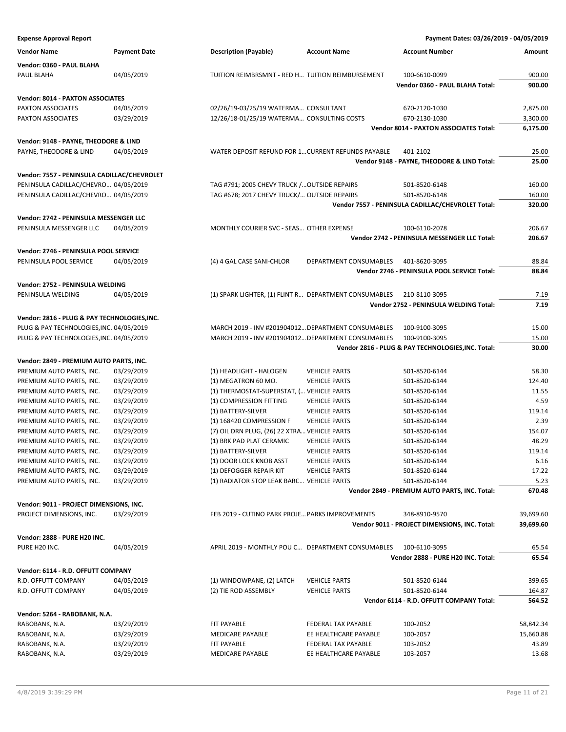**Expense Approval Report** — Payment Dates: 03/26/2019 - 04/05/2019

| Vendor Name | Payment Date | Description (Payable) | Account Name | Account Number | Amount |
|---|---|---|---|---|---|
| **Vendor: 0360 - PAUL BLAHA** | | | | | |
| PAUL BLAHA | 04/05/2019 | TUITION REIMBRSMNT - RED H… | TUITION REIMBURSEMENT | 100-6610-0099 | 900.00 |
| | | | | **Vendor 0360 - PAUL BLAHA Total:** | **900.00** |
| **Vendor: 8014 - PAXTON ASSOCIATES** | | | | | |
| PAXTON ASSOCIATES | 04/05/2019 | 02/26/19-03/25/19 WATERMA… | CONSULTANT | 670-2120-1030 | 2,875.00 |
| PAXTON ASSOCIATES | 03/29/2019 | 12/26/18-01/25/19 WATERMA… | CONSULTING COSTS | 670-2130-1030 | 3,300.00 |
| | | | | **Vendor 8014 - PAXTON ASSOCIATES Total:** | **6,175.00** |
| **Vendor: 9148 - PAYNE, THEODORE & LIND** | | | | | |
| PAYNE, THEODORE & LIND | 04/05/2019 | WATER DEPOSIT REFUND FOR 1… | CURRENT REFUNDS PAYABLE | 401-2102 | 25.00 |
| | | | | **Vendor 9148 - PAYNE, THEODORE & LIND Total:** | **25.00** |
| **Vendor: 7557 - PENINSULA CADILLAC/CHEVROLET** | | | | | |
| PENINSULA CADILLAC/CHEVRO… | 04/05/2019 | TAG #791; 2005 CHEVY TRUCK /… | OUTSIDE REPAIRS | 501-8520-6148 | 160.00 |
| PENINSULA CADILLAC/CHEVRO… | 04/05/2019 | TAG #678; 2017 CHEVY TRUCK/… | OUTSIDE REPAIRS | 501-8520-6148 | 160.00 |
| | | | | **Vendor 7557 - PENINSULA CADILLAC/CHEVROLET Total:** | **320.00** |
| **Vendor: 2742 - PENINSULA MESSENGER LLC** | | | | | |
| PENINSULA MESSENGER LLC | 04/05/2019 | MONTHLY COURIER SVC - SEAS… | OTHER EXPENSE | 100-6110-2078 | 206.67 |
| | | | | **Vendor 2742 - PENINSULA MESSENGER LLC Total:** | **206.67** |
| **Vendor: 2746 - PENINSULA POOL SERVICE** | | | | | |
| PENINSULA POOL SERVICE | 04/05/2019 | (4) 4 GAL CASE SANI-CHLOR | DEPARTMENT CONSUMABLES | 401-8620-3095 | 88.84 |
| | | | | **Vendor 2746 - PENINSULA POOL SERVICE Total:** | **88.84** |
| **Vendor: 2752 - PENINSULA WELDING** | | | | | |
| PENINSULA WELDING | 04/05/2019 | (1) SPARK LIGHTER, (1) FLINT R… | DEPARTMENT CONSUMABLES | 210-8110-3095 | 7.19 |
| | | | | **Vendor 2752 - PENINSULA WELDING Total:** | **7.19** |
| **Vendor: 2816 - PLUG & PAY TECHNOLOGIES,INC.** | | | | | |
| PLUG & PAY TECHNOLOGIES,INC. | 04/05/2019 | MARCH 2019 - INV #201904012… | DEPARTMENT CONSUMABLES | 100-9100-3095 | 15.00 |
| PLUG & PAY TECHNOLOGIES,INC. | 04/05/2019 | MARCH 2019 - INV #201904012… | DEPARTMENT CONSUMABLES | 100-9100-3095 | 15.00 |
| | | | | **Vendor 2816 - PLUG & PAY TECHNOLOGIES,INC. Total:** | **30.00** |
| **Vendor: 2849 - PREMIUM AUTO PARTS, INC.** | | | | | |
| PREMIUM AUTO PARTS, INC. | 03/29/2019 | (1) HEADLIGHT - HALOGEN | VEHICLE PARTS | 501-8520-6144 | 58.30 |
| PREMIUM AUTO PARTS, INC. | 03/29/2019 | (1) MEGATRON 60 MO. | VEHICLE PARTS | 501-8520-6144 | 124.40 |
| PREMIUM AUTO PARTS, INC. | 03/29/2019 | (1) THERMOSTAT-SUPERSTAT, (… | VEHICLE PARTS | 501-8520-6144 | 11.55 |
| PREMIUM AUTO PARTS, INC. | 03/29/2019 | (1) COMPRESSION FITTING | VEHICLE PARTS | 501-8520-6144 | 4.59 |
| PREMIUM AUTO PARTS, INC. | 03/29/2019 | (1) BATTERY-SILVER | VEHICLE PARTS | 501-8520-6144 | 119.14 |
| PREMIUM AUTO PARTS, INC. | 03/29/2019 | (1) 168420 COMPRESSION F | VEHICLE PARTS | 501-8520-6144 | 2.39 |
| PREMIUM AUTO PARTS, INC. | 03/29/2019 | (7) OIL DRN PLUG, (26) 22 XTRA… | VEHICLE PARTS | 501-8520-6144 | 154.07 |
| PREMIUM AUTO PARTS, INC. | 03/29/2019 | (1) BRK PAD PLAT CERAMIC | VEHICLE PARTS | 501-8520-6144 | 48.29 |
| PREMIUM AUTO PARTS, INC. | 03/29/2019 | (1) BATTERY-SILVER | VEHICLE PARTS | 501-8520-6144 | 119.14 |
| PREMIUM AUTO PARTS, INC. | 03/29/2019 | (1) DOOR LOCK KNOB ASST | VEHICLE PARTS | 501-8520-6144 | 6.16 |
| PREMIUM AUTO PARTS, INC. | 03/29/2019 | (1) DEFOGGER REPAIR KIT | VEHICLE PARTS | 501-8520-6144 | 17.22 |
| PREMIUM AUTO PARTS, INC. | 03/29/2019 | (1) RADIATOR STOP LEAK BARC… | VEHICLE PARTS | 501-8520-6144 | 5.23 |
| | | | | **Vendor 2849 - PREMIUM AUTO PARTS, INC. Total:** | **670.48** |
| **Vendor: 9011 - PROJECT DIMENSIONS, INC.** | | | | | |
| PROJECT DIMENSIONS, INC. | 03/29/2019 | FEB 2019 - CUTINO PARK PROJE… | PARKS IMPROVEMENTS | 348-8910-9570 | 39,699.60 |
| | | | | **Vendor 9011 - PROJECT DIMENSIONS, INC. Total:** | **39,699.60** |
| **Vendor: 2888 - PURE H20 INC.** | | | | | |
| PURE H20 INC. | 04/05/2019 | APRIL 2019 - MONTHLY POU C… | DEPARTMENT CONSUMABLES | 100-6110-3095 | 65.54 |
| | | | | **Vendor 2888 - PURE H20 INC. Total:** | **65.54** |
| **Vendor: 6114 - R.D. OFFUTT COMPANY** | | | | | |
| R.D. OFFUTT COMPANY | 04/05/2019 | (1) WINDOWPANE, (2) LATCH | VEHICLE PARTS | 501-8520-6144 | 399.65 |
| R.D. OFFUTT COMPANY | 04/05/2019 | (2) TIE ROD ASSEMBLY | VEHICLE PARTS | 501-8520-6144 | 164.87 |
| | | | | **Vendor 6114 - R.D. OFFUTT COMPANY Total:** | **564.52** |
| **Vendor: 5264 - RABOBANK, N.A.** | | | | | |
| RABOBANK, N.A. | 03/29/2019 | FIT PAYABLE | FEDERAL TAX PAYABLE | 100-2052 | 58,842.34 |
| RABOBANK, N.A. | 03/29/2019 | MEDICARE PAYABLE | EE HEALTHCARE PAYABLE | 100-2057 | 15,660.88 |
| RABOBANK, N.A. | 03/29/2019 | FIT PAYABLE | FEDERAL TAX PAYABLE | 103-2052 | 43.89 |
| RABOBANK, N.A. | 03/29/2019 | MEDICARE PAYABLE | EE HEALTHCARE PAYABLE | 103-2057 | 13.68 |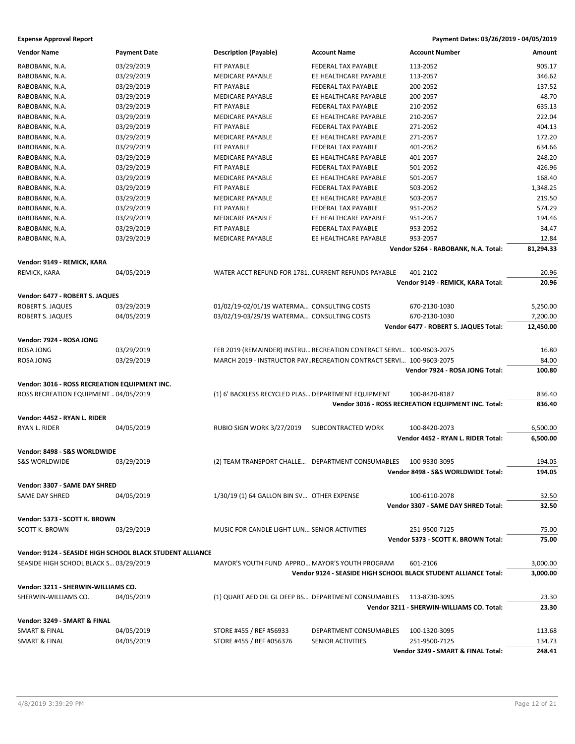**Expense Approval Report** — Payment Dates: 03/26/2019 - 04/05/2019

| Vendor Name | Payment Date | Description (Payable) | Account Name | Account Number | Amount |
|---|---|---|---|---|---|
| RABOBANK, N.A. | 03/29/2019 | FIT PAYABLE | FEDERAL TAX PAYABLE | 113-2052 | 905.17 |
| RABOBANK, N.A. | 03/29/2019 | MEDICARE PAYABLE | EE HEALTHCARE PAYABLE | 113-2057 | 346.62 |
| RABOBANK, N.A. | 03/29/2019 | FIT PAYABLE | FEDERAL TAX PAYABLE | 200-2052 | 137.52 |
| RABOBANK, N.A. | 03/29/2019 | MEDICARE PAYABLE | EE HEALTHCARE PAYABLE | 200-2057 | 48.70 |
| RABOBANK, N.A. | 03/29/2019 | FIT PAYABLE | FEDERAL TAX PAYABLE | 210-2052 | 635.13 |
| RABOBANK, N.A. | 03/29/2019 | MEDICARE PAYABLE | EE HEALTHCARE PAYABLE | 210-2057 | 222.04 |
| RABOBANK, N.A. | 03/29/2019 | FIT PAYABLE | FEDERAL TAX PAYABLE | 271-2052 | 404.13 |
| RABOBANK, N.A. | 03/29/2019 | MEDICARE PAYABLE | EE HEALTHCARE PAYABLE | 271-2057 | 172.20 |
| RABOBANK, N.A. | 03/29/2019 | FIT PAYABLE | FEDERAL TAX PAYABLE | 401-2052 | 634.66 |
| RABOBANK, N.A. | 03/29/2019 | MEDICARE PAYABLE | EE HEALTHCARE PAYABLE | 401-2057 | 248.20 |
| RABOBANK, N.A. | 03/29/2019 | FIT PAYABLE | FEDERAL TAX PAYABLE | 501-2052 | 426.96 |
| RABOBANK, N.A. | 03/29/2019 | MEDICARE PAYABLE | EE HEALTHCARE PAYABLE | 501-2057 | 168.40 |
| RABOBANK, N.A. | 03/29/2019 | FIT PAYABLE | FEDERAL TAX PAYABLE | 503-2052 | 1,348.25 |
| RABOBANK, N.A. | 03/29/2019 | MEDICARE PAYABLE | EE HEALTHCARE PAYABLE | 503-2057 | 219.50 |
| RABOBANK, N.A. | 03/29/2019 | FIT PAYABLE | FEDERAL TAX PAYABLE | 951-2052 | 574.29 |
| RABOBANK, N.A. | 03/29/2019 | MEDICARE PAYABLE | EE HEALTHCARE PAYABLE | 951-2057 | 194.46 |
| RABOBANK, N.A. | 03/29/2019 | FIT PAYABLE | FEDERAL TAX PAYABLE | 953-2052 | 34.47 |
| RABOBANK, N.A. | 03/29/2019 | MEDICARE PAYABLE | EE HEALTHCARE PAYABLE | 953-2057 | 12.84 |
| | | | | **Vendor 5264 - RABOBANK, N.A. Total:** | **81,294.33** |
| **Vendor: 9149 - REMICK, KARA** | | | | | |
| REMICK, KARA | 04/05/2019 | WATER ACCT REFUND FOR 1781.. | CURRENT REFUNDS PAYABLE | 401-2102 | 20.96 |
| | | | | **Vendor 9149 - REMICK, KARA Total:** | **20.96** |
| **Vendor: 6477 - ROBERT S. JAQUES** | | | | | |
| ROBERT S. JAQUES | 03/29/2019 | 01/02/19-02/01/19 WATERMA… | CONSULTING COSTS | 670-2130-1030 | 5,250.00 |
| ROBERT S. JAQUES | 04/05/2019 | 03/02/19-03/29/19 WATERMA… | CONSULTING COSTS | 670-2130-1030 | 7,200.00 |
| | | | | **Vendor 6477 - ROBERT S. JAQUES Total:** | **12,450.00** |
| **Vendor: 7924 - ROSA JONG** | | | | | |
| ROSA JONG | 03/29/2019 | FEB 2019 (REMAINDER) INSTRU… | RECREATION CONTRACT SERVI… | 100-9603-2075 | 16.80 |
| ROSA JONG | 03/29/2019 | MARCH 2019 - INSTRUCTOR PAY.. | RECREATION CONTRACT SERVI… | 100-9603-2075 | 84.00 |
| | | | | **Vendor 7924 - ROSA JONG Total:** | **100.80** |
| **Vendor: 3016 - ROSS RECREATION EQUIPMENT INC.** | | | | | |
| ROSS RECREATION EQUIPMENT .. | 04/05/2019 | (1) 6' BACKLESS RECYCLED PLAS… | DEPARTMENT EQUIPMENT | 100-8420-8187 | 836.40 |
| | | | | **Vendor 3016 - ROSS RECREATION EQUIPMENT INC. Total:** | **836.40** |
| **Vendor: 4452 - RYAN L. RIDER** | | | | | |
| RYAN L. RIDER | 04/05/2019 | RUBIO SIGN WORK 3/27/2019 | SUBCONTRACTED WORK | 100-8420-2073 | 6,500.00 |
| | | | | **Vendor 4452 - RYAN L. RIDER Total:** | **6,500.00** |
| **Vendor: 8498 - S&S WORLDWIDE** | | | | | |
| S&S WORLDWIDE | 03/29/2019 | (2) TEAM TRANSPORT CHALLE… | DEPARTMENT CONSUMABLES | 100-9330-3095 | 194.05 |
| | | | | **Vendor 8498 - S&S WORLDWIDE Total:** | **194.05** |
| **Vendor: 3307 - SAME DAY SHRED** | | | | | |
| SAME DAY SHRED | 04/05/2019 | 1/30/19 (1) 64 GALLON BIN SV… | OTHER EXPENSE | 100-6110-2078 | 32.50 |
| | | | | **Vendor 3307 - SAME DAY SHRED Total:** | **32.50** |
| **Vendor: 5373 - SCOTT K. BROWN** | | | | | |
| SCOTT K. BROWN | 03/29/2019 | MUSIC FOR CANDLE LIGHT LUN… | SENIOR ACTIVITIES | 251-9500-7125 | 75.00 |
| | | | | **Vendor 5373 - SCOTT K. BROWN Total:** | **75.00** |
| **Vendor: 9124 - SEASIDE HIGH SCHOOL BLACK STUDENT ALLIANCE** | | | | | |
| SEASIDE HIGH SCHOOL BLACK S… | 03/29/2019 | MAYOR'S YOUTH FUND APPRO… | MAYOR'S YOUTH PROGRAM | 601-2106 | 3,000.00 |
| | | | | **Vendor 9124 - SEASIDE HIGH SCHOOL BLACK STUDENT ALLIANCE Total:** | **3,000.00** |
| **Vendor: 3211 - SHERWIN-WILLIAMS CO.** | | | | | |
| SHERWIN-WILLIAMS CO. | 04/05/2019 | (1) QUART AED OIL GL DEEP BS… | DEPARTMENT CONSUMABLES | 113-8730-3095 | 23.30 |
| | | | | **Vendor 3211 - SHERWIN-WILLIAMS CO. Total:** | **23.30** |
| **Vendor: 3249 - SMART & FINAL** | | | | | |
| SMART & FINAL | 04/05/2019 | STORE #455 / REF #56933 | DEPARTMENT CONSUMABLES | 100-1320-3095 | 113.68 |
| SMART & FINAL | 04/05/2019 | STORE #455 / REF #056376 | SENIOR ACTIVITIES | 251-9500-7125 | 134.73 |
| | | | | **Vendor 3249 - SMART & FINAL Total:** | **248.41** |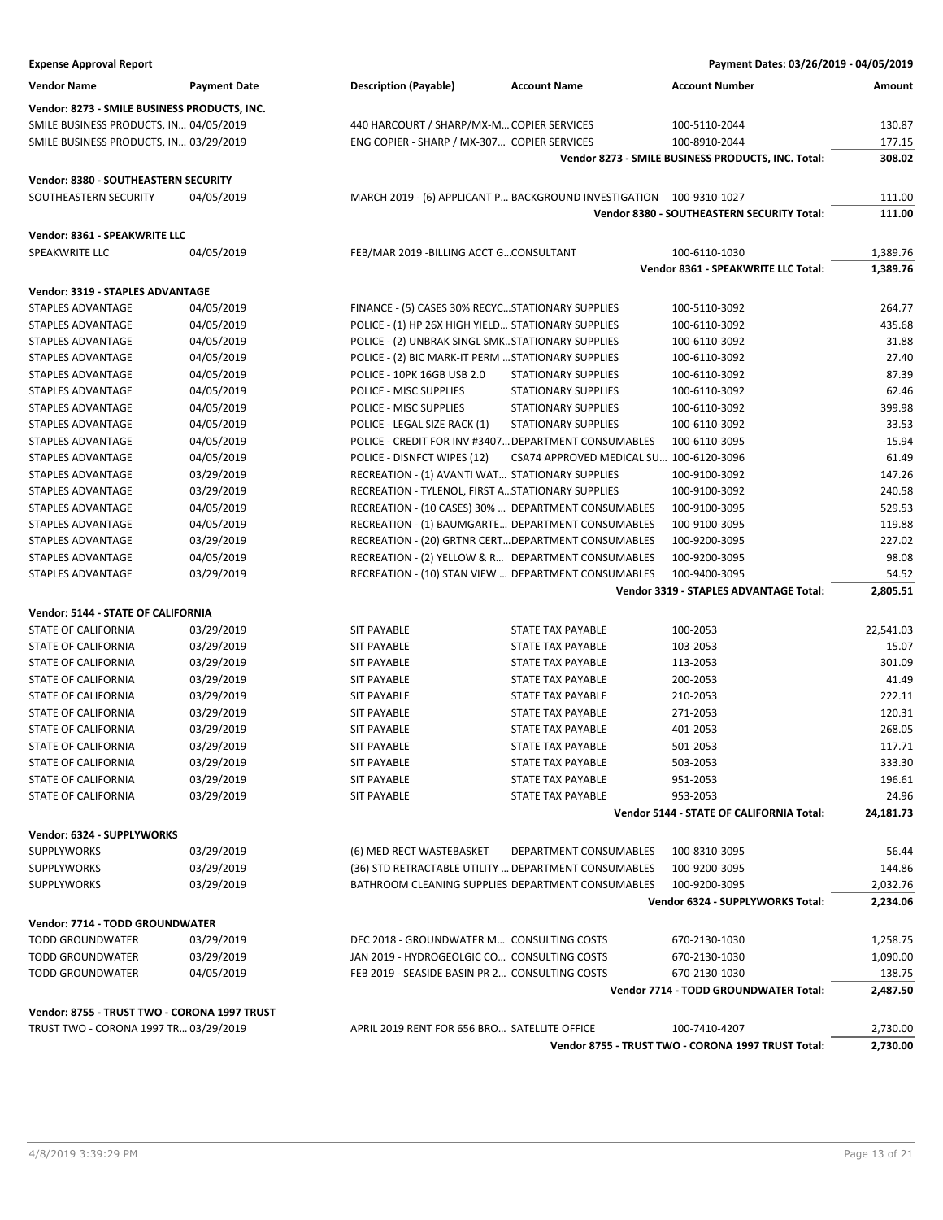**Expense Approval Report** — Payment Dates: 03/26/2019 - 04/05/2019

| Vendor Name | Payment Date | Description (Payable) | Account Name | Account Number | Amount |
|---|---|---|---|---|---|
| **Vendor: 8273 - SMILE BUSINESS PRODUCTS, INC.** | | | | | |
| SMILE BUSINESS PRODUCTS, IN… | 04/05/2019 | 440 HARCOURT / SHARP/MX-M… | COPIER SERVICES | 100-5110-2044 | 130.87 |
| SMILE BUSINESS PRODUCTS, IN… | 03/29/2019 | ENG COPIER - SHARP / MX-307… | COPIER SERVICES | 100-8910-2044 | 177.15 |
| | | | | **Vendor 8273 - SMILE BUSINESS PRODUCTS, INC. Total:** | **308.02** |
| **Vendor: 8380 - SOUTHEASTERN SECURITY** | | | | | |
| SOUTHEASTERN SECURITY | 04/05/2019 | MARCH 2019 - (6) APPLICANT P… | BACKGROUND INVESTIGATION | 100-9310-1027 | 111.00 |
| | | | | **Vendor 8380 - SOUTHEASTERN SECURITY Total:** | **111.00** |
| **Vendor: 8361 - SPEAKWRITE LLC** | | | | | |
| SPEAKWRITE LLC | 04/05/2019 | FEB/MAR 2019 -BILLING ACCT G… | CONSULTANT | 100-6110-1030 | 1,389.76 |
| | | | | **Vendor 8361 - SPEAKWRITE LLC Total:** | **1,389.76** |
| **Vendor: 3319 - STAPLES ADVANTAGE** | | | | | |
| STAPLES ADVANTAGE | 04/05/2019 | FINANCE - (5) CASES 30% RECYC… | STATIONARY SUPPLIES | 100-5110-3092 | 264.77 |
| STAPLES ADVANTAGE | 04/05/2019 | POLICE - (1) HP 26X HIGH YIELD… | STATIONARY SUPPLIES | 100-6110-3092 | 435.68 |
| STAPLES ADVANTAGE | 04/05/2019 | POLICE - (2) UNBRAK SINGL SMK… | STATIONARY SUPPLIES | 100-6110-3092 | 31.88 |
| STAPLES ADVANTAGE | 04/05/2019 | POLICE - (2) BIC MARK-IT PERM … | STATIONARY SUPPLIES | 100-6110-3092 | 27.40 |
| STAPLES ADVANTAGE | 04/05/2019 | POLICE - 10PK 16GB USB 2.0 | STATIONARY SUPPLIES | 100-6110-3092 | 87.39 |
| STAPLES ADVANTAGE | 04/05/2019 | POLICE - MISC SUPPLIES | STATIONARY SUPPLIES | 100-6110-3092 | 62.46 |
| STAPLES ADVANTAGE | 04/05/2019 | POLICE - MISC SUPPLIES | STATIONARY SUPPLIES | 100-6110-3092 | 399.98 |
| STAPLES ADVANTAGE | 04/05/2019 | POLICE - LEGAL SIZE RACK (1) | STATIONARY SUPPLIES | 100-6110-3092 | 33.53 |
| STAPLES ADVANTAGE | 04/05/2019 | POLICE - CREDIT FOR INV #3407… | DEPARTMENT CONSUMABLES | 100-6110-3095 | -15.94 |
| STAPLES ADVANTAGE | 04/05/2019 | POLICE - DISNFCT WIPES (12) | CSA74 APPROVED MEDICAL SU… | 100-6120-3096 | 61.49 |
| STAPLES ADVANTAGE | 03/29/2019 | RECREATION - (1) AVANTI WAT… | STATIONARY SUPPLIES | 100-9100-3092 | 147.26 |
| STAPLES ADVANTAGE | 03/29/2019 | RECREATION - TYLENOL, FIRST A… | STATIONARY SUPPLIES | 100-9100-3092 | 240.58 |
| STAPLES ADVANTAGE | 04/05/2019 | RECREATION - (10 CASES) 30% … | DEPARTMENT CONSUMABLES | 100-9100-3095 | 529.53 |
| STAPLES ADVANTAGE | 04/05/2019 | RECREATION - (1) BAUMGARTE… | DEPARTMENT CONSUMABLES | 100-9100-3095 | 119.88 |
| STAPLES ADVANTAGE | 03/29/2019 | RECREATION - (20) GRTNR CERT… | DEPARTMENT CONSUMABLES | 100-9200-3095 | 227.02 |
| STAPLES ADVANTAGE | 04/05/2019 | RECREATION - (2) YELLOW & R… | DEPARTMENT CONSUMABLES | 100-9200-3095 | 98.08 |
| STAPLES ADVANTAGE | 03/29/2019 | RECREATION - (10) STAN VIEW … | DEPARTMENT CONSUMABLES | 100-9400-3095 | 54.52 |
| | | | | **Vendor 3319 - STAPLES ADVANTAGE Total:** | **2,805.51** |
| **Vendor: 5144 - STATE OF CALIFORNIA** | | | | | |
| STATE OF CALIFORNIA | 03/29/2019 | SIT PAYABLE | STATE TAX PAYABLE | 100-2053 | 22,541.03 |
| STATE OF CALIFORNIA | 03/29/2019 | SIT PAYABLE | STATE TAX PAYABLE | 103-2053 | 15.07 |
| STATE OF CALIFORNIA | 03/29/2019 | SIT PAYABLE | STATE TAX PAYABLE | 113-2053 | 301.09 |
| STATE OF CALIFORNIA | 03/29/2019 | SIT PAYABLE | STATE TAX PAYABLE | 200-2053 | 41.49 |
| STATE OF CALIFORNIA | 03/29/2019 | SIT PAYABLE | STATE TAX PAYABLE | 210-2053 | 222.11 |
| STATE OF CALIFORNIA | 03/29/2019 | SIT PAYABLE | STATE TAX PAYABLE | 271-2053 | 120.31 |
| STATE OF CALIFORNIA | 03/29/2019 | SIT PAYABLE | STATE TAX PAYABLE | 401-2053 | 268.05 |
| STATE OF CALIFORNIA | 03/29/2019 | SIT PAYABLE | STATE TAX PAYABLE | 501-2053 | 117.71 |
| STATE OF CALIFORNIA | 03/29/2019 | SIT PAYABLE | STATE TAX PAYABLE | 503-2053 | 333.30 |
| STATE OF CALIFORNIA | 03/29/2019 | SIT PAYABLE | STATE TAX PAYABLE | 951-2053 | 196.61 |
| STATE OF CALIFORNIA | 03/29/2019 | SIT PAYABLE | STATE TAX PAYABLE | 953-2053 | 24.96 |
| | | | | **Vendor 5144 - STATE OF CALIFORNIA Total:** | **24,181.73** |
| **Vendor: 6324 - SUPPLYWORKS** | | | | | |
| SUPPLYWORKS | 03/29/2019 | (6) MED RECT WASTEBASKET | DEPARTMENT CONSUMABLES | 100-8310-3095 | 56.44 |
| SUPPLYWORKS | 03/29/2019 | (36) STD RETRACTABLE UTILITY … | DEPARTMENT CONSUMABLES | 100-9200-3095 | 144.86 |
| SUPPLYWORKS | 03/29/2019 | BATHROOM CLEANING SUPPLIES | DEPARTMENT CONSUMABLES | 100-9200-3095 | 2,032.76 |
| | | | | **Vendor 6324 - SUPPLYWORKS Total:** | **2,234.06** |
| **Vendor: 7714 - TODD GROUNDWATER** | | | | | |
| TODD GROUNDWATER | 03/29/2019 | DEC 2018 - GROUNDWATER M… | CONSULTING COSTS | 670-2130-1030 | 1,258.75 |
| TODD GROUNDWATER | 03/29/2019 | JAN 2019 - HYDROGEOLGIC CO… | CONSULTING COSTS | 670-2130-1030 | 1,090.00 |
| TODD GROUNDWATER | 04/05/2019 | FEB 2019 - SEASIDE BASIN PR 2… | CONSULTING COSTS | 670-2130-1030 | 138.75 |
| | | | | **Vendor 7714 - TODD GROUNDWATER Total:** | **2,487.50** |
| **Vendor: 8755 - TRUST TWO - CORONA 1997 TRUST** | | | | | |
| TRUST TWO - CORONA 1997 TR… | 03/29/2019 | APRIL 2019 RENT FOR 656 BRO… | SATELLITE OFFICE | 100-7410-4207 | 2,730.00 |
| | | | | **Vendor 8755 - TRUST TWO - CORONA 1997 TRUST Total:** | **2,730.00** |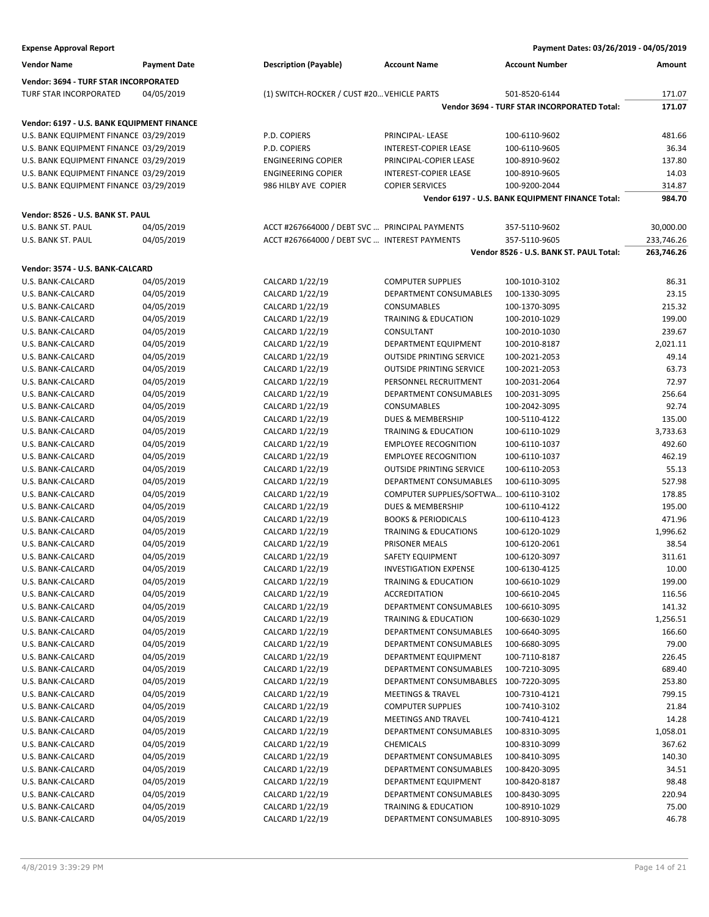**Expense Approval Report** — Payment Dates: 03/26/2019 - 04/05/2019

| Vendor Name | Payment Date | Description (Payable) | Account Name | Account Number | Amount |
|---|---|---|---|---|---|
| **Vendor: 3694 - TURF STAR INCORPORATED** | | | | | |
| TURF STAR INCORPORATED | 04/05/2019 | (1) SWITCH-ROCKER / CUST #20... | VEHICLE PARTS | 501-8520-6144 | 171.07 |
| | | | | **Vendor 3694 - TURF STAR INCORPORATED Total:** | **171.07** |
| **Vendor: 6197 - U.S. BANK EQUIPMENT FINANCE** | | | | | |
| U.S. BANK EQUIPMENT FINANCE | 03/29/2019 | P.D. COPIERS | PRINCIPAL- LEASE | 100-6110-9602 | 481.66 |
| U.S. BANK EQUIPMENT FINANCE | 03/29/2019 | P.D. COPIERS | INTEREST-COPIER LEASE | 100-6110-9605 | 36.34 |
| U.S. BANK EQUIPMENT FINANCE | 03/29/2019 | ENGINEERING COPIER | PRINCIPAL-COPIER LEASE | 100-8910-9602 | 137.80 |
| U.S. BANK EQUIPMENT FINANCE | 03/29/2019 | ENGINEERING COPIER | INTEREST-COPIER LEASE | 100-8910-9605 | 14.03 |
| U.S. BANK EQUIPMENT FINANCE | 03/29/2019 | 986 HILBY AVE COPIER | COPIER SERVICES | 100-9200-2044 | 314.87 |
| | | | | **Vendor 6197 - U.S. BANK EQUIPMENT FINANCE Total:** | **984.70** |
| **Vendor: 8526 - U.S. BANK ST. PAUL** | | | | | |
| U.S. BANK ST. PAUL | 04/05/2019 | ACCT #267664000 / DEBT SVC ... | PRINCIPAL PAYMENTS | 357-5110-9602 | 30,000.00 |
| U.S. BANK ST. PAUL | 04/05/2019 | ACCT #267664000 / DEBT SVC ... | INTEREST PAYMENTS | 357-5110-9605 | 233,746.26 |
| | | | | **Vendor 8526 - U.S. BANK ST. PAUL Total:** | **263,746.26** |
| **Vendor: 3574 - U.S. BANK-CALCARD** | | | | | |
| U.S. BANK-CALCARD | 04/05/2019 | CALCARD 1/22/19 | COMPUTER SUPPLIES | 100-1010-3102 | 86.31 |
| U.S. BANK-CALCARD | 04/05/2019 | CALCARD 1/22/19 | DEPARTMENT CONSUMABLES | 100-1330-3095 | 23.15 |
| U.S. BANK-CALCARD | 04/05/2019 | CALCARD 1/22/19 | CONSUMABLES | 100-1370-3095 | 215.32 |
| U.S. BANK-CALCARD | 04/05/2019 | CALCARD 1/22/19 | TRAINING & EDUCATION | 100-2010-1029 | 199.00 |
| U.S. BANK-CALCARD | 04/05/2019 | CALCARD 1/22/19 | CONSULTANT | 100-2010-1030 | 239.67 |
| U.S. BANK-CALCARD | 04/05/2019 | CALCARD 1/22/19 | DEPARTMENT EQUIPMENT | 100-2010-8187 | 2,021.11 |
| U.S. BANK-CALCARD | 04/05/2019 | CALCARD 1/22/19 | OUTSIDE PRINTING SERVICE | 100-2021-2053 | 49.14 |
| U.S. BANK-CALCARD | 04/05/2019 | CALCARD 1/22/19 | OUTSIDE PRINTING SERVICE | 100-2021-2053 | 63.73 |
| U.S. BANK-CALCARD | 04/05/2019 | CALCARD 1/22/19 | PERSONNEL RECRUITMENT | 100-2031-2064 | 72.97 |
| U.S. BANK-CALCARD | 04/05/2019 | CALCARD 1/22/19 | DEPARTMENT CONSUMABLES | 100-2031-3095 | 256.64 |
| U.S. BANK-CALCARD | 04/05/2019 | CALCARD 1/22/19 | CONSUMABLES | 100-2042-3095 | 92.74 |
| U.S. BANK-CALCARD | 04/05/2019 | CALCARD 1/22/19 | DUES & MEMBERSHIP | 100-5110-4122 | 135.00 |
| U.S. BANK-CALCARD | 04/05/2019 | CALCARD 1/22/19 | TRAINING & EDUCATION | 100-6110-1029 | 3,733.63 |
| U.S. BANK-CALCARD | 04/05/2019 | CALCARD 1/22/19 | EMPLOYEE RECOGNITION | 100-6110-1037 | 492.60 |
| U.S. BANK-CALCARD | 04/05/2019 | CALCARD 1/22/19 | EMPLOYEE RECOGNITION | 100-6110-1037 | 462.19 |
| U.S. BANK-CALCARD | 04/05/2019 | CALCARD 1/22/19 | OUTSIDE PRINTING SERVICE | 100-6110-2053 | 55.13 |
| U.S. BANK-CALCARD | 04/05/2019 | CALCARD 1/22/19 | DEPARTMENT CONSUMABLES | 100-6110-3095 | 527.98 |
| U.S. BANK-CALCARD | 04/05/2019 | CALCARD 1/22/19 | COMPUTER SUPPLIES/SOFTWA... | 100-6110-3102 | 178.85 |
| U.S. BANK-CALCARD | 04/05/2019 | CALCARD 1/22/19 | DUES & MEMBERSHIP | 100-6110-4122 | 195.00 |
| U.S. BANK-CALCARD | 04/05/2019 | CALCARD 1/22/19 | BOOKS & PERIODICALS | 100-6110-4123 | 471.96 |
| U.S. BANK-CALCARD | 04/05/2019 | CALCARD 1/22/19 | TRAINING & EDUCATIONS | 100-6120-1029 | 1,996.62 |
| U.S. BANK-CALCARD | 04/05/2019 | CALCARD 1/22/19 | PRISONER MEALS | 100-6120-2061 | 38.54 |
| U.S. BANK-CALCARD | 04/05/2019 | CALCARD 1/22/19 | SAFETY EQUIPMENT | 100-6120-3097 | 311.61 |
| U.S. BANK-CALCARD | 04/05/2019 | CALCARD 1/22/19 | INVESTIGATION EXPENSE | 100-6130-4125 | 10.00 |
| U.S. BANK-CALCARD | 04/05/2019 | CALCARD 1/22/19 | TRAINING & EDUCATION | 100-6610-1029 | 199.00 |
| U.S. BANK-CALCARD | 04/05/2019 | CALCARD 1/22/19 | ACCREDITATION | 100-6610-2045 | 116.56 |
| U.S. BANK-CALCARD | 04/05/2019 | CALCARD 1/22/19 | DEPARTMENT CONSUMABLES | 100-6610-3095 | 141.32 |
| U.S. BANK-CALCARD | 04/05/2019 | CALCARD 1/22/19 | TRAINING & EDUCATION | 100-6630-1029 | 1,256.51 |
| U.S. BANK-CALCARD | 04/05/2019 | CALCARD 1/22/19 | DEPARTMENT CONSUMABLES | 100-6640-3095 | 166.60 |
| U.S. BANK-CALCARD | 04/05/2019 | CALCARD 1/22/19 | DEPARTMENT CONSUMABLES | 100-6680-3095 | 79.00 |
| U.S. BANK-CALCARD | 04/05/2019 | CALCARD 1/22/19 | DEPARTMENT EQUIPMENT | 100-7110-8187 | 226.45 |
| U.S. BANK-CALCARD | 04/05/2019 | CALCARD 1/22/19 | DEPARTMENT CONSUMABLES | 100-7210-3095 | 689.40 |
| U.S. BANK-CALCARD | 04/05/2019 | CALCARD 1/22/19 | DEPARTMENT CONSUMBABLES | 100-7220-3095 | 253.80 |
| U.S. BANK-CALCARD | 04/05/2019 | CALCARD 1/22/19 | MEETINGS & TRAVEL | 100-7310-4121 | 799.15 |
| U.S. BANK-CALCARD | 04/05/2019 | CALCARD 1/22/19 | COMPUTER SUPPLIES | 100-7410-3102 | 21.84 |
| U.S. BANK-CALCARD | 04/05/2019 | CALCARD 1/22/19 | MEETINGS AND TRAVEL | 100-7410-4121 | 14.28 |
| U.S. BANK-CALCARD | 04/05/2019 | CALCARD 1/22/19 | DEPARTMENT CONSUMABLES | 100-8310-3095 | 1,058.01 |
| U.S. BANK-CALCARD | 04/05/2019 | CALCARD 1/22/19 | CHEMICALS | 100-8310-3099 | 367.62 |
| U.S. BANK-CALCARD | 04/05/2019 | CALCARD 1/22/19 | DEPARTMENT CONSUMABLES | 100-8410-3095 | 140.30 |
| U.S. BANK-CALCARD | 04/05/2019 | CALCARD 1/22/19 | DEPARTMENT CONSUMABLES | 100-8420-3095 | 34.51 |
| U.S. BANK-CALCARD | 04/05/2019 | CALCARD 1/22/19 | DEPARTMENT EQUIPMENT | 100-8420-8187 | 98.48 |
| U.S. BANK-CALCARD | 04/05/2019 | CALCARD 1/22/19 | DEPARTMENT CONSUMABLES | 100-8430-3095 | 220.94 |
| U.S. BANK-CALCARD | 04/05/2019 | CALCARD 1/22/19 | TRAINING & EDUCATION | 100-8910-1029 | 75.00 |
| U.S. BANK-CALCARD | 04/05/2019 | CALCARD 1/22/19 | DEPARTMENT CONSUMABLES | 100-8910-3095 | 46.78 |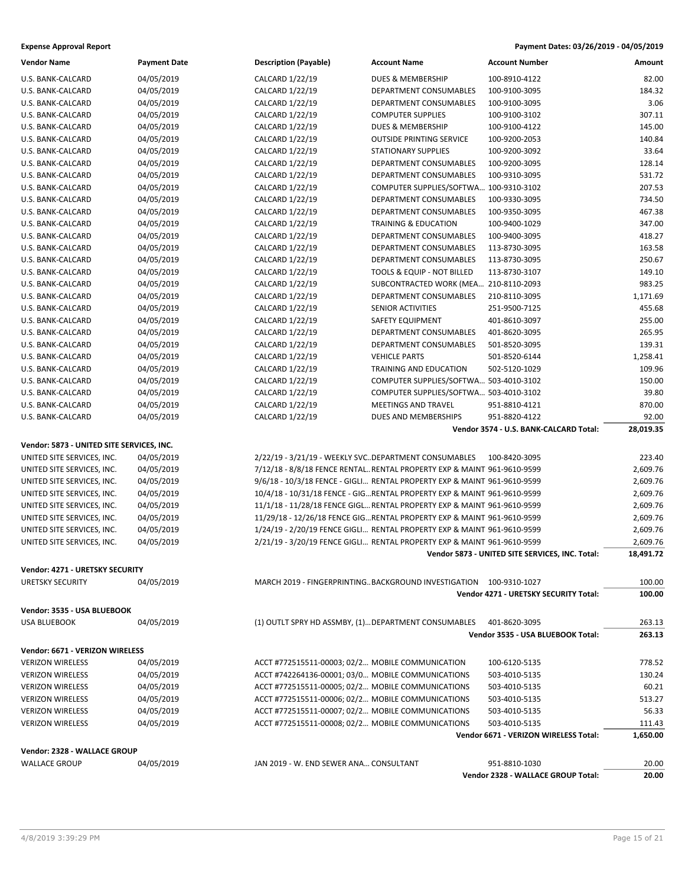**Expense Approval Report** — Payment Dates: 03/26/2019 - 04/05/2019

| Vendor Name | Payment Date | Description (Payable) | Account Name | Account Number | Amount |
|---|---|---|---|---|---|
| U.S. BANK-CALCARD | 04/05/2019 | CALCARD 1/22/19 | DUES & MEMBERSHIP | 100-8910-4122 | 82.00 |
| U.S. BANK-CALCARD | 04/05/2019 | CALCARD 1/22/19 | DEPARTMENT CONSUMABLES | 100-9100-3095 | 184.32 |
| U.S. BANK-CALCARD | 04/05/2019 | CALCARD 1/22/19 | DEPARTMENT CONSUMABLES | 100-9100-3095 | 3.06 |
| U.S. BANK-CALCARD | 04/05/2019 | CALCARD 1/22/19 | COMPUTER SUPPLIES | 100-9100-3102 | 307.11 |
| U.S. BANK-CALCARD | 04/05/2019 | CALCARD 1/22/19 | DUES & MEMBERSHIP | 100-9100-4122 | 145.00 |
| U.S. BANK-CALCARD | 04/05/2019 | CALCARD 1/22/19 | OUTSIDE PRINTING SERVICE | 100-9200-2053 | 140.84 |
| U.S. BANK-CALCARD | 04/05/2019 | CALCARD 1/22/19 | STATIONARY SUPPLIES | 100-9200-3092 | 33.64 |
| U.S. BANK-CALCARD | 04/05/2019 | CALCARD 1/22/19 | DEPARTMENT CONSUMABLES | 100-9200-3095 | 128.14 |
| U.S. BANK-CALCARD | 04/05/2019 | CALCARD 1/22/19 | DEPARTMENT CONSUMABLES | 100-9310-3095 | 531.72 |
| U.S. BANK-CALCARD | 04/05/2019 | CALCARD 1/22/19 | COMPUTER SUPPLIES/SOFTWA... | 100-9310-3102 | 207.53 |
| U.S. BANK-CALCARD | 04/05/2019 | CALCARD 1/22/19 | DEPARTMENT CONSUMABLES | 100-9330-3095 | 734.50 |
| U.S. BANK-CALCARD | 04/05/2019 | CALCARD 1/22/19 | DEPARTMENT CONSUMABLES | 100-9350-3095 | 467.38 |
| U.S. BANK-CALCARD | 04/05/2019 | CALCARD 1/22/19 | TRAINING & EDUCATION | 100-9400-1029 | 347.00 |
| U.S. BANK-CALCARD | 04/05/2019 | CALCARD 1/22/19 | DEPARTMENT CONSUMABLES | 100-9400-3095 | 418.27 |
| U.S. BANK-CALCARD | 04/05/2019 | CALCARD 1/22/19 | DEPARTMENT CONSUMABLES | 113-8730-3095 | 163.58 |
| U.S. BANK-CALCARD | 04/05/2019 | CALCARD 1/22/19 | DEPARTMENT CONSUMABLES | 113-8730-3095 | 250.67 |
| U.S. BANK-CALCARD | 04/05/2019 | CALCARD 1/22/19 | TOOLS & EQUIP - NOT BILLED | 113-8730-3107 | 149.10 |
| U.S. BANK-CALCARD | 04/05/2019 | CALCARD 1/22/19 | SUBCONTRACTED WORK (MEA... | 210-8110-2093 | 983.25 |
| U.S. BANK-CALCARD | 04/05/2019 | CALCARD 1/22/19 | DEPARTMENT CONSUMABLES | 210-8110-3095 | 1,171.69 |
| U.S. BANK-CALCARD | 04/05/2019 | CALCARD 1/22/19 | SENIOR ACTIVITIES | 251-9500-7125 | 455.68 |
| U.S. BANK-CALCARD | 04/05/2019 | CALCARD 1/22/19 | SAFETY EQUIPMENT | 401-8610-3097 | 255.00 |
| U.S. BANK-CALCARD | 04/05/2019 | CALCARD 1/22/19 | DEPARTMENT CONSUMABLES | 401-8620-3095 | 265.95 |
| U.S. BANK-CALCARD | 04/05/2019 | CALCARD 1/22/19 | DEPARTMENT CONSUMABLES | 501-8520-3095 | 139.31 |
| U.S. BANK-CALCARD | 04/05/2019 | CALCARD 1/22/19 | VEHICLE PARTS | 501-8520-6144 | 1,258.41 |
| U.S. BANK-CALCARD | 04/05/2019 | CALCARD 1/22/19 | TRAINING AND EDUCATION | 502-5120-1029 | 109.96 |
| U.S. BANK-CALCARD | 04/05/2019 | CALCARD 1/22/19 | COMPUTER SUPPLIES/SOFTWA... | 503-4010-3102 | 150.00 |
| U.S. BANK-CALCARD | 04/05/2019 | CALCARD 1/22/19 | COMPUTER SUPPLIES/SOFTWA... | 503-4010-3102 | 39.80 |
| U.S. BANK-CALCARD | 04/05/2019 | CALCARD 1/22/19 | MEETINGS AND TRAVEL | 951-8810-4121 | 870.00 |
| U.S. BANK-CALCARD | 04/05/2019 | CALCARD 1/22/19 | DUES AND MEMBERSHIPS | 951-8820-4122 | 92.00 |
| | | | | **Vendor 3574 - U.S. BANK-CALCARD Total:** | **28,019.35** |
| **Vendor: 5873 - UNITED SITE SERVICES, INC.** | | | | | |
| UNITED SITE SERVICES, INC. | 04/05/2019 | 2/22/19 - 3/21/19 - WEEKLY SVC... | DEPARTMENT CONSUMABLES | 100-8420-3095 | 223.40 |
| UNITED SITE SERVICES, INC. | 04/05/2019 | 7/12/18 - 8/8/18 FENCE RENTAL... | RENTAL PROPERTY EXP & MAINT | 961-9610-9599 | 2,609.76 |
| UNITED SITE SERVICES, INC. | 04/05/2019 | 9/6/18 - 10/3/18 FENCE - GIGLI... | RENTAL PROPERTY EXP & MAINT | 961-9610-9599 | 2,609.76 |
| UNITED SITE SERVICES, INC. | 04/05/2019 | 10/4/18 - 10/31/18 FENCE - GIG... | RENTAL PROPERTY EXP & MAINT | 961-9610-9599 | 2,609.76 |
| UNITED SITE SERVICES, INC. | 04/05/2019 | 11/1/18 - 11/28/18 FENCE GIGL... | RENTAL PROPERTY EXP & MAINT | 961-9610-9599 | 2,609.76 |
| UNITED SITE SERVICES, INC. | 04/05/2019 | 11/29/18 - 12/26/18 FENCE GIG... | RENTAL PROPERTY EXP & MAINT | 961-9610-9599 | 2,609.76 |
| UNITED SITE SERVICES, INC. | 04/05/2019 | 1/24/19 - 2/20/19 FENCE GIGLI... | RENTAL PROPERTY EXP & MAINT | 961-9610-9599 | 2,609.76 |
| UNITED SITE SERVICES, INC. | 04/05/2019 | 2/21/19 - 3/20/19 FENCE GIGLI... | RENTAL PROPERTY EXP & MAINT | 961-9610-9599 | 2,609.76 |
| | | | | **Vendor 5873 - UNITED SITE SERVICES, INC. Total:** | **18,491.72** |
| **Vendor: 4271 - URETSKY SECURITY** | | | | | |
| URETSKY SECURITY | 04/05/2019 | MARCH 2019 - FINGERPRINTING... | BACKGROUND INVESTIGATION | 100-9310-1027 | 100.00 |
| | | | | **Vendor 4271 - URETSKY SECURITY Total:** | **100.00** |
| **Vendor: 3535 - USA BLUEBOOK** | | | | | |
| USA BLUEBOOK | 04/05/2019 | (1) OUTLT SPRY HD ASSMBY, (1)... | DEPARTMENT CONSUMABLES | 401-8620-3095 | 263.13 |
| | | | | **Vendor 3535 - USA BLUEBOOK Total:** | **263.13** |
| **Vendor: 6671 - VERIZON WIRELESS** | | | | | |
| VERIZON WIRELESS | 04/05/2019 | ACCT #772515511-00003; 02/2... | MOBILE COMMUNICATION | 100-6120-5135 | 778.52 |
| VERIZON WIRELESS | 04/05/2019 | ACCT #742264136-00001; 03/0... | MOBILE COMMUNICATIONS | 503-4010-5135 | 130.24 |
| VERIZON WIRELESS | 04/05/2019 | ACCT #772515511-00005; 02/2... | MOBILE COMMUNICATIONS | 503-4010-5135 | 60.21 |
| VERIZON WIRELESS | 04/05/2019 | ACCT #772515511-00006; 02/2... | MOBILE COMMUNICATIONS | 503-4010-5135 | 513.27 |
| VERIZON WIRELESS | 04/05/2019 | ACCT #772515511-00007; 02/2... | MOBILE COMMUNICATIONS | 503-4010-5135 | 56.33 |
| VERIZON WIRELESS | 04/05/2019 | ACCT #772515511-00008; 02/2... | MOBILE COMMUNICATIONS | 503-4010-5135 | 111.43 |
| | | | | **Vendor 6671 - VERIZON WIRELESS Total:** | **1,650.00** |
| **Vendor: 2328 - WALLACE GROUP** | | | | | |
| WALLACE GROUP | 04/05/2019 | JAN 2019 - W. END SEWER ANA... | CONSULTANT | 951-8810-1030 | 20.00 |
| | | | | **Vendor 2328 - WALLACE GROUP Total:** | **20.00** |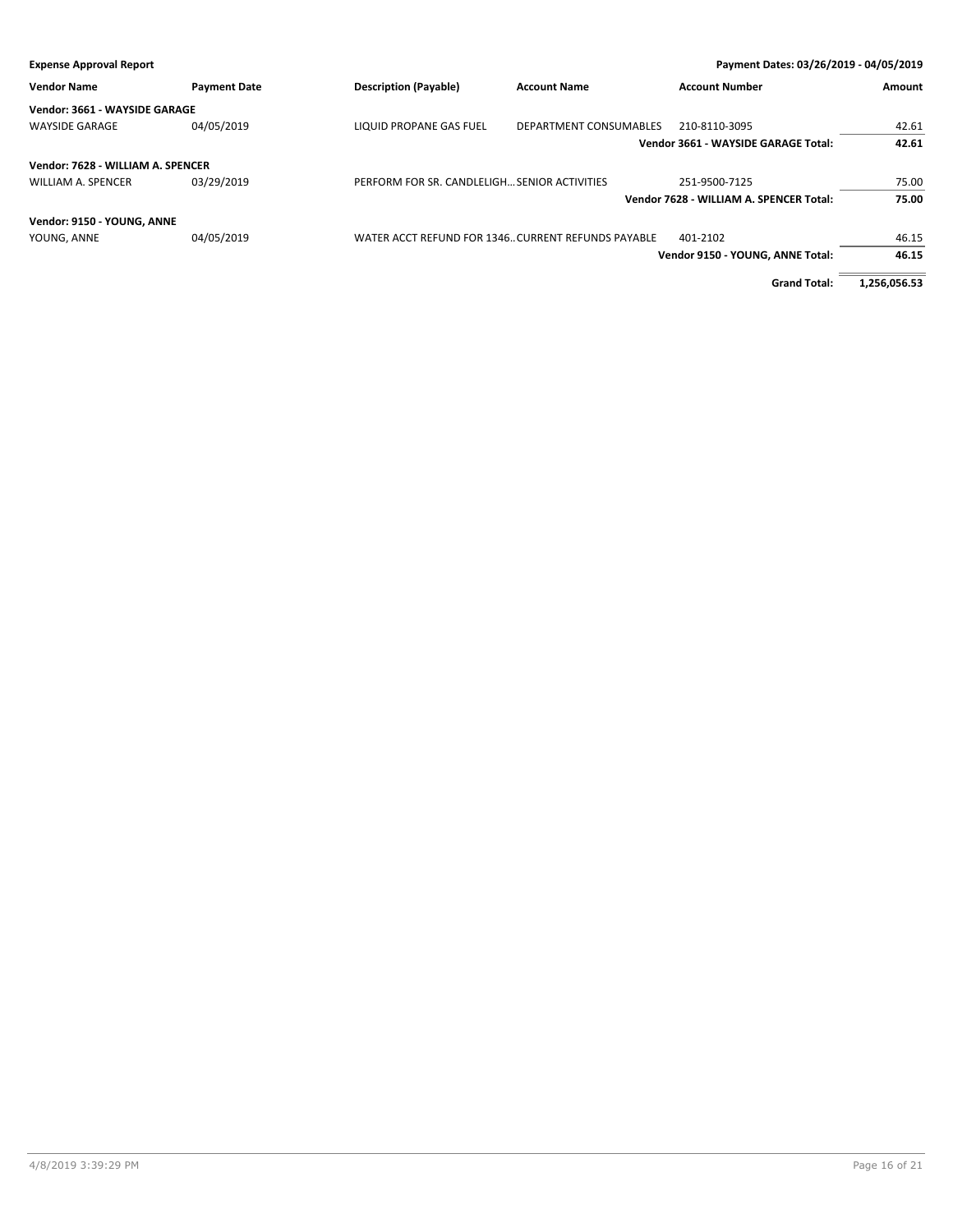**Expense Approval Report** — Payment Dates: 03/26/2019 - 04/05/2019

| Vendor Name | Payment Date | Description (Payable) | Account Name | Account Number | Amount |
|---|---|---|---|---|---|
| **Vendor: 3661 - WAYSIDE GARAGE** | | | | | |
| WAYSIDE GARAGE | 04/05/2019 | LIQUID PROPANE GAS FUEL | DEPARTMENT CONSUMABLES | 210-8110-3095 | 42.61 |
| | | | | **Vendor 3661 - WAYSIDE GARAGE Total:** | **42.61** |
| **Vendor: 7628 - WILLIAM A. SPENCER** | | | | | |
| WILLIAM A. SPENCER | 03/29/2019 | PERFORM FOR SR. CANDLELIGH... | SENIOR ACTIVITIES | 251-9500-7125 | 75.00 |
| | | | | **Vendor 7628 - WILLIAM A. SPENCER Total:** | **75.00** |
| **Vendor: 9150 - YOUNG, ANNE** | | | | | |
| YOUNG, ANNE | 04/05/2019 | WATER ACCT REFUND FOR 1346.. | CURRENT REFUNDS PAYABLE | 401-2102 | 46.15 |
| | | | | **Vendor 9150 - YOUNG, ANNE Total:** | **46.15** |
| | | | | **Grand Total:** | **1,256,056.53** |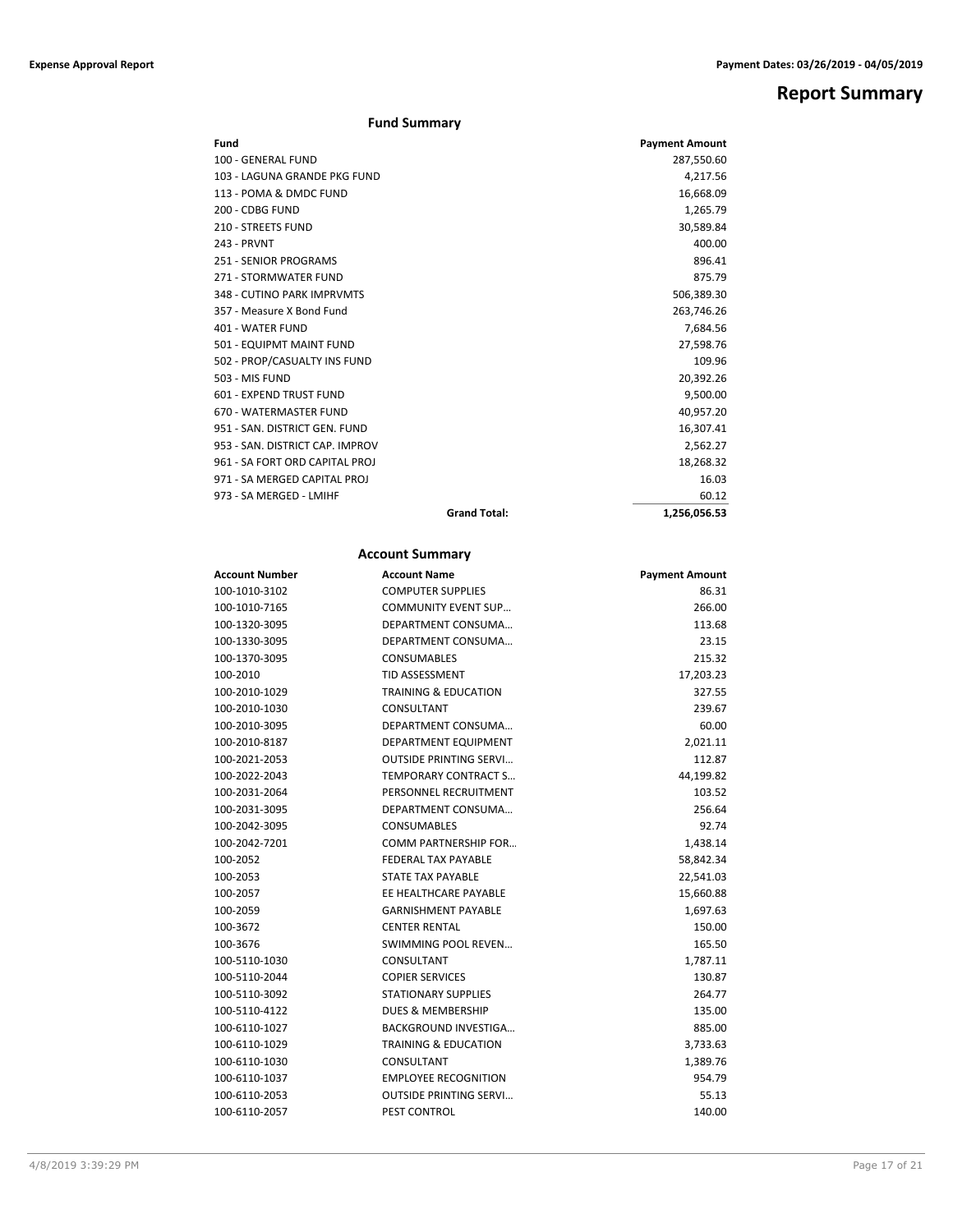# Report Summary

## Fund Summary

| Fund | | Payment Amount |
|---|---|---|
| 100 - GENERAL FUND | | 287,550.60 |
| 103 - LAGUNA GRANDE PKG FUND | | 4,217.56 |
| 113 - POMA & DMDC FUND | | 16,668.09 |
| 200 - CDBG FUND | | 1,265.79 |
| 210 - STREETS FUND | | 30,589.84 |
| 243 - PRVNT | | 400.00 |
| 251 - SENIOR PROGRAMS | | 896.41 |
| 271 - STORMWATER FUND | | 875.79 |
| 348 - CUTINO PARK IMPRVMTS | | 506,389.30 |
| 357 - Measure X Bond Fund | | 263,746.26 |
| 401 - WATER FUND | | 7,684.56 |
| 501 - EQUIPMT MAINT FUND | | 27,598.76 |
| 502 - PROP/CASUALTY INS FUND | | 109.96 |
| 503 - MIS FUND | | 20,392.26 |
| 601 - EXPEND TRUST FUND | | 9,500.00 |
| 670 - WATERMASTER FUND | | 40,957.20 |
| 951 - SAN. DISTRICT GEN. FUND | | 16,307.41 |
| 953 - SAN. DISTRICT CAP. IMPROV | | 2,562.27 |
| 961 - SA FORT ORD CAPITAL PROJ | | 18,268.32 |
| 971 - SA MERGED CAPITAL PROJ | | 16.03 |
| 973 - SA MERGED - LMIHF | | 60.12 |
| | **Grand Total:** | **1,256,056.53** |

## Account Summary

| Account Number | Account Name | Payment Amount |
|---|---|---|
| 100-1010-3102 | COMPUTER SUPPLIES | 86.31 |
| 100-1010-7165 | COMMUNITY EVENT SUP… | 266.00 |
| 100-1320-3095 | DEPARTMENT CONSUMA… | 113.68 |
| 100-1330-3095 | DEPARTMENT CONSUMA… | 23.15 |
| 100-1370-3095 | CONSUMABLES | 215.32 |
| 100-2010 | TID ASSESSMENT | 17,203.23 |
| 100-2010-1029 | TRAINING & EDUCATION | 327.55 |
| 100-2010-1030 | CONSULTANT | 239.67 |
| 100-2010-3095 | DEPARTMENT CONSUMA… | 60.00 |
| 100-2010-8187 | DEPARTMENT EQUIPMENT | 2,021.11 |
| 100-2021-2053 | OUTSIDE PRINTING SERVI… | 112.87 |
| 100-2022-2043 | TEMPORARY CONTRACT S… | 44,199.82 |
| 100-2031-2064 | PERSONNEL RECRUITMENT | 103.52 |
| 100-2031-3095 | DEPARTMENT CONSUMA… | 256.64 |
| 100-2042-3095 | CONSUMABLES | 92.74 |
| 100-2042-7201 | COMM PARTNERSHIP FOR… | 1,438.14 |
| 100-2052 | FEDERAL TAX PAYABLE | 58,842.34 |
| 100-2053 | STATE TAX PAYABLE | 22,541.03 |
| 100-2057 | EE HEALTHCARE PAYABLE | 15,660.88 |
| 100-2059 | GARNISHMENT PAYABLE | 1,697.63 |
| 100-3672 | CENTER RENTAL | 150.00 |
| 100-3676 | SWIMMING POOL REVEN… | 165.50 |
| 100-5110-1030 | CONSULTANT | 1,787.11 |
| 100-5110-2044 | COPIER SERVICES | 130.87 |
| 100-5110-3092 | STATIONARY SUPPLIES | 264.77 |
| 100-5110-4122 | DUES & MEMBERSHIP | 135.00 |
| 100-6110-1027 | BACKGROUND INVESTIGA… | 885.00 |
| 100-6110-1029 | TRAINING & EDUCATION | 3,733.63 |
| 100-6110-1030 | CONSULTANT | 1,389.76 |
| 100-6110-1037 | EMPLOYEE RECOGNITION | 954.79 |
| 100-6110-2053 | OUTSIDE PRINTING SERVI… | 55.13 |
| 100-6110-2057 | PEST CONTROL | 140.00 |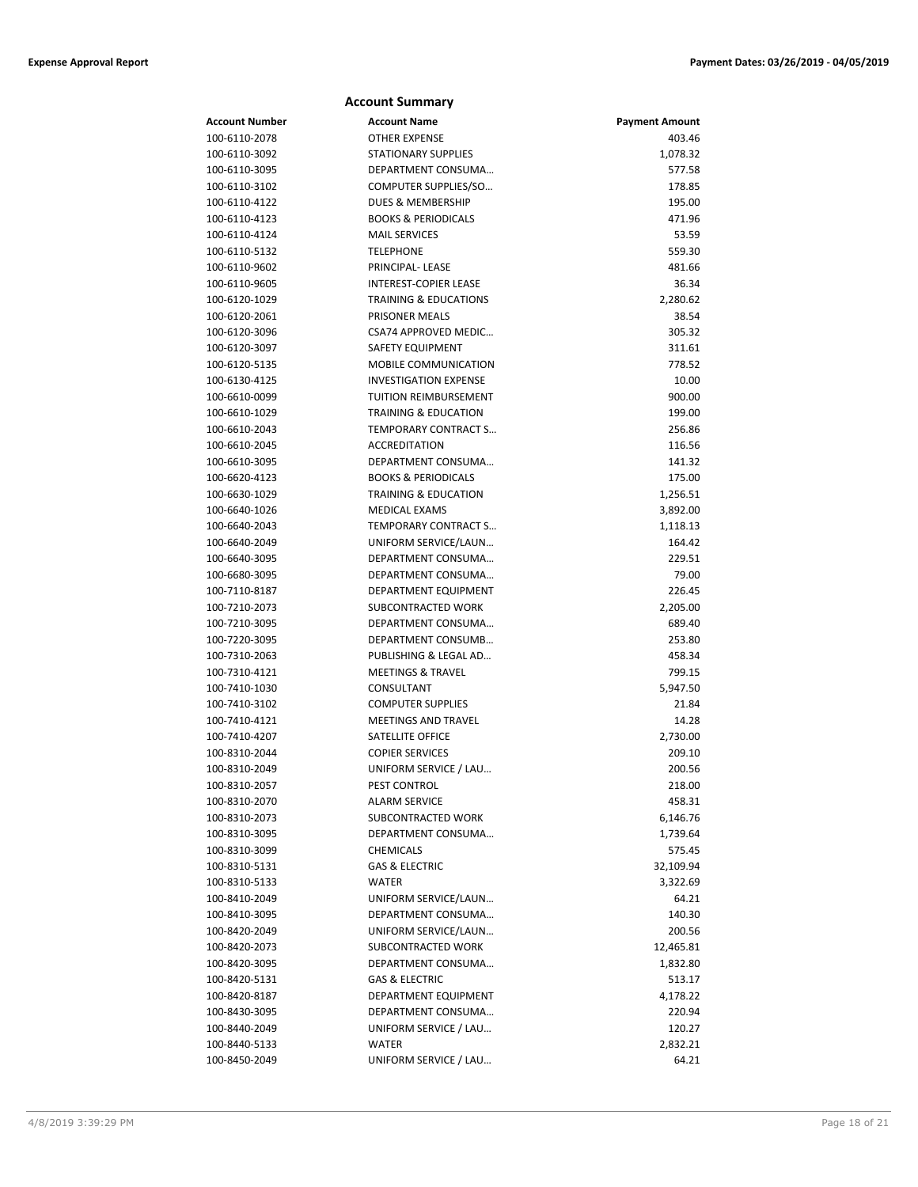## Account Summary

| Account Number | Account Name | Payment Amount |
|---|---|---|
| 100-6110-2078 | OTHER EXPENSE | 403.46 |
| 100-6110-3092 | STATIONARY SUPPLIES | 1,078.32 |
| 100-6110-3095 | DEPARTMENT CONSUMA… | 577.58 |
| 100-6110-3102 | COMPUTER SUPPLIES/SO… | 178.85 |
| 100-6110-4122 | DUES & MEMBERSHIP | 195.00 |
| 100-6110-4123 | BOOKS & PERIODICALS | 471.96 |
| 100-6110-4124 | MAIL SERVICES | 53.59 |
| 100-6110-5132 | TELEPHONE | 559.30 |
| 100-6110-9602 | PRINCIPAL- LEASE | 481.66 |
| 100-6110-9605 | INTEREST-COPIER LEASE | 36.34 |
| 100-6120-1029 | TRAINING & EDUCATIONS | 2,280.62 |
| 100-6120-2061 | PRISONER MEALS | 38.54 |
| 100-6120-3096 | CSA74 APPROVED MEDIC… | 305.32 |
| 100-6120-3097 | SAFETY EQUIPMENT | 311.61 |
| 100-6120-5135 | MOBILE COMMUNICATION | 778.52 |
| 100-6130-4125 | INVESTIGATION EXPENSE | 10.00 |
| 100-6610-0099 | TUITION REIMBURSEMENT | 900.00 |
| 100-6610-1029 | TRAINING & EDUCATION | 199.00 |
| 100-6610-2043 | TEMPORARY CONTRACT S… | 256.86 |
| 100-6610-2045 | ACCREDITATION | 116.56 |
| 100-6610-3095 | DEPARTMENT CONSUMA… | 141.32 |
| 100-6620-4123 | BOOKS & PERIODICALS | 175.00 |
| 100-6630-1029 | TRAINING & EDUCATION | 1,256.51 |
| 100-6640-1026 | MEDICAL EXAMS | 3,892.00 |
| 100-6640-2043 | TEMPORARY CONTRACT S… | 1,118.13 |
| 100-6640-2049 | UNIFORM SERVICE/LAUN… | 164.42 |
| 100-6640-3095 | DEPARTMENT CONSUMA… | 229.51 |
| 100-6680-3095 | DEPARTMENT CONSUMA… | 79.00 |
| 100-7110-8187 | DEPARTMENT EQUIPMENT | 226.45 |
| 100-7210-2073 | SUBCONTRACTED WORK | 2,205.00 |
| 100-7210-3095 | DEPARTMENT CONSUMA… | 689.40 |
| 100-7220-3095 | DEPARTMENT CONSUMB… | 253.80 |
| 100-7310-2063 | PUBLISHING & LEGAL AD… | 458.34 |
| 100-7310-4121 | MEETINGS & TRAVEL | 799.15 |
| 100-7410-1030 | CONSULTANT | 5,947.50 |
| 100-7410-3102 | COMPUTER SUPPLIES | 21.84 |
| 100-7410-4121 | MEETINGS AND TRAVEL | 14.28 |
| 100-7410-4207 | SATELLITE OFFICE | 2,730.00 |
| 100-8310-2044 | COPIER SERVICES | 209.10 |
| 100-8310-2049 | UNIFORM SERVICE / LAU… | 200.56 |
| 100-8310-2057 | PEST CONTROL | 218.00 |
| 100-8310-2070 | ALARM SERVICE | 458.31 |
| 100-8310-2073 | SUBCONTRACTED WORK | 6,146.76 |
| 100-8310-3095 | DEPARTMENT CONSUMA… | 1,739.64 |
| 100-8310-3099 | CHEMICALS | 575.45 |
| 100-8310-5131 | GAS & ELECTRIC | 32,109.94 |
| 100-8310-5133 | WATER | 3,322.69 |
| 100-8410-2049 | UNIFORM SERVICE/LAUN… | 64.21 |
| 100-8410-3095 | DEPARTMENT CONSUMA… | 140.30 |
| 100-8420-2049 | UNIFORM SERVICE/LAUN… | 200.56 |
| 100-8420-2073 | SUBCONTRACTED WORK | 12,465.81 |
| 100-8420-3095 | DEPARTMENT CONSUMA… | 1,832.80 |
| 100-8420-5131 | GAS & ELECTRIC | 513.17 |
| 100-8420-8187 | DEPARTMENT EQUIPMENT | 4,178.22 |
| 100-8430-3095 | DEPARTMENT CONSUMA… | 220.94 |
| 100-8440-2049 | UNIFORM SERVICE / LAU… | 120.27 |
| 100-8440-5133 | WATER | 2,832.21 |
| 100-8450-2049 | UNIFORM SERVICE / LAU… | 64.21 |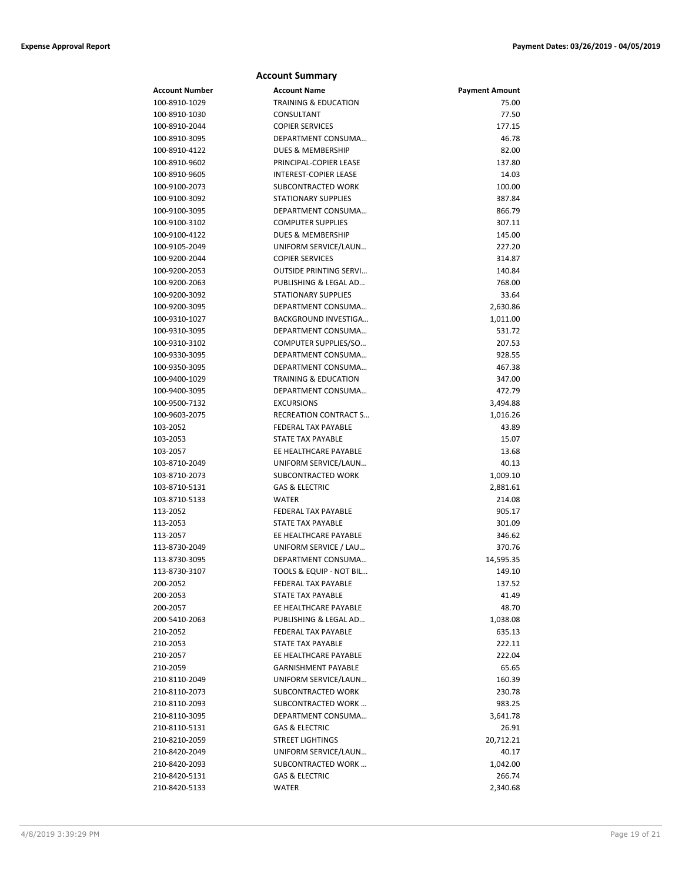## Account Summary

| Account Number | Account Name | Payment Amount |
|---|---|---|
| 100-8910-1029 | TRAINING & EDUCATION | 75.00 |
| 100-8910-1030 | CONSULTANT | 77.50 |
| 100-8910-2044 | COPIER SERVICES | 177.15 |
| 100-8910-3095 | DEPARTMENT CONSUMA… | 46.78 |
| 100-8910-4122 | DUES & MEMBERSHIP | 82.00 |
| 100-8910-9602 | PRINCIPAL-COPIER LEASE | 137.80 |
| 100-8910-9605 | INTEREST-COPIER LEASE | 14.03 |
| 100-9100-2073 | SUBCONTRACTED WORK | 100.00 |
| 100-9100-3092 | STATIONARY SUPPLIES | 387.84 |
| 100-9100-3095 | DEPARTMENT CONSUMA… | 866.79 |
| 100-9100-3102 | COMPUTER SUPPLIES | 307.11 |
| 100-9100-4122 | DUES & MEMBERSHIP | 145.00 |
| 100-9105-2049 | UNIFORM SERVICE/LAUN… | 227.20 |
| 100-9200-2044 | COPIER SERVICES | 314.87 |
| 100-9200-2053 | OUTSIDE PRINTING SERVI… | 140.84 |
| 100-9200-2063 | PUBLISHING & LEGAL AD… | 768.00 |
| 100-9200-3092 | STATIONARY SUPPLIES | 33.64 |
| 100-9200-3095 | DEPARTMENT CONSUMA… | 2,630.86 |
| 100-9310-1027 | BACKGROUND INVESTIGA… | 1,011.00 |
| 100-9310-3095 | DEPARTMENT CONSUMA… | 531.72 |
| 100-9310-3102 | COMPUTER SUPPLIES/SO… | 207.53 |
| 100-9330-3095 | DEPARTMENT CONSUMA… | 928.55 |
| 100-9350-3095 | DEPARTMENT CONSUMA… | 467.38 |
| 100-9400-1029 | TRAINING & EDUCATION | 347.00 |
| 100-9400-3095 | DEPARTMENT CONSUMA… | 472.79 |
| 100-9500-7132 | EXCURSIONS | 3,494.88 |
| 100-9603-2075 | RECREATION CONTRACT S… | 1,016.26 |
| 103-2052 | FEDERAL TAX PAYABLE | 43.89 |
| 103-2053 | STATE TAX PAYABLE | 15.07 |
| 103-2057 | EE HEALTHCARE PAYABLE | 13.68 |
| 103-8710-2049 | UNIFORM SERVICE/LAUN… | 40.13 |
| 103-8710-2073 | SUBCONTRACTED WORK | 1,009.10 |
| 103-8710-5131 | GAS & ELECTRIC | 2,881.61 |
| 103-8710-5133 | WATER | 214.08 |
| 113-2052 | FEDERAL TAX PAYABLE | 905.17 |
| 113-2053 | STATE TAX PAYABLE | 301.09 |
| 113-2057 | EE HEALTHCARE PAYABLE | 346.62 |
| 113-8730-2049 | UNIFORM SERVICE / LAU… | 370.76 |
| 113-8730-3095 | DEPARTMENT CONSUMA… | 14,595.35 |
| 113-8730-3107 | TOOLS & EQUIP - NOT BIL… | 149.10 |
| 200-2052 | FEDERAL TAX PAYABLE | 137.52 |
| 200-2053 | STATE TAX PAYABLE | 41.49 |
| 200-2057 | EE HEALTHCARE PAYABLE | 48.70 |
| 200-5410-2063 | PUBLISHING & LEGAL AD… | 1,038.08 |
| 210-2052 | FEDERAL TAX PAYABLE | 635.13 |
| 210-2053 | STATE TAX PAYABLE | 222.11 |
| 210-2057 | EE HEALTHCARE PAYABLE | 222.04 |
| 210-2059 | GARNISHMENT PAYABLE | 65.65 |
| 210-8110-2049 | UNIFORM SERVICE/LAUN… | 160.39 |
| 210-8110-2073 | SUBCONTRACTED WORK | 230.78 |
| 210-8110-2093 | SUBCONTRACTED WORK … | 983.25 |
| 210-8110-3095 | DEPARTMENT CONSUMA… | 3,641.78 |
| 210-8110-5131 | GAS & ELECTRIC | 26.91 |
| 210-8210-2059 | STREET LIGHTINGS | 20,712.21 |
| 210-8420-2049 | UNIFORM SERVICE/LAUN… | 40.17 |
| 210-8420-2093 | SUBCONTRACTED WORK … | 1,042.00 |
| 210-8420-5131 | GAS & ELECTRIC | 266.74 |
| 210-8420-5133 | WATER | 2,340.68 |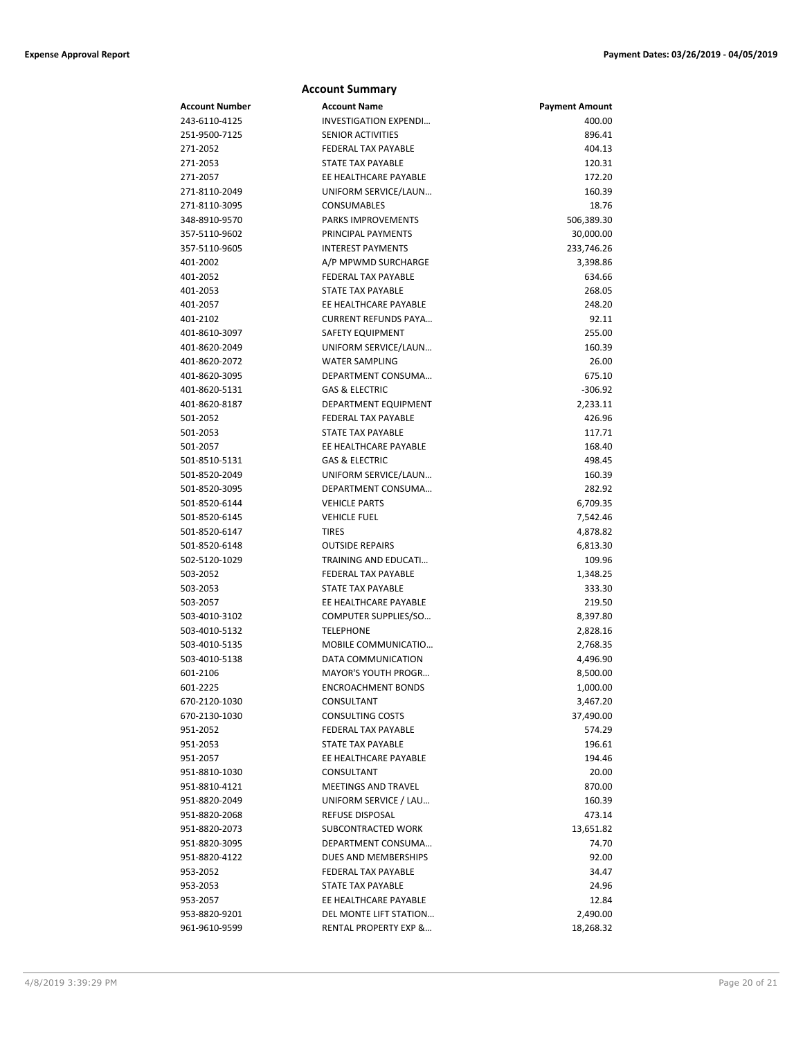## Account Summary

| Account Number | Account Name | Payment Amount |
|---|---|---|
| 243-6110-4125 | INVESTIGATION EXPENDI… | 400.00 |
| 251-9500-7125 | SENIOR ACTIVITIES | 896.41 |
| 271-2052 | FEDERAL TAX PAYABLE | 404.13 |
| 271-2053 | STATE TAX PAYABLE | 120.31 |
| 271-2057 | EE HEALTHCARE PAYABLE | 172.20 |
| 271-8110-2049 | UNIFORM SERVICE/LAUN… | 160.39 |
| 271-8110-3095 | CONSUMABLES | 18.76 |
| 348-8910-9570 | PARKS IMPROVEMENTS | 506,389.30 |
| 357-5110-9602 | PRINCIPAL PAYMENTS | 30,000.00 |
| 357-5110-9605 | INTEREST PAYMENTS | 233,746.26 |
| 401-2002 | A/P MPWMD SURCHARGE | 3,398.86 |
| 401-2052 | FEDERAL TAX PAYABLE | 634.66 |
| 401-2053 | STATE TAX PAYABLE | 268.05 |
| 401-2057 | EE HEALTHCARE PAYABLE | 248.20 |
| 401-2102 | CURRENT REFUNDS PAYA… | 92.11 |
| 401-8610-3097 | SAFETY EQUIPMENT | 255.00 |
| 401-8620-2049 | UNIFORM SERVICE/LAUN… | 160.39 |
| 401-8620-2072 | WATER SAMPLING | 26.00 |
| 401-8620-3095 | DEPARTMENT CONSUMA… | 675.10 |
| 401-8620-5131 | GAS & ELECTRIC | -306.92 |
| 401-8620-8187 | DEPARTMENT EQUIPMENT | 2,233.11 |
| 501-2052 | FEDERAL TAX PAYABLE | 426.96 |
| 501-2053 | STATE TAX PAYABLE | 117.71 |
| 501-2057 | EE HEALTHCARE PAYABLE | 168.40 |
| 501-8510-5131 | GAS & ELECTRIC | 498.45 |
| 501-8520-2049 | UNIFORM SERVICE/LAUN… | 160.39 |
| 501-8520-3095 | DEPARTMENT CONSUMA… | 282.92 |
| 501-8520-6144 | VEHICLE PARTS | 6,709.35 |
| 501-8520-6145 | VEHICLE FUEL | 7,542.46 |
| 501-8520-6147 | TIRES | 4,878.82 |
| 501-8520-6148 | OUTSIDE REPAIRS | 6,813.30 |
| 502-5120-1029 | TRAINING AND EDUCATI… | 109.96 |
| 503-2052 | FEDERAL TAX PAYABLE | 1,348.25 |
| 503-2053 | STATE TAX PAYABLE | 333.30 |
| 503-2057 | EE HEALTHCARE PAYABLE | 219.50 |
| 503-4010-3102 | COMPUTER SUPPLIES/SO… | 8,397.80 |
| 503-4010-5132 | TELEPHONE | 2,828.16 |
| 503-4010-5135 | MOBILE COMMUNICATIO… | 2,768.35 |
| 503-4010-5138 | DATA COMMUNICATION | 4,496.90 |
| 601-2106 | MAYOR'S YOUTH PROGR… | 8,500.00 |
| 601-2225 | ENCROACHMENT BONDS | 1,000.00 |
| 670-2120-1030 | CONSULTANT | 3,467.20 |
| 670-2130-1030 | CONSULTING COSTS | 37,490.00 |
| 951-2052 | FEDERAL TAX PAYABLE | 574.29 |
| 951-2053 | STATE TAX PAYABLE | 196.61 |
| 951-2057 | EE HEALTHCARE PAYABLE | 194.46 |
| 951-8810-1030 | CONSULTANT | 20.00 |
| 951-8810-4121 | MEETINGS AND TRAVEL | 870.00 |
| 951-8820-2049 | UNIFORM SERVICE / LAU… | 160.39 |
| 951-8820-2068 | REFUSE DISPOSAL | 473.14 |
| 951-8820-2073 | SUBCONTRACTED WORK | 13,651.82 |
| 951-8820-3095 | DEPARTMENT CONSUMA… | 74.70 |
| 951-8820-4122 | DUES AND MEMBERSHIPS | 92.00 |
| 953-2052 | FEDERAL TAX PAYABLE | 34.47 |
| 953-2053 | STATE TAX PAYABLE | 24.96 |
| 953-2057 | EE HEALTHCARE PAYABLE | 12.84 |
| 953-8820-9201 | DEL MONTE LIFT STATION… | 2,490.00 |
| 961-9610-9599 | RENTAL PROPERTY EXP &… | 18,268.32 |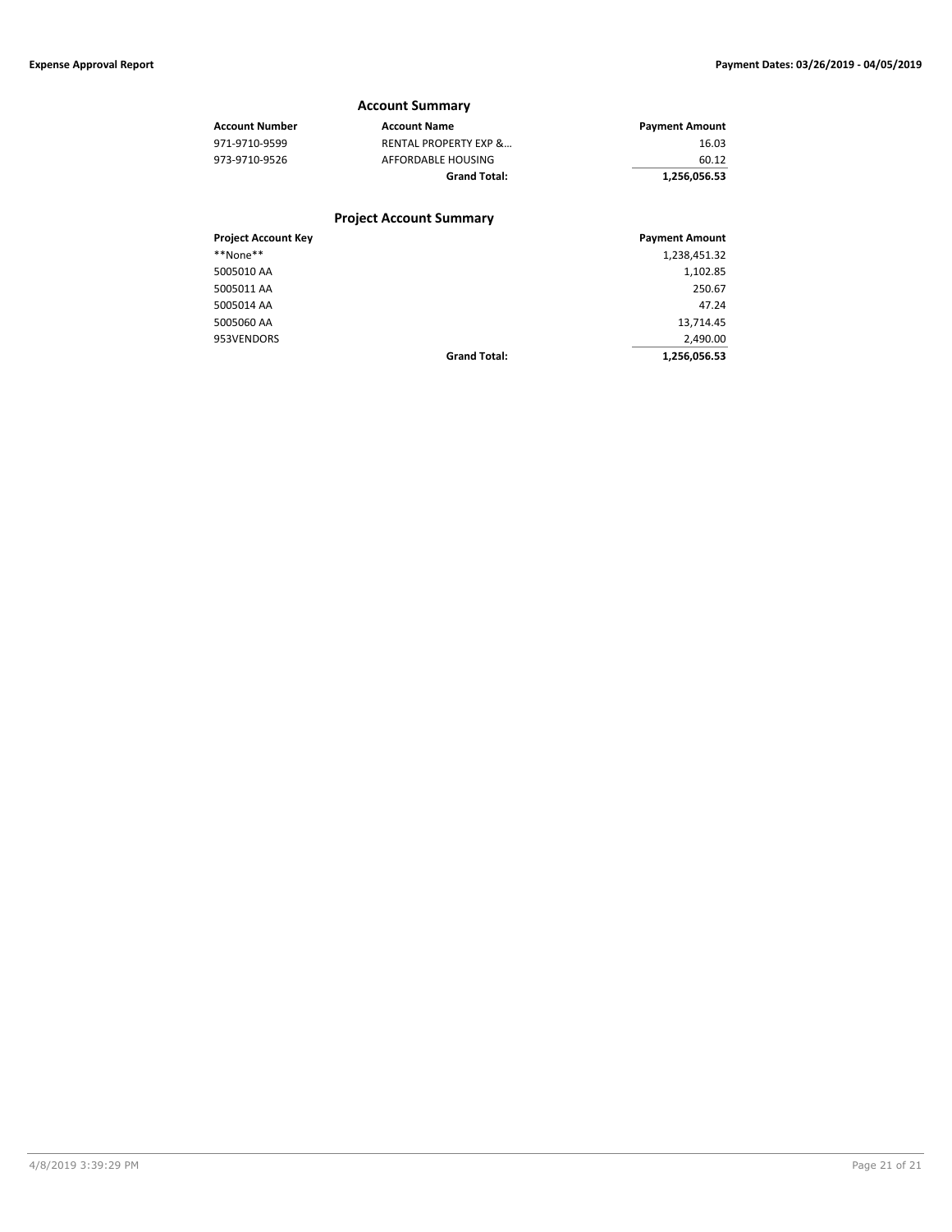## Account Summary

| Account Number | Account Name | Payment Amount |
|---|---|---|
| 971-9710-9599 | RENTAL PROPERTY EXP &... | 16.03 |
| 973-9710-9526 | AFFORDABLE HOUSING | 60.12 |
| | **Grand Total:** | **1,256,056.53** |

## Project Account Summary

| Project Account Key | | Payment Amount |
|---|---|---|
| **None** | | 1,238,451.32 |
| 5005010 AA | | 1,102.85 |
| 5005011 AA | | 250.67 |
| 5005014 AA | | 47.24 |
| 5005060 AA | | 13,714.45 |
| 953VENDORS | | 2,490.00 |
| | **Grand Total:** | **1,256,056.53** |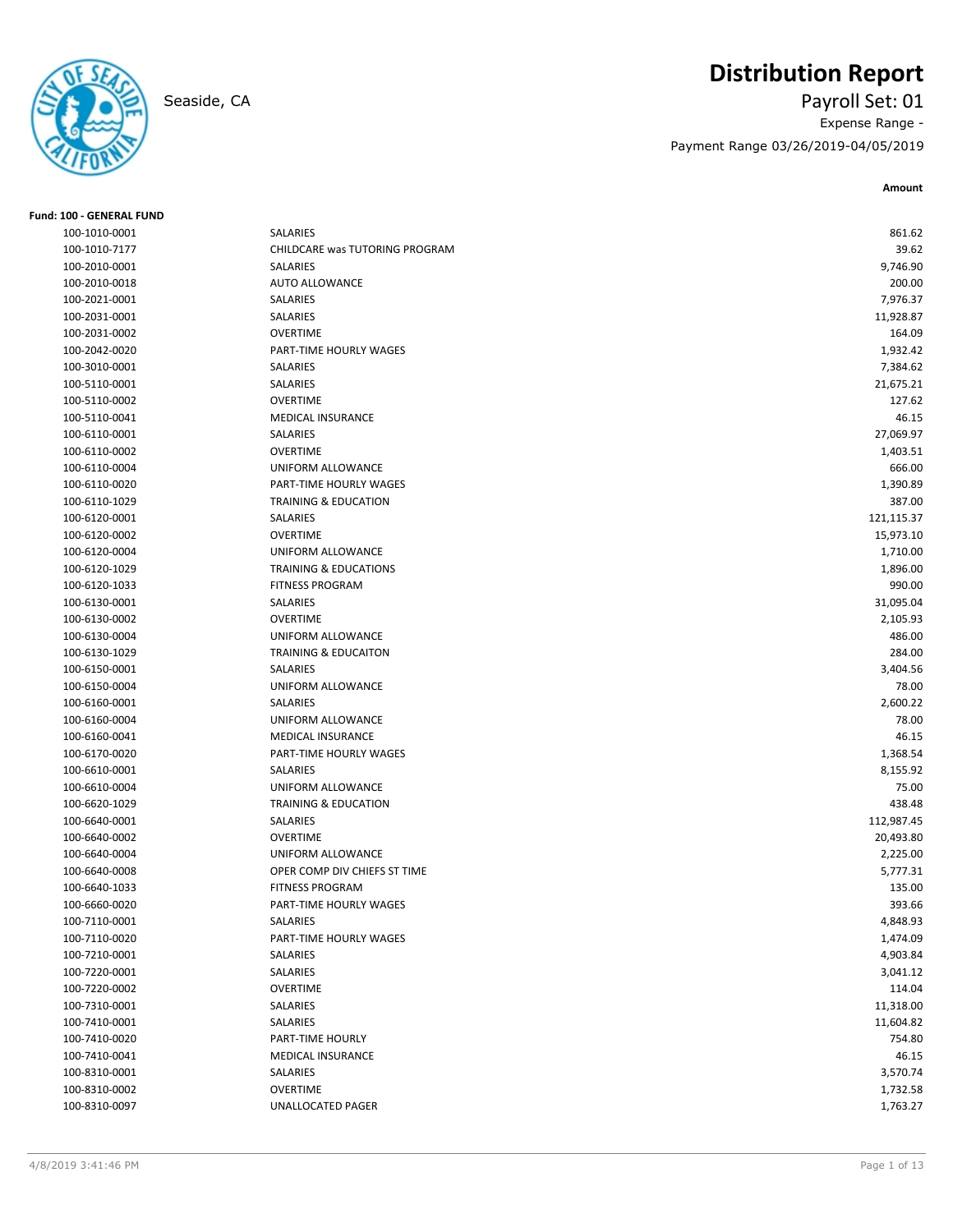# Distribution Report

Seaside, CA

Payroll Set: 01

Expense Range -

Payment Range 03/26/2019-04/05/2019

**Fund: 100 - GENERAL FUND**

| Account | Description | Amount |
|---|---|---|
| 100-1010-0001 | SALARIES | 861.62 |
| 100-1010-7177 | CHILDCARE was TUTORING PROGRAM | 39.62 |
| 100-2010-0001 | SALARIES | 9,746.90 |
| 100-2010-0018 | AUTO ALLOWANCE | 200.00 |
| 100-2021-0001 | SALARIES | 7,976.37 |
| 100-2031-0001 | SALARIES | 11,928.87 |
| 100-2031-0002 | OVERTIME | 164.09 |
| 100-2042-0020 | PART-TIME HOURLY WAGES | 1,932.42 |
| 100-3010-0001 | SALARIES | 7,384.62 |
| 100-5110-0001 | SALARIES | 21,675.21 |
| 100-5110-0002 | OVERTIME | 127.62 |
| 100-5110-0041 | MEDICAL INSURANCE | 46.15 |
| 100-6110-0001 | SALARIES | 27,069.97 |
| 100-6110-0002 | OVERTIME | 1,403.51 |
| 100-6110-0004 | UNIFORM ALLOWANCE | 666.00 |
| 100-6110-0020 | PART-TIME HOURLY WAGES | 1,390.89 |
| 100-6110-1029 | TRAINING & EDUCATION | 387.00 |
| 100-6120-0001 | SALARIES | 121,115.37 |
| 100-6120-0002 | OVERTIME | 15,973.10 |
| 100-6120-0004 | UNIFORM ALLOWANCE | 1,710.00 |
| 100-6120-1029 | TRAINING & EDUCATIONS | 1,896.00 |
| 100-6120-1033 | FITNESS PROGRAM | 990.00 |
| 100-6130-0001 | SALARIES | 31,095.04 |
| 100-6130-0002 | OVERTIME | 2,105.93 |
| 100-6130-0004 | UNIFORM ALLOWANCE | 486.00 |
| 100-6130-1029 | TRAINING & EDUCAITON | 284.00 |
| 100-6150-0001 | SALARIES | 3,404.56 |
| 100-6150-0004 | UNIFORM ALLOWANCE | 78.00 |
| 100-6160-0001 | SALARIES | 2,600.22 |
| 100-6160-0004 | UNIFORM ALLOWANCE | 78.00 |
| 100-6160-0041 | MEDICAL INSURANCE | 46.15 |
| 100-6170-0020 | PART-TIME HOURLY WAGES | 1,368.54 |
| 100-6610-0001 | SALARIES | 8,155.92 |
| 100-6610-0004 | UNIFORM ALLOWANCE | 75.00 |
| 100-6620-1029 | TRAINING & EDUCATION | 438.48 |
| 100-6640-0001 | SALARIES | 112,987.45 |
| 100-6640-0002 | OVERTIME | 20,493.80 |
| 100-6640-0004 | UNIFORM ALLOWANCE | 2,225.00 |
| 100-6640-0008 | OPER COMP DIV CHIEFS ST TIME | 5,777.31 |
| 100-6640-1033 | FITNESS PROGRAM | 135.00 |
| 100-6660-0020 | PART-TIME HOURLY WAGES | 393.66 |
| 100-7110-0001 | SALARIES | 4,848.93 |
| 100-7110-0020 | PART-TIME HOURLY WAGES | 1,474.09 |
| 100-7210-0001 | SALARIES | 4,903.84 |
| 100-7220-0001 | SALARIES | 3,041.12 |
| 100-7220-0002 | OVERTIME | 114.04 |
| 100-7310-0001 | SALARIES | 11,318.00 |
| 100-7410-0001 | SALARIES | 11,604.82 |
| 100-7410-0020 | PART-TIME HOURLY | 754.80 |
| 100-7410-0041 | MEDICAL INSURANCE | 46.15 |
| 100-8310-0001 | SALARIES | 3,570.74 |
| 100-8310-0002 | OVERTIME | 1,732.58 |
| 100-8310-0097 | UNALLOCATED PAGER | 1,763.27 |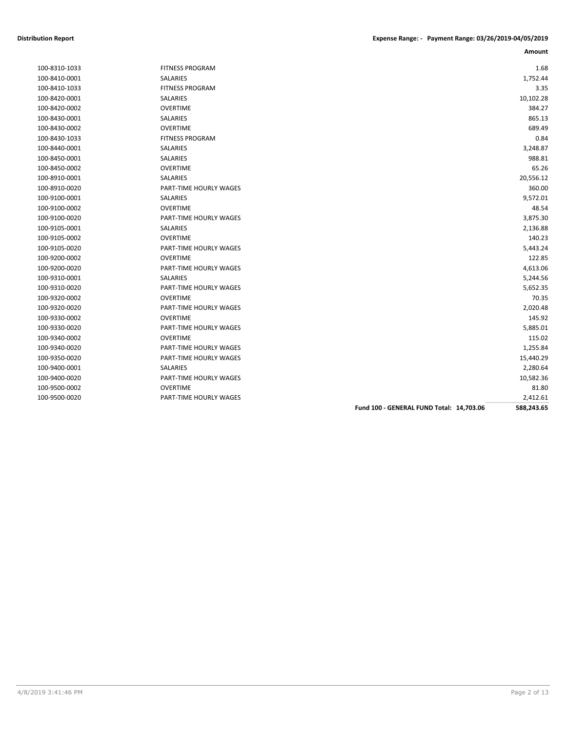**Distribution Report** **Expense Range: - Payment Range: 03/26/2019-04/05/2019**

| | | | Amount |
|---|---|---|---|
| 100-8310-1033 | FITNESS PROGRAM | | 1.68 |
| 100-8410-0001 | SALARIES | | 1,752.44 |
| 100-8410-1033 | FITNESS PROGRAM | | 3.35 |
| 100-8420-0001 | SALARIES | | 10,102.28 |
| 100-8420-0002 | OVERTIME | | 384.27 |
| 100-8430-0001 | SALARIES | | 865.13 |
| 100-8430-0002 | OVERTIME | | 689.49 |
| 100-8430-1033 | FITNESS PROGRAM | | 0.84 |
| 100-8440-0001 | SALARIES | | 3,248.87 |
| 100-8450-0001 | SALARIES | | 988.81 |
| 100-8450-0002 | OVERTIME | | 65.26 |
| 100-8910-0001 | SALARIES | | 20,556.12 |
| 100-8910-0020 | PART-TIME HOURLY WAGES | | 360.00 |
| 100-9100-0001 | SALARIES | | 9,572.01 |
| 100-9100-0002 | OVERTIME | | 48.54 |
| 100-9100-0020 | PART-TIME HOURLY WAGES | | 3,875.30 |
| 100-9105-0001 | SALARIES | | 2,136.88 |
| 100-9105-0002 | OVERTIME | | 140.23 |
| 100-9105-0020 | PART-TIME HOURLY WAGES | | 5,443.24 |
| 100-9200-0002 | OVERTIME | | 122.85 |
| 100-9200-0020 | PART-TIME HOURLY WAGES | | 4,613.06 |
| 100-9310-0001 | SALARIES | | 5,244.56 |
| 100-9310-0020 | PART-TIME HOURLY WAGES | | 5,652.35 |
| 100-9320-0002 | OVERTIME | | 70.35 |
| 100-9320-0020 | PART-TIME HOURLY WAGES | | 2,020.48 |
| 100-9330-0002 | OVERTIME | | 145.92 |
| 100-9330-0020 | PART-TIME HOURLY WAGES | | 5,885.01 |
| 100-9340-0002 | OVERTIME | | 115.02 |
| 100-9340-0020 | PART-TIME HOURLY WAGES | | 1,255.84 |
| 100-9350-0020 | PART-TIME HOURLY WAGES | | 15,440.29 |
| 100-9400-0001 | SALARIES | | 2,280.64 |
| 100-9400-0020 | PART-TIME HOURLY WAGES | | 10,582.36 |
| 100-9500-0002 | OVERTIME | | 81.80 |
| 100-9500-0020 | PART-TIME HOURLY WAGES | | 2,412.61 |
| | | **Fund 100 - GENERAL FUND Total: 14,703.06** | **588,243.65** |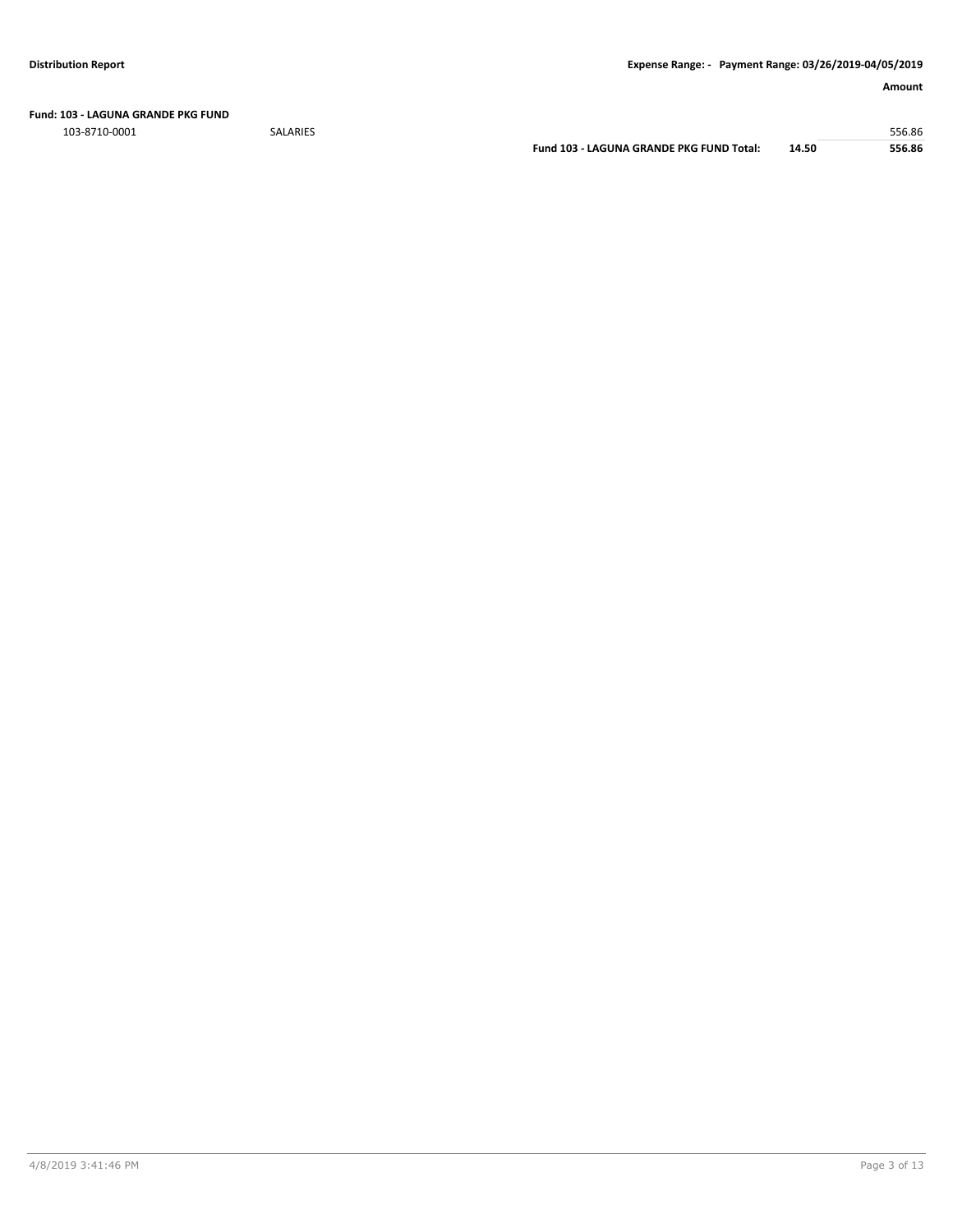**Distribution Report** | **Expense Range: - Payment Range: 03/26/2019-04/05/2019**

| | | | **Amount** |
|---|---|---|---|
| **Fund: 103 - LAGUNA GRANDE PKG FUND** | | | |
| 103-8710-0001 | SALARIES | | 556.86 |
| | **Fund 103 - LAGUNA GRANDE PKG FUND Total:** | **14.50** | **556.86** |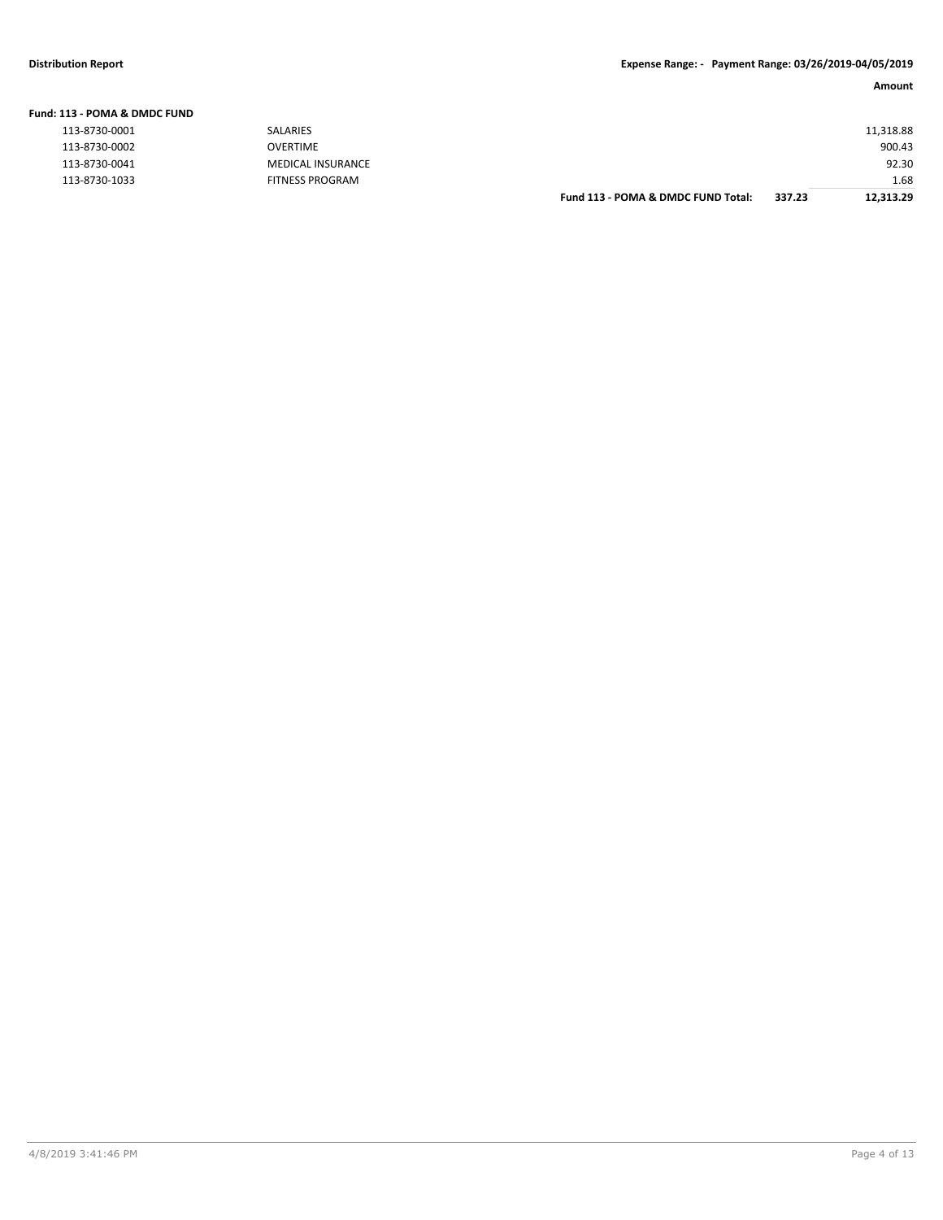**Distribution Report** **Expense Range: - Payment Range: 03/26/2019-04/05/2019**

| | | | | Amount |
|---|---|---|---|---|
| **Fund: 113 - POMA & DMDC FUND** | | | | |
| 113-8730-0001 | SALARIES | | | 11,318.88 |
| 113-8730-0002 | OVERTIME | | | 900.43 |
| 113-8730-0041 | MEDICAL INSURANCE | | | 92.30 |
| 113-8730-1033 | FITNESS PROGRAM | | | 1.68 |
| | | **Fund 113 - POMA & DMDC FUND Total:** | **337.23** | **12,313.29** |

4/8/2019 3:41:46 PM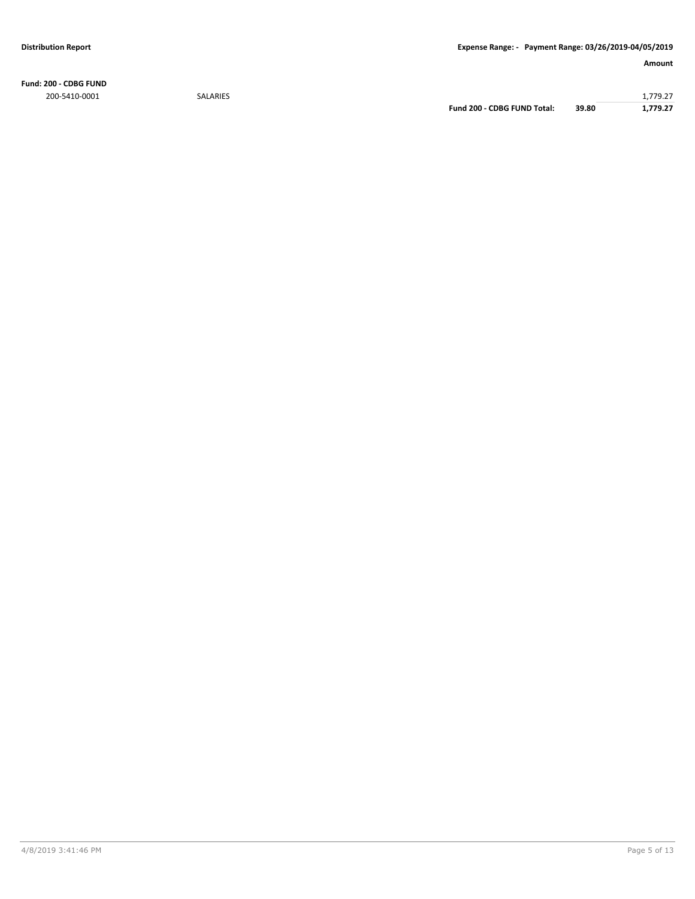**Distribution Report** | **Expense Range: - Payment Range: 03/26/2019-04/05/2019**

| | | | | **Amount** |
|---|---|---|---|---|
| **Fund: 200 - CDBG FUND** | | | | |
| 200-5410-0001 | SALARIES | | | 1,779.27 |
| | | **Fund 200 - CDBG FUND Total:** | **39.80** | **1,779.27** |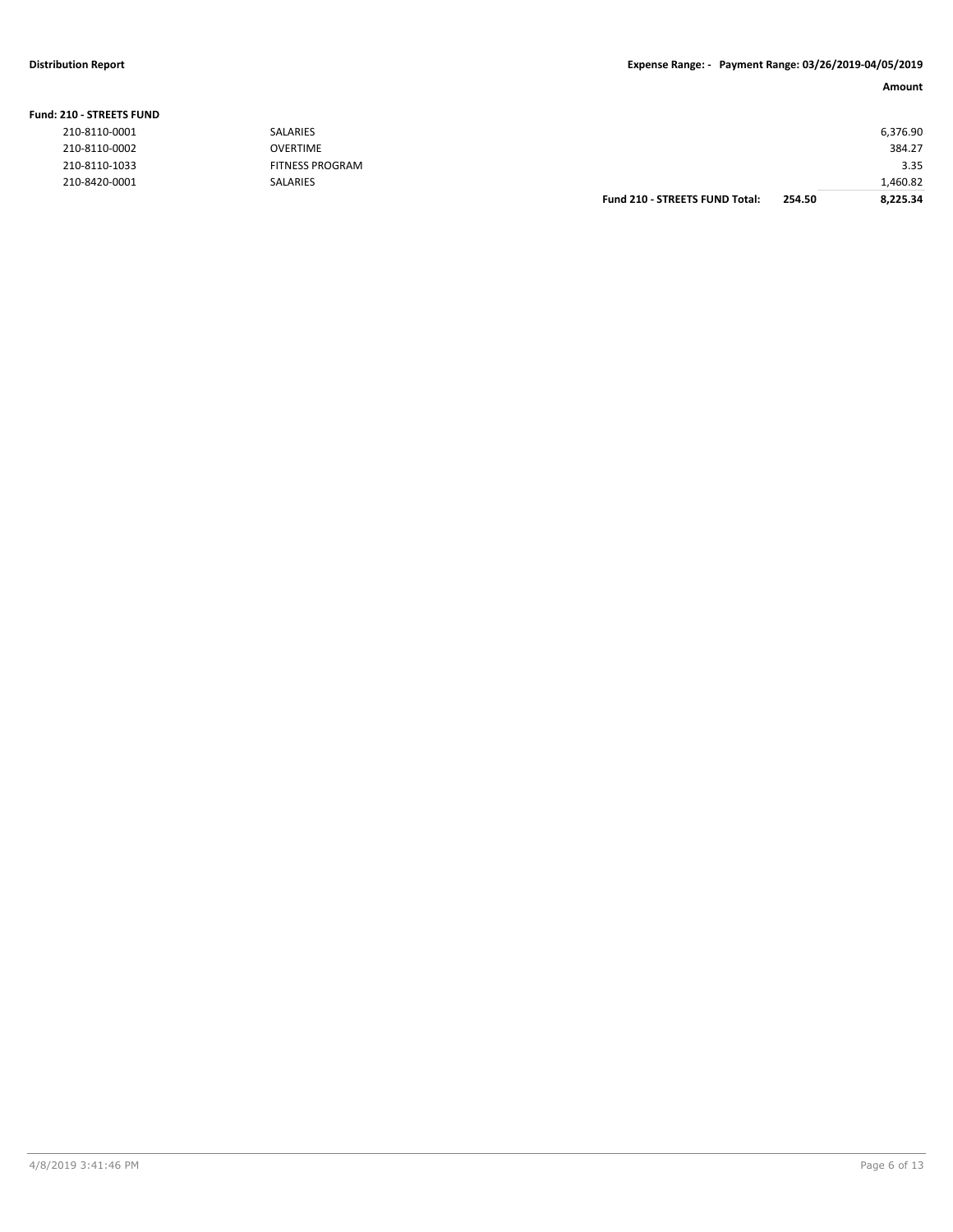**Distribution Report** | **Expense Range: - Payment Range: 03/26/2019-04/05/2019**

| | | | | Amount |
|---|---|---|---|---|
| **Fund: 210 - STREETS FUND** | | | | |
| 210-8110-0001 | SALARIES | | | 6,376.90 |
| 210-8110-0002 | OVERTIME | | | 384.27 |
| 210-8110-1033 | FITNESS PROGRAM | | | 3.35 |
| 210-8420-0001 | SALARIES | | | 1,460.82 |
| | | **Fund 210 - STREETS FUND Total:** | **254.50** | **8,225.34** |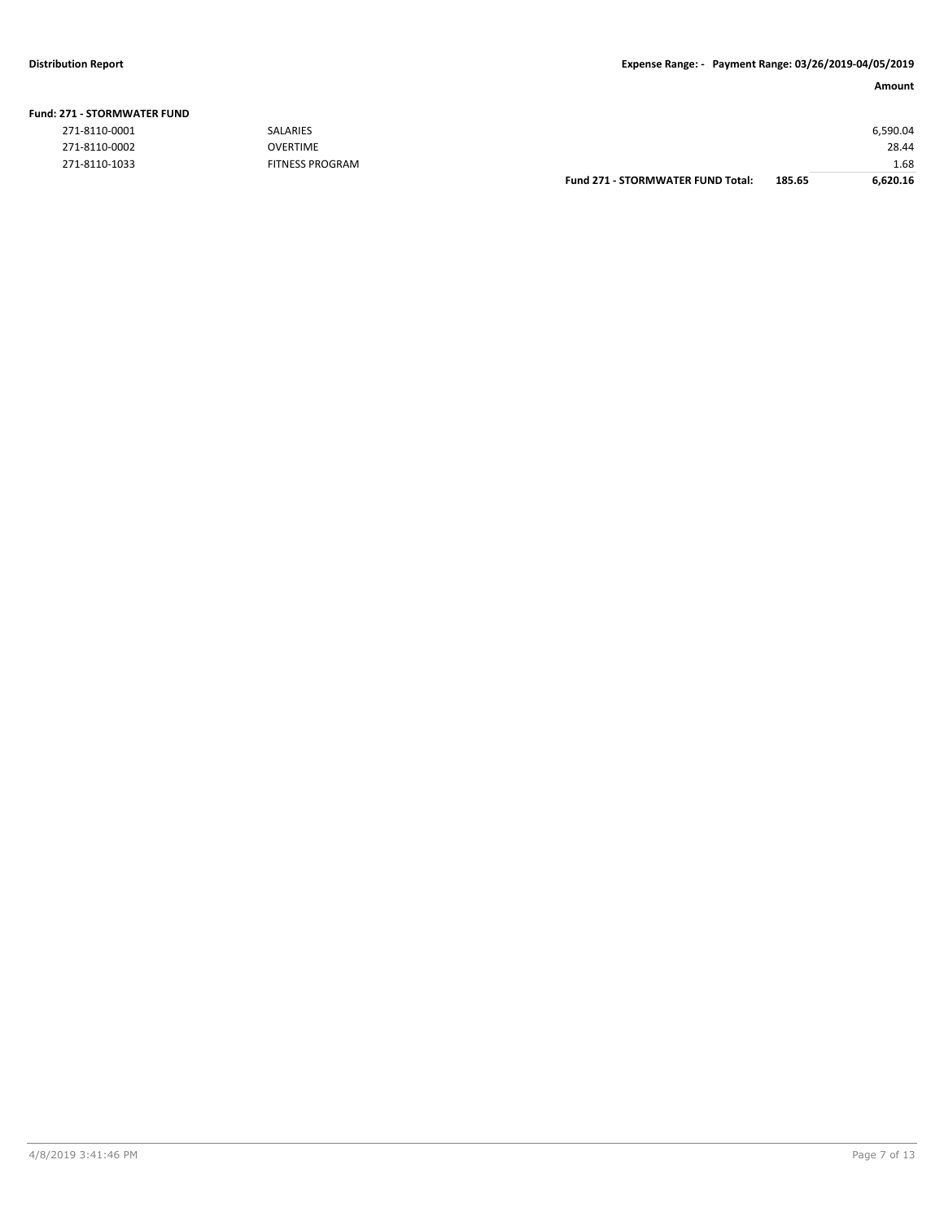**Distribution Report** — **Expense Range: - Payment Range: 03/26/2019-04/05/2019**

| | | | | Amount |
|---|---|---|---|---|
| **Fund: 271 - STORMWATER FUND** | | | | |
| 271-8110-0001 | SALARIES | | | 6,590.04 |
| 271-8110-0002 | OVERTIME | | | 28.44 |
| 271-8110-1033 | FITNESS PROGRAM | | | 1.68 |
| | | **Fund 271 - STORMWATER FUND Total:** | **185.65** | **6,620.16** |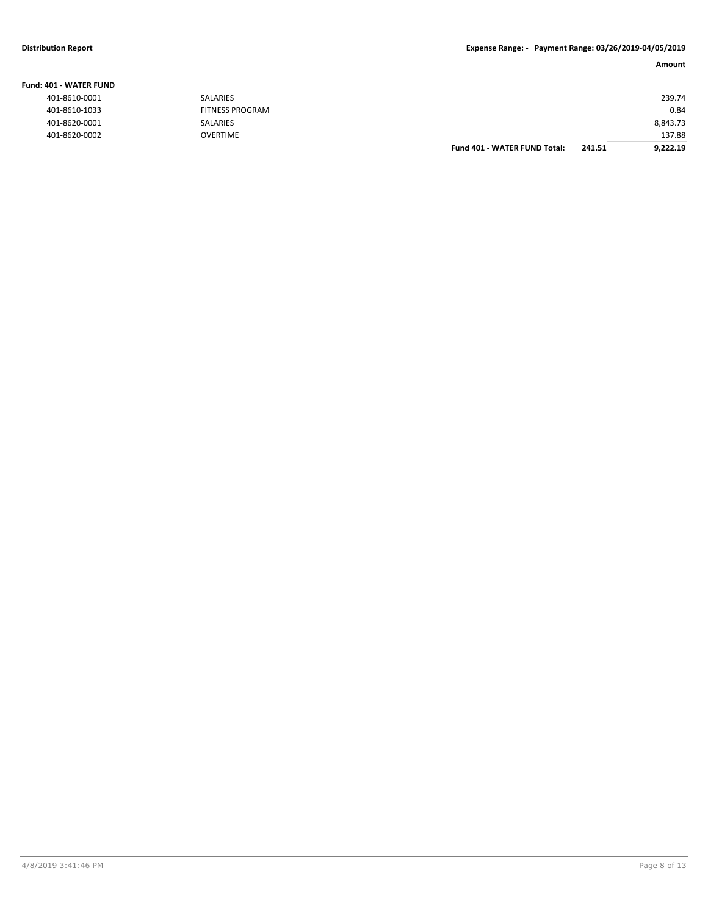**Distribution Report** | **Expense Range: - Payment Range: 03/26/2019-04/05/2019**

**Fund: 401 - WATER FUND**

| | | | | Amount |
|---|---|---|---|---|
| 401-8610-0001 | SALARIES | | | 239.74 |
| 401-8610-1033 | FITNESS PROGRAM | | | 0.84 |
| 401-8620-0001 | SALARIES | | | 8,843.73 |
| 401-8620-0002 | OVERTIME | | | 137.88 |
| | | **Fund 401 - WATER FUND Total:** | **241.51** | **9,222.19** |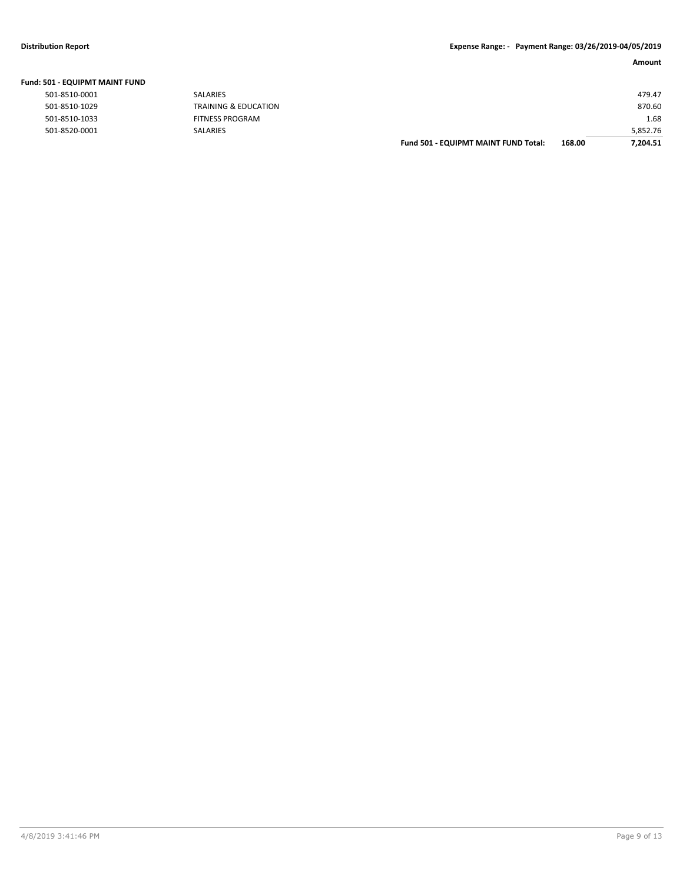**Distribution Report** **Expense Range: - Payment Range: 03/26/2019-04/05/2019**

**Fund: 501 - EQUIPMT MAINT FUND**

| Account | Description | | | Amount |
|---|---|---|---|---|
| 501-8510-0001 | SALARIES | | | 479.47 |
| 501-8510-1029 | TRAINING & EDUCATION | | | 870.60 |
| 501-8510-1033 | FITNESS PROGRAM | | | 1.68 |
| 501-8520-0001 | SALARIES | | | 5,852.76 |
| | | **Fund 501 - EQUIPMT MAINT FUND Total:** | **168.00** | **7,204.51** |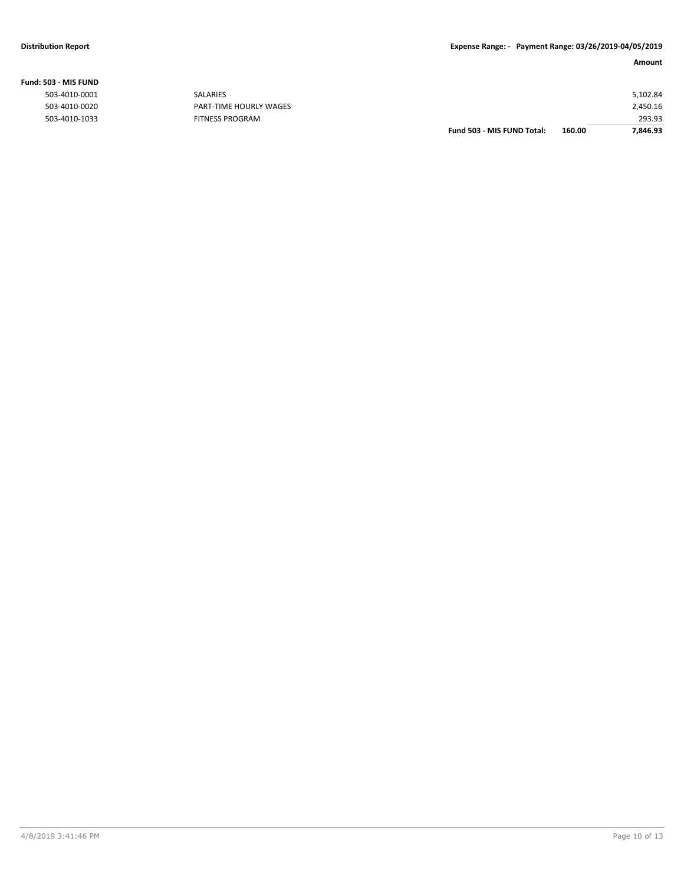**Distribution Report** **Expense Range: - Payment Range: 03/26/2019-04/05/2019**

| | | | | Amount |
|---|---|---|---|---|
| **Fund: 503 - MIS FUND** | | | | |
| 503-4010-0001 | SALARIES | | | 5,102.84 |
| 503-4010-0020 | PART-TIME HOURLY WAGES | | | 2,450.16 |
| 503-4010-1033 | FITNESS PROGRAM | | | 293.93 |
| | | **Fund 503 - MIS FUND Total:** | **160.00** | **7,846.93** |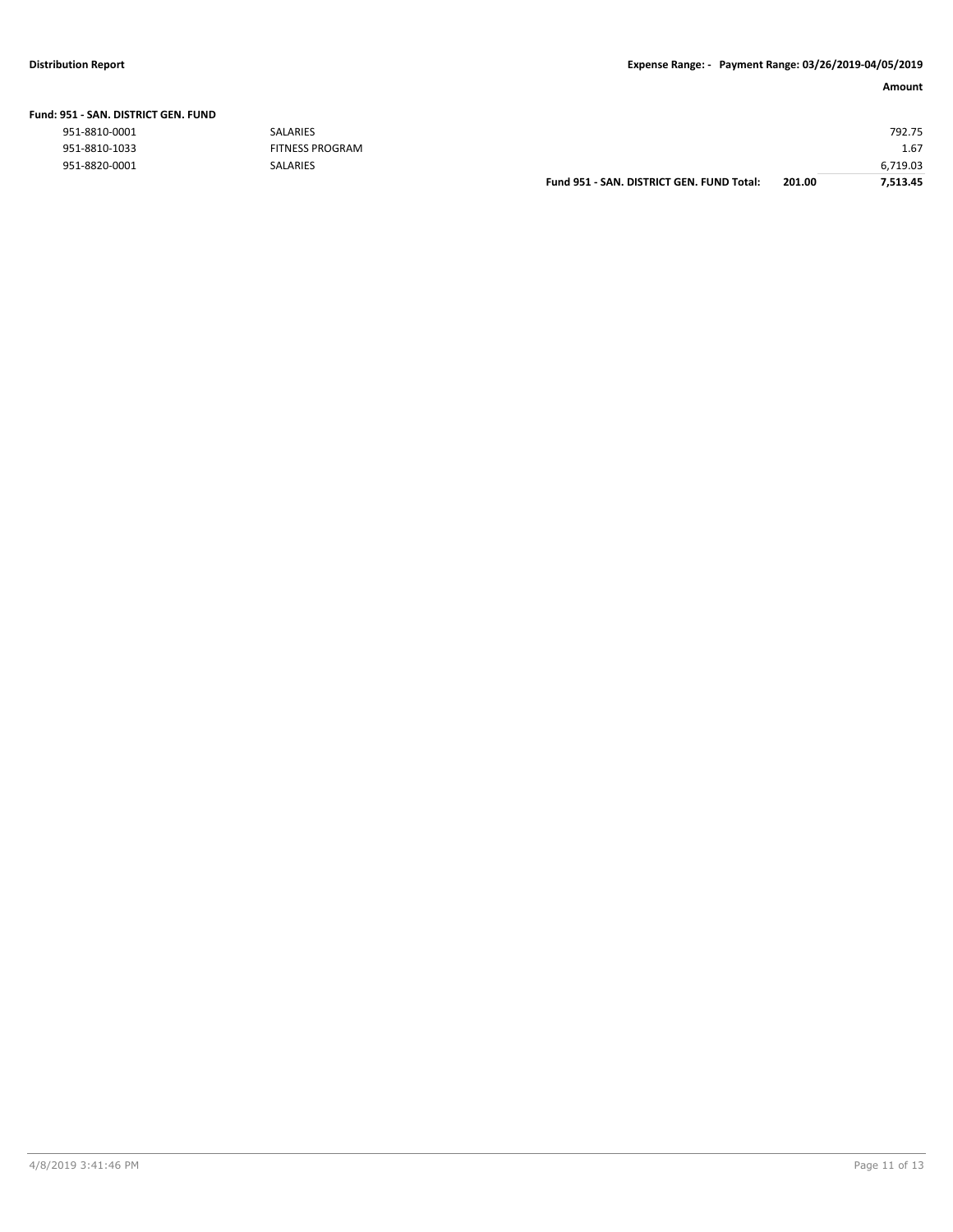| | | | Amount |
|---|---|---|---|
| **Fund: 951 - SAN. DISTRICT GEN. FUND** | | | |
| 951-8810-0001 | SALARIES | | 792.75 |
| 951-8810-1033 | FITNESS PROGRAM | | 1.67 |
| 951-8820-0001 | SALARIES | | 6,719.03 |
| | **Fund 951 - SAN. DISTRICT GEN. FUND Total:** | **201.00** | **7,513.45** |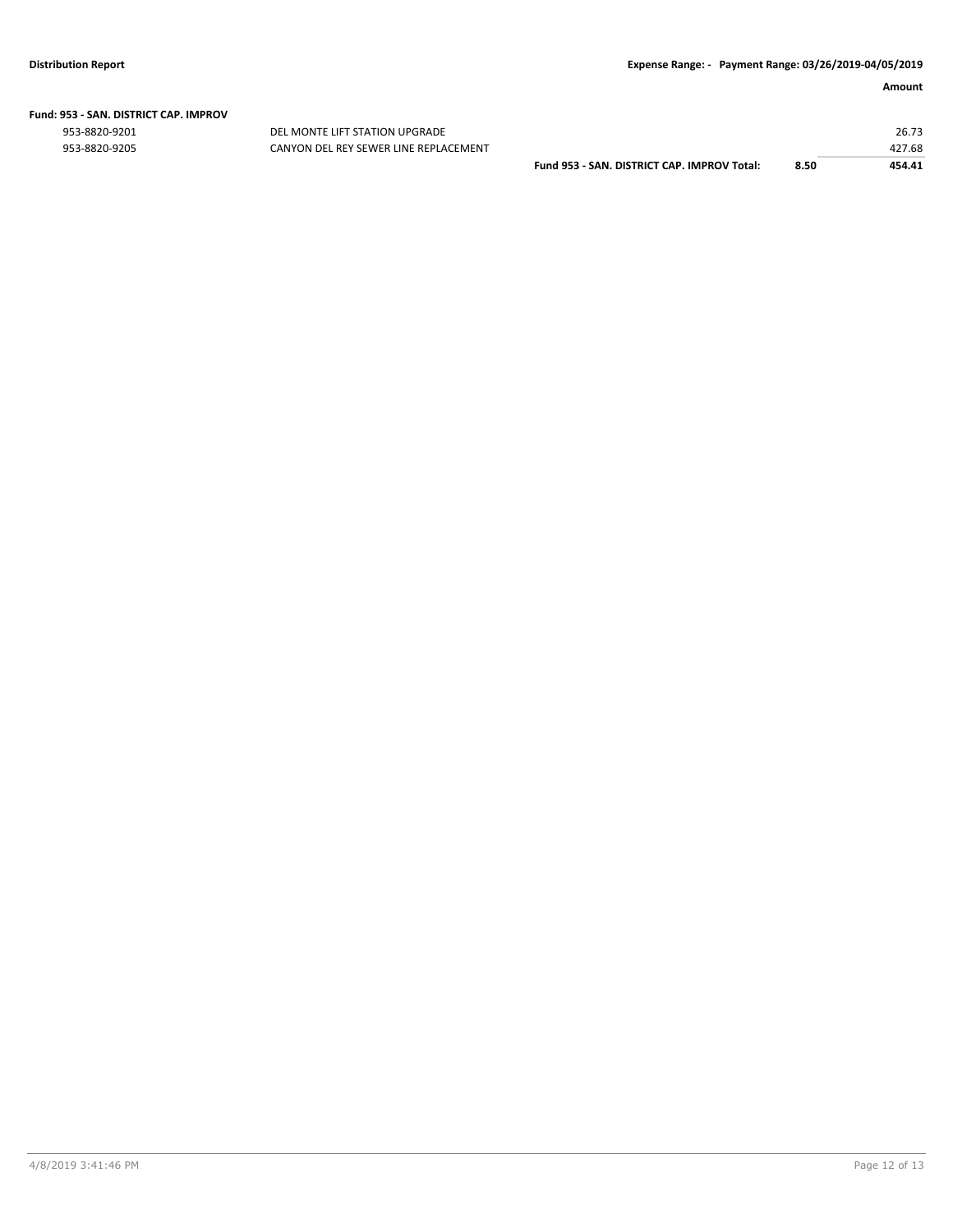**Fund: 953 - SAN. DISTRICT CAP. IMPROV**

| Account | Description | | | Amount |
|---|---|---|---|---|
| 953-8820-9201 | DEL MONTE LIFT STATION UPGRADE | | | 26.73 |
| 953-8820-9205 | CANYON DEL REY SEWER LINE REPLACEMENT | | | 427.68 |
| | | **Fund 953 - SAN. DISTRICT CAP. IMPROV Total:** | **8.50** | **454.41** |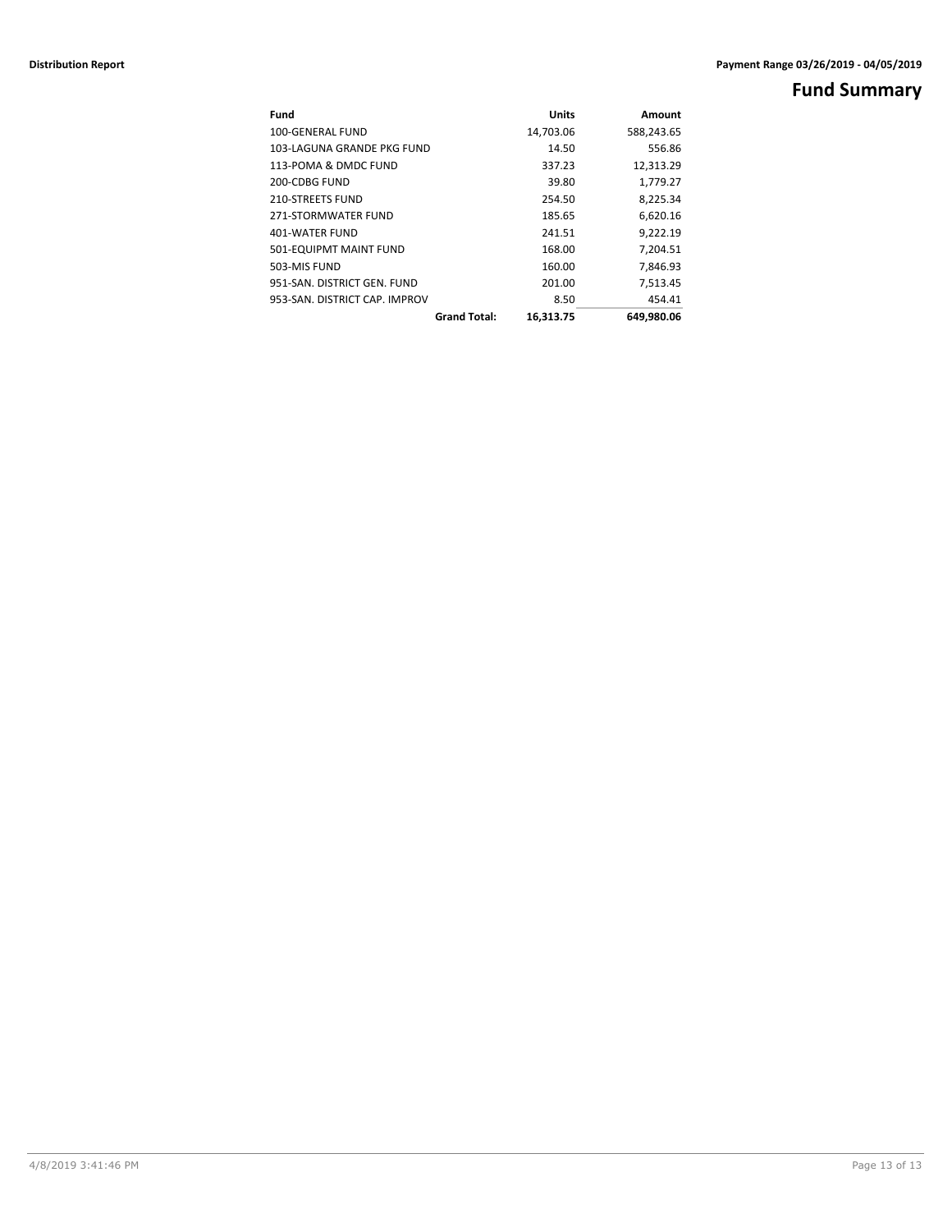# Fund Summary

| Fund | Units | Amount |
|---|---|---|
| 100-GENERAL FUND | 14,703.06 | 588,243.65 |
| 103-LAGUNA GRANDE PKG FUND | 14.50 | 556.86 |
| 113-POMA & DMDC FUND | 337.23 | 12,313.29 |
| 200-CDBG FUND | 39.80 | 1,779.27 |
| 210-STREETS FUND | 254.50 | 8,225.34 |
| 271-STORMWATER FUND | 185.65 | 6,620.16 |
| 401-WATER FUND | 241.51 | 9,222.19 |
| 501-EQUIPMT MAINT FUND | 168.00 | 7,204.51 |
| 503-MIS FUND | 160.00 | 7,846.93 |
| 951-SAN. DISTRICT GEN. FUND | 201.00 | 7,513.45 |
| 953-SAN. DISTRICT CAP. IMPROV | 8.50 | 454.41 |
| **Grand Total:** | **16,313.75** | **649,980.06** |